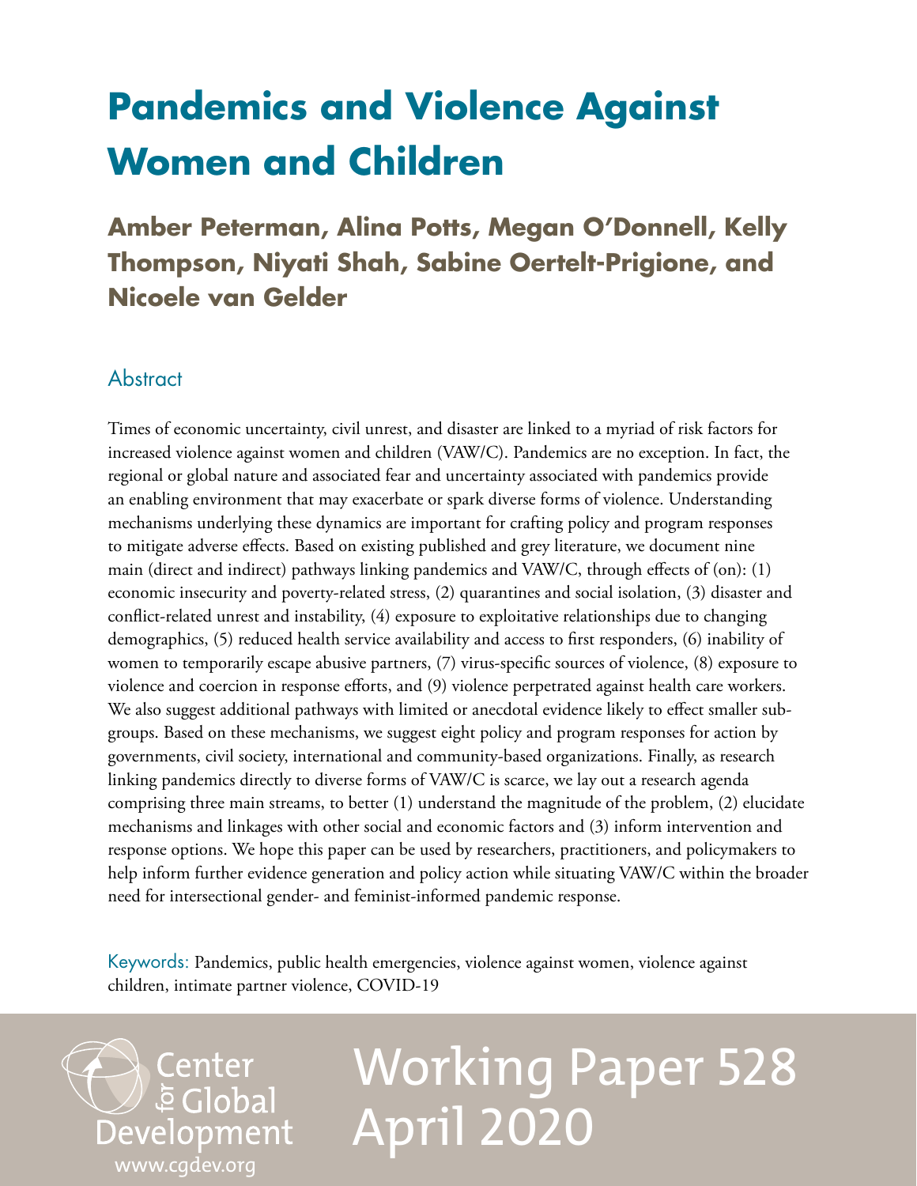# Pandemics and Violence Against Women and Children

**Amber Peterman, Alina Potts, Megan O'Donnell, Kelly Thompson, Niyati Shah, Sabine Oertelt-Prigione, and Nicoele van Gelder**

## Abstract

Times of economic uncertainty, civil unrest, and disaster are linked to a myriad of risk factors for increased violence against women and children (VAW/C). Pandemics are no exception. In fact, the regional or global nature and associated fear and uncertainty associated with pandemics provide an enabling environment that may exacerbate or spark diverse forms of violence. Understanding mechanisms underlying these dynamics are important for crafting policy and program responses to mitigate adverse effects. Based on existing published and grey literature, we document nine main (direct and indirect) pathways linking pandemics and VAW/C, through effects of (on): (1) economic insecurity and poverty-related stress, (2) quarantines and social isolation, (3) disaster and conflict-related unrest and instability, (4) exposure to exploitative relationships due to changing demographics, (5) reduced health service availability and access to first responders, (6) inability of women to temporarily escape abusive partners, (7) virus-specific sources of violence, (8) exposure to violence and coercion in response efforts, and (9) violence perpetrated against health care workers. We also suggest additional pathways with limited or anecdotal evidence likely to effect smaller sub-groups. Based on these mechanisms, we suggest eight policy and program responses for action by governments, civil society, international and community-based organizations. Finally, as research linking pandemics directly to diverse forms of VAW/C is scarce, we lay out a research agenda comprising three main streams, to better (1) understand the magnitude of the problem, (2) elucidate mechanisms and linkages with other social and economic factors and (3) inform intervention and response options. We hope this paper can be used by researchers, practitioners, and policymakers to help inform further evidence generation and policy action while situating VAW/C within the broader need for intersectional gender- and feminist-informed pandemic response.

Keywords: Pandemics, public health emergencies, violence against women, violence against children, intimate partner violence, COVID-19

Center for Global Development
www.cgdev.org

Working Paper 528
April 2020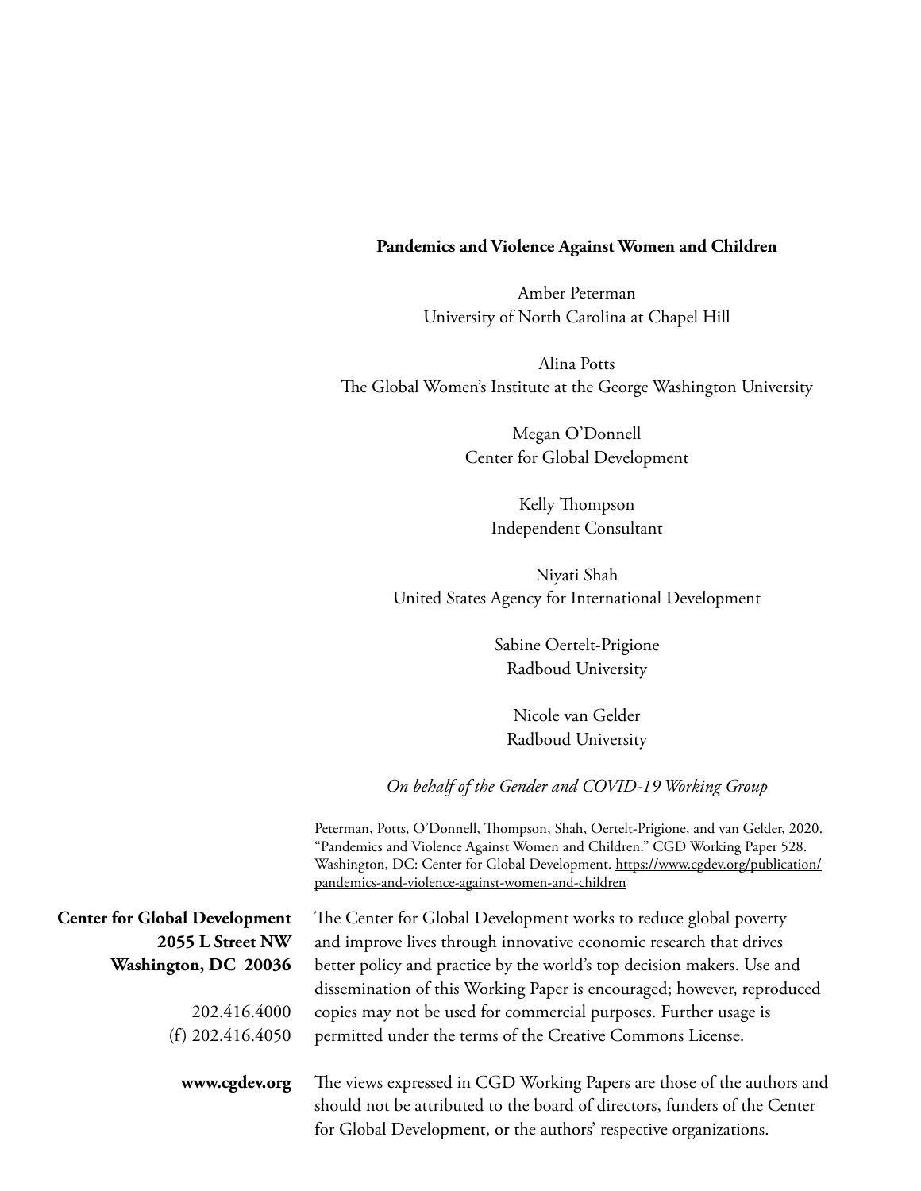**Pandemics and Violence Against Women and Children**

Amber Peterman
University of North Carolina at Chapel Hill

Alina Potts
The Global Women's Institute at the George Washington University

Megan O'Donnell
Center for Global Development

Kelly Thompson
Independent Consultant

Niyati Shah
United States Agency for International Development

Sabine Oertelt-Prigione
Radboud University

Nicole van Gelder
Radboud University

*On behalf of the Gender and COVID-19 Working Group*

Peterman, Potts, O'Donnell, Thompson, Shah, Oertelt-Prigione, and van Gelder, 2020. "Pandemics and Violence Against Women and Children." CGD Working Paper 528. Washington, DC: Center for Global Development. https://www.cgdev.org/publication/pandemics-and-violence-against-women-and-children

**Center for Global Development**
**2055 L Street NW**
**Washington, DC 20036**

202.416.4000
(f) 202.416.4050

**www.cgdev.org**

The Center for Global Development works to reduce global poverty and improve lives through innovative economic research that drives better policy and practice by the world's top decision makers. Use and dissemination of this Working Paper is encouraged; however, reproduced copies may not be used for commercial purposes. Further usage is permitted under the terms of the Creative Commons License.

The views expressed in CGD Working Papers are those of the authors and should not be attributed to the board of directors, funders of the Center for Global Development, or the authors' respective organizations.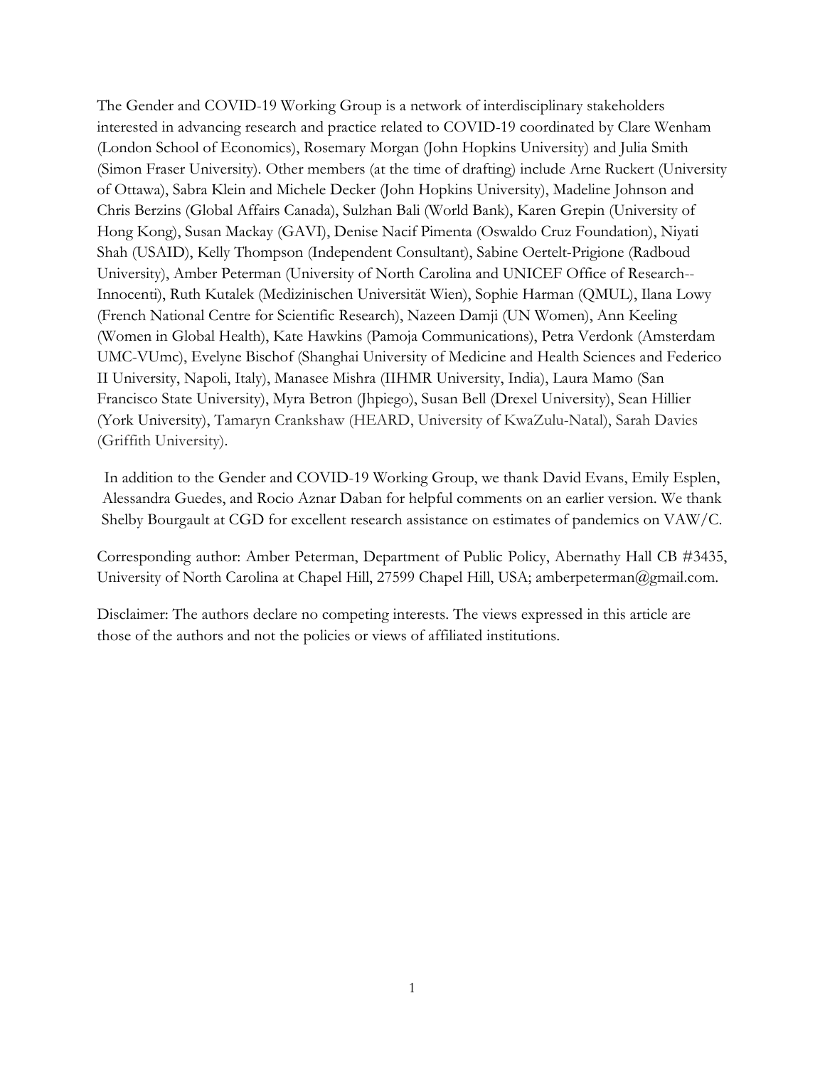The Gender and COVID-19 Working Group is a network of interdisciplinary stakeholders interested in advancing research and practice related to COVID-19 coordinated by Clare Wenham (London School of Economics), Rosemary Morgan (John Hopkins University) and Julia Smith (Simon Fraser University). Other members (at the time of drafting) include Arne Ruckert (University of Ottawa), Sabra Klein and Michele Decker (John Hopkins University), Madeline Johnson and Chris Berzins (Global Affairs Canada), Sulzhan Bali (World Bank), Karen Grepin (University of Hong Kong), Susan Mackay (GAVI), Denise Nacif Pimenta (Oswaldo Cruz Foundation), Niyati Shah (USAID), Kelly Thompson (Independent Consultant), Sabine Oertelt-Prigione (Radboud University), Amber Peterman (University of North Carolina and UNICEF Office of Research--Innocenti), Ruth Kutalek (Medizinischen Universität Wien), Sophie Harman (QMUL), Ilana Lowy (French National Centre for Scientific Research), Nazeen Damji (UN Women), Ann Keeling (Women in Global Health), Kate Hawkins (Pamoja Communications), Petra Verdonk (Amsterdam UMC-VUmc), Evelyne Bischof (Shanghai University of Medicine and Health Sciences and Federico II University, Napoli, Italy), Manasee Mishra (IIHMR University, India), Laura Mamo (San Francisco State University), Myra Betron (Jhpiego), Susan Bell (Drexel University), Sean Hillier (York University), Tamaryn Crankshaw (HEARD, University of KwaZulu-Natal), Sarah Davies (Griffith University).

In addition to the Gender and COVID-19 Working Group, we thank David Evans, Emily Esplen, Alessandra Guedes, and Rocio Aznar Daban for helpful comments on an earlier version. We thank Shelby Bourgault at CGD for excellent research assistance on estimates of pandemics on VAW/C.

Corresponding author: Amber Peterman, Department of Public Policy, Abernathy Hall CB #3435, University of North Carolina at Chapel Hill, 27599 Chapel Hill, USA; amberpeterman@gmail.com.

Disclaimer: The authors declare no competing interests. The views expressed in this article are those of the authors and not the policies or views of affiliated institutions.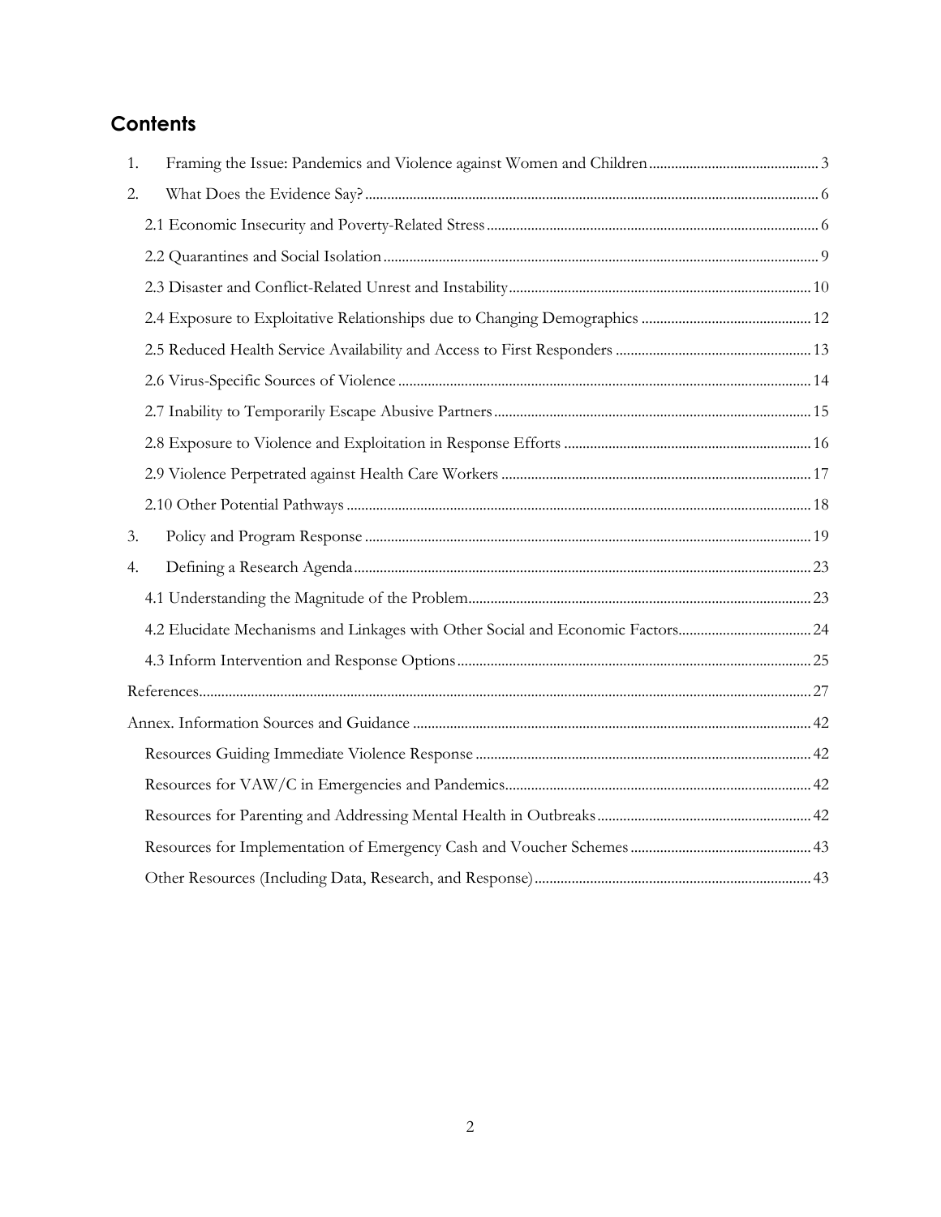## Contents

1. Framing the Issue: Pandemics and Violence against Women and Children ..... 3
2. What Does the Evidence Say? ..... 6
   - 2.1 Economic Insecurity and Poverty-Related Stress ..... 6
   - 2.2 Quarantines and Social Isolation ..... 9
   - 2.3 Disaster and Conflict-Related Unrest and Instability ..... 10
   - 2.4 Exposure to Exploitative Relationships due to Changing Demographics ..... 12
   - 2.5 Reduced Health Service Availability and Access to First Responders ..... 13
   - 2.6 Virus-Specific Sources of Violence ..... 14
   - 2.7 Inability to Temporarily Escape Abusive Partners ..... 15
   - 2.8 Exposure to Violence and Exploitation in Response Efforts ..... 16
   - 2.9 Violence Perpetrated against Health Care Workers ..... 17
   - 2.10 Other Potential Pathways ..... 18
3. Policy and Program Response ..... 19
4. Defining a Research Agenda ..... 23
   - 4.1 Understanding the Magnitude of the Problem ..... 23
   - 4.2 Elucidate Mechanisms and Linkages with Other Social and Economic Factors ..... 24
   - 4.3 Inform Intervention and Response Options ..... 25

References ..... 27

Annex. Information Sources and Guidance ..... 42
- Resources Guiding Immediate Violence Response ..... 42
- Resources for VAW/C in Emergencies and Pandemics ..... 42
- Resources for Parenting and Addressing Mental Health in Outbreaks ..... 42
- Resources for Implementation of Emergency Cash and Voucher Schemes ..... 43
- Other Resources (Including Data, Research, and Response) ..... 43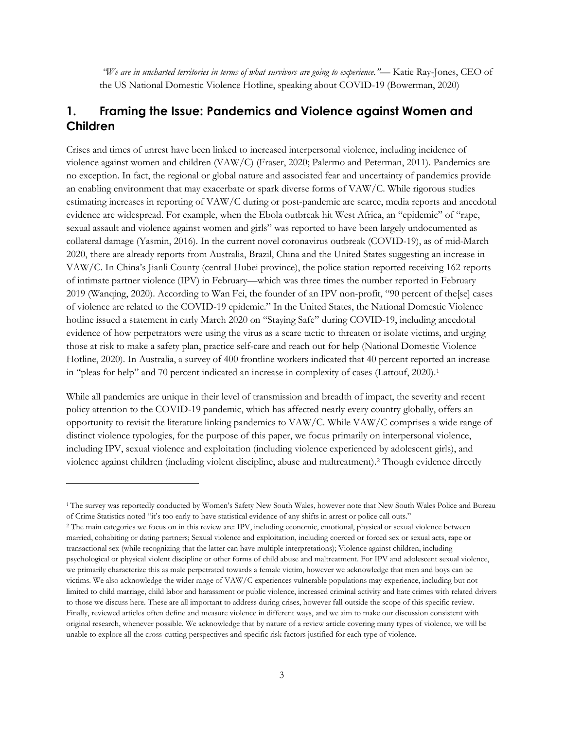*"We are in uncharted territories in terms of what survivors are going to experience."*— Katie Ray-Jones, CEO of the US National Domestic Violence Hotline, speaking about COVID-19 (Bowerman, 2020)

## 1. Framing the Issue: Pandemics and Violence against Women and Children

Crises and times of unrest have been linked to increased interpersonal violence, including incidence of violence against women and children (VAW/C) (Fraser, 2020; Palermo and Peterman, 2011). Pandemics are no exception. In fact, the regional or global nature and associated fear and uncertainty of pandemics provide an enabling environment that may exacerbate or spark diverse forms of VAW/C. While rigorous studies estimating increases in reporting of VAW/C during or post-pandemic are scarce, media reports and anecdotal evidence are widespread. For example, when the Ebola outbreak hit West Africa, an "epidemic" of "rape, sexual assault and violence against women and girls" was reported to have been largely undocumented as collateral damage (Yasmin, 2016). In the current novel coronavirus outbreak (COVID-19), as of mid-March 2020, there are already reports from Australia, Brazil, China and the United States suggesting an increase in VAW/C. In China's Jianli County (central Hubei province), the police station reported receiving 162 reports of intimate partner violence (IPV) in February—which was three times the number reported in February 2019 (Wanqing, 2020). According to Wan Fei, the founder of an IPV non-profit, "90 percent of the[se] cases of violence are related to the COVID-19 epidemic." In the United States, the National Domestic Violence hotline issued a statement in early March 2020 on "Staying Safe" during COVID-19, including anecdotal evidence of how perpetrators were using the virus as a scare tactic to threaten or isolate victims, and urging those at risk to make a safety plan, practice self-care and reach out for help (National Domestic Violence Hotline, 2020). In Australia, a survey of 400 frontline workers indicated that 40 percent reported an increase in "pleas for help" and 70 percent indicated an increase in complexity of cases (Lattouf, 2020).[1]

While all pandemics are unique in their level of transmission and breadth of impact, the severity and recent policy attention to the COVID-19 pandemic, which has affected nearly every country globally, offers an opportunity to revisit the literature linking pandemics to VAW/C. While VAW/C comprises a wide range of distinct violence typologies, for the purpose of this paper, we focus primarily on interpersonal violence, including IPV, sexual violence and exploitation (including violence experienced by adolescent girls), and violence against children (including violent discipline, abuse and maltreatment).[2] Though evidence directly

[1] The survey was reportedly conducted by Women's Safety New South Wales, however note that New South Wales Police and Bureau of Crime Statistics noted "it's too early to have statistical evidence of any shifts in arrest or police call outs."

[2] The main categories we focus on in this review are: IPV, including economic, emotional, physical or sexual violence between married, cohabiting or dating partners; Sexual violence and exploitation, including coerced or forced sex or sexual acts, rape or transactional sex (while recognizing that the latter can have multiple interpretations); Violence against children, including psychological or physical violent discipline or other forms of child abuse and maltreatment. For IPV and adolescent sexual violence, we primarily characterize this as male perpetrated towards a female victim, however we acknowledge that men and boys can be victims. We also acknowledge the wider range of VAW/C experiences vulnerable populations may experience, including but not limited to child marriage, child labor and harassment or public violence, increased criminal activity and hate crimes with related drivers to those we discuss here. These are all important to address during crises, however fall outside the scope of this specific review. Finally, reviewed articles often define and measure violence in different ways, and we aim to make our discussion consistent with original research, whenever possible. We acknowledge that by nature of a review article covering many types of violence, we will be unable to explore all the cross-cutting perspectives and specific risk factors justified for each type of violence.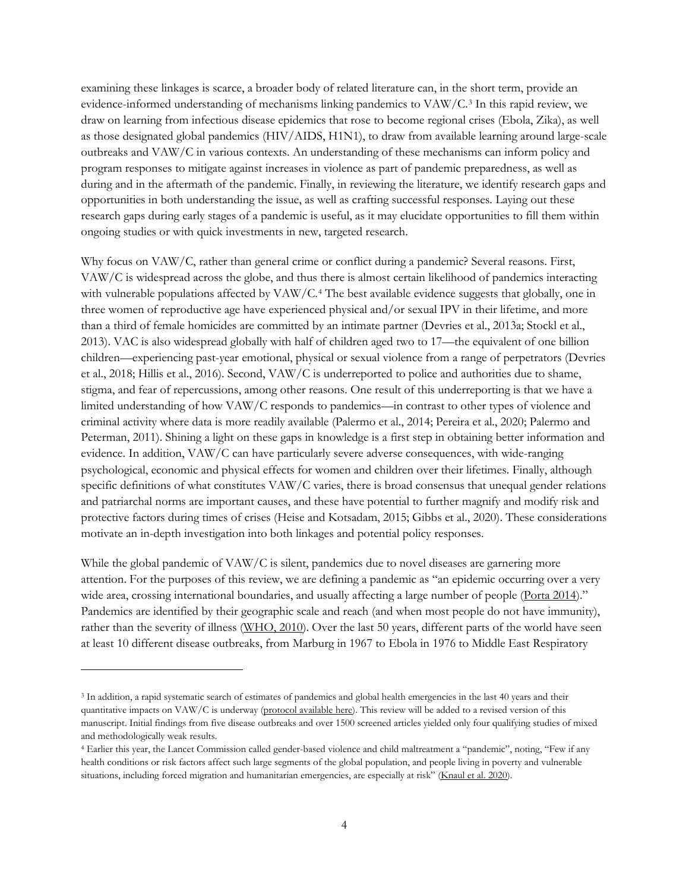examining these linkages is scarce, a broader body of related literature can, in the short term, provide an evidence-informed understanding of mechanisms linking pandemics to VAW/C.[3] In this rapid review, we draw on learning from infectious disease epidemics that rose to become regional crises (Ebola, Zika), as well as those designated global pandemics (HIV/AIDS, H1N1), to draw from available learning around large-scale outbreaks and VAW/C in various contexts. An understanding of these mechanisms can inform policy and program responses to mitigate against increases in violence as part of pandemic preparedness, as well as during and in the aftermath of the pandemic. Finally, in reviewing the literature, we identify research gaps and opportunities in both understanding the issue, as well as crafting successful responses. Laying out these research gaps during early stages of a pandemic is useful, as it may elucidate opportunities to fill them within ongoing studies or with quick investments in new, targeted research.

Why focus on VAW/C, rather than general crime or conflict during a pandemic? Several reasons. First, VAW/C is widespread across the globe, and thus there is almost certain likelihood of pandemics interacting with vulnerable populations affected by VAW/C.[4] The best available evidence suggests that globally, one in three women of reproductive age have experienced physical and/or sexual IPV in their lifetime, and more than a third of female homicides are committed by an intimate partner (Devries et al., 2013a; Stockl et al., 2013). VAC is also widespread globally with half of children aged two to 17—the equivalent of one billion children—experiencing past-year emotional, physical or sexual violence from a range of perpetrators (Devries et al., 2018; Hillis et al., 2016). Second, VAW/C is underreported to police and authorities due to shame, stigma, and fear of repercussions, among other reasons. One result of this underreporting is that we have a limited understanding of how VAW/C responds to pandemics—in contrast to other types of violence and criminal activity where data is more readily available (Palermo et al., 2014; Pereira et al., 2020; Palermo and Peterman, 2011). Shining a light on these gaps in knowledge is a first step in obtaining better information and evidence. In addition, VAW/C can have particularly severe adverse consequences, with wide-ranging psychological, economic and physical effects for women and children over their lifetimes. Finally, although specific definitions of what constitutes VAW/C varies, there is broad consensus that unequal gender relations and patriarchal norms are important causes, and these have potential to further magnify and modify risk and protective factors during times of crises (Heise and Kotsadam, 2015; Gibbs et al., 2020). These considerations motivate an in-depth investigation into both linkages and potential policy responses.

While the global pandemic of VAW/C is silent, pandemics due to novel diseases are garnering more attention. For the purposes of this review, we are defining a pandemic as "an epidemic occurring over a very wide area, crossing international boundaries, and usually affecting a large number of people (Porta 2014)." Pandemics are identified by their geographic scale and reach (and when most people do not have immunity), rather than the severity of illness (WHO, 2010). Over the last 50 years, different parts of the world have seen at least 10 different disease outbreaks, from Marburg in 1967 to Ebola in 1976 to Middle East Respiratory

---

[3] In addition, a rapid systematic search of estimates of pandemics and global health emergencies in the last 40 years and their quantitative impacts on VAW/C is underway (protocol available here). This review will be added to a revised version of this manuscript. Initial findings from five disease outbreaks and over 1500 screened articles yielded only four qualifying studies of mixed and methodologically weak results.

[4] Earlier this year, the Lancet Commission called gender-based violence and child maltreatment a "pandemic", noting, "Few if any health conditions or risk factors affect such large segments of the global population, and people living in poverty and vulnerable situations, including forced migration and humanitarian emergencies, are especially at risk" (Knaul et al. 2020).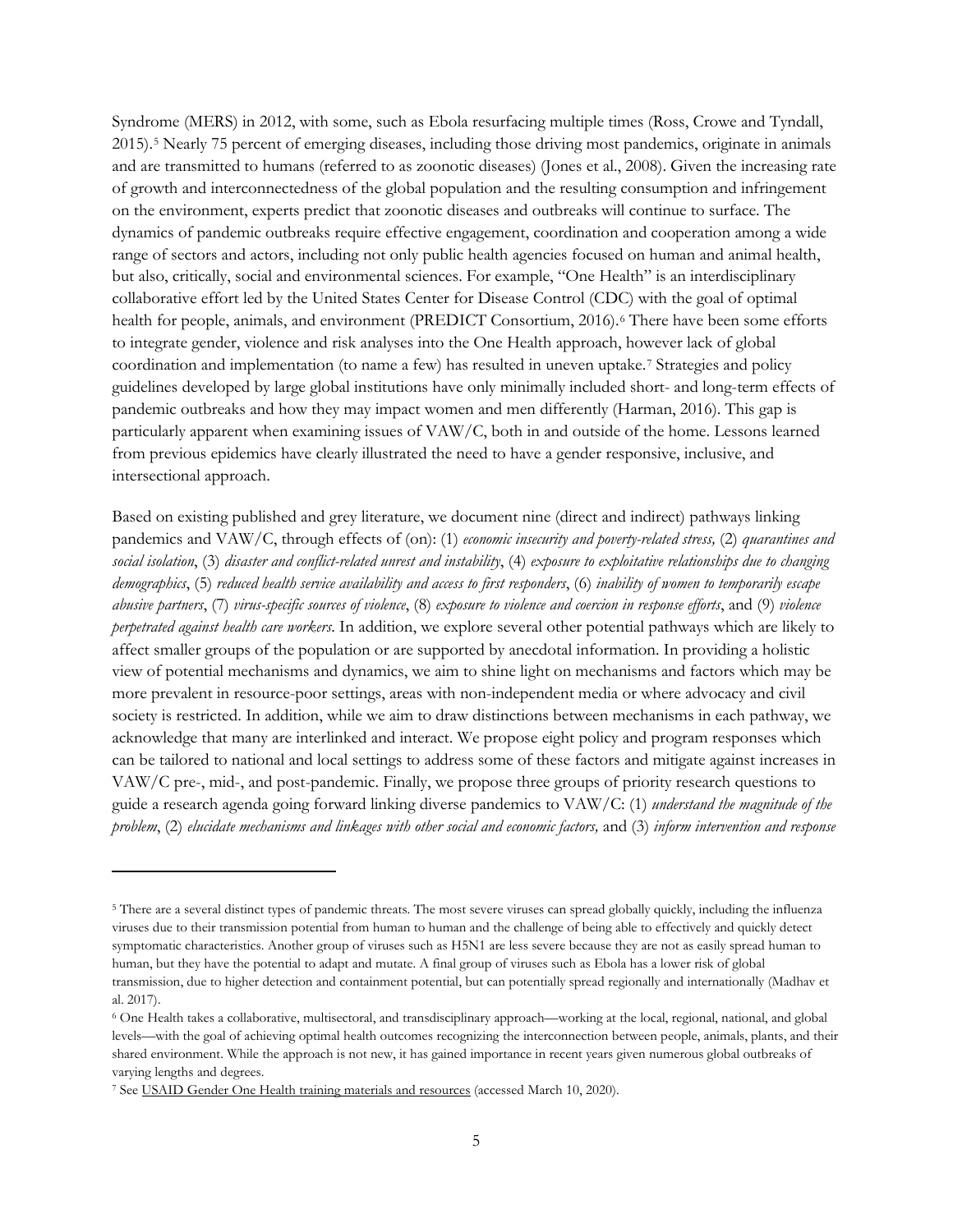Syndrome (MERS) in 2012, with some, such as Ebola resurfacing multiple times (Ross, Crowe and Tyndall, 2015).[5] Nearly 75 percent of emerging diseases, including those driving most pandemics, originate in animals and are transmitted to humans (referred to as zoonotic diseases) (Jones et al., 2008). Given the increasing rate of growth and interconnectedness of the global population and the resulting consumption and infringement on the environment, experts predict that zoonotic diseases and outbreaks will continue to surface. The dynamics of pandemic outbreaks require effective engagement, coordination and cooperation among a wide range of sectors and actors, including not only public health agencies focused on human and animal health, but also, critically, social and environmental sciences. For example, "One Health" is an interdisciplinary collaborative effort led by the United States Center for Disease Control (CDC) with the goal of optimal health for people, animals, and environment (PREDICT Consortium, 2016).[6] There have been some efforts to integrate gender, violence and risk analyses into the One Health approach, however lack of global coordination and implementation (to name a few) has resulted in uneven uptake.[7] Strategies and policy guidelines developed by large global institutions have only minimally included short- and long-term effects of pandemic outbreaks and how they may impact women and men differently (Harman, 2016). This gap is particularly apparent when examining issues of VAW/C, both in and outside of the home. Lessons learned from previous epidemics have clearly illustrated the need to have a gender responsive, inclusive, and intersectional approach.

Based on existing published and grey literature, we document nine (direct and indirect) pathways linking pandemics and VAW/C, through effects of (on): (1) *economic insecurity and poverty-related stress,* (2) *quarantines and social isolation*, (3) *disaster and conflict-related unrest and instability*, (4) *exposure to exploitative relationships due to changing demographics*, (5) *reduced health service availability and access to first responders*, (6) *inability of women to temporarily escape abusive partners*, (7) *virus-specific sources of violence*, (8) *exposure to violence and coercion in response efforts*, and (9) *violence perpetrated against health care workers*. In addition, we explore several other potential pathways which are likely to affect smaller groups of the population or are supported by anecdotal information. In providing a holistic view of potential mechanisms and dynamics, we aim to shine light on mechanisms and factors which may be more prevalent in resource-poor settings, areas with non-independent media or where advocacy and civil society is restricted. In addition, while we aim to draw distinctions between mechanisms in each pathway, we acknowledge that many are interlinked and interact. We propose eight policy and program responses which can be tailored to national and local settings to address some of these factors and mitigate against increases in VAW/C pre-, mid-, and post-pandemic. Finally, we propose three groups of priority research questions to guide a research agenda going forward linking diverse pandemics to VAW/C: (1) *understand the magnitude of the problem*, (2) *elucidate mechanisms and linkages with other social and economic factors,* and (3) *inform intervention and response*

---

[5] There are a several distinct types of pandemic threats. The most severe viruses can spread globally quickly, including the influenza viruses due to their transmission potential from human to human and the challenge of being able to effectively and quickly detect symptomatic characteristics. Another group of viruses such as H5N1 are less severe because they are not as easily spread human to human, but they have the potential to adapt and mutate. A final group of viruses such as Ebola has a lower risk of global transmission, due to higher detection and containment potential, but can potentially spread regionally and internationally (Madhav et al. 2017).

[6] One Health takes a collaborative, multisectoral, and transdisciplinary approach—working at the local, regional, national, and global levels—with the goal of achieving optimal health outcomes recognizing the interconnection between people, animals, plants, and their shared environment. While the approach is not new, it has gained importance in recent years given numerous global outbreaks of varying lengths and degrees.

[7] See USAID Gender One Health training materials and resources (accessed March 10, 2020).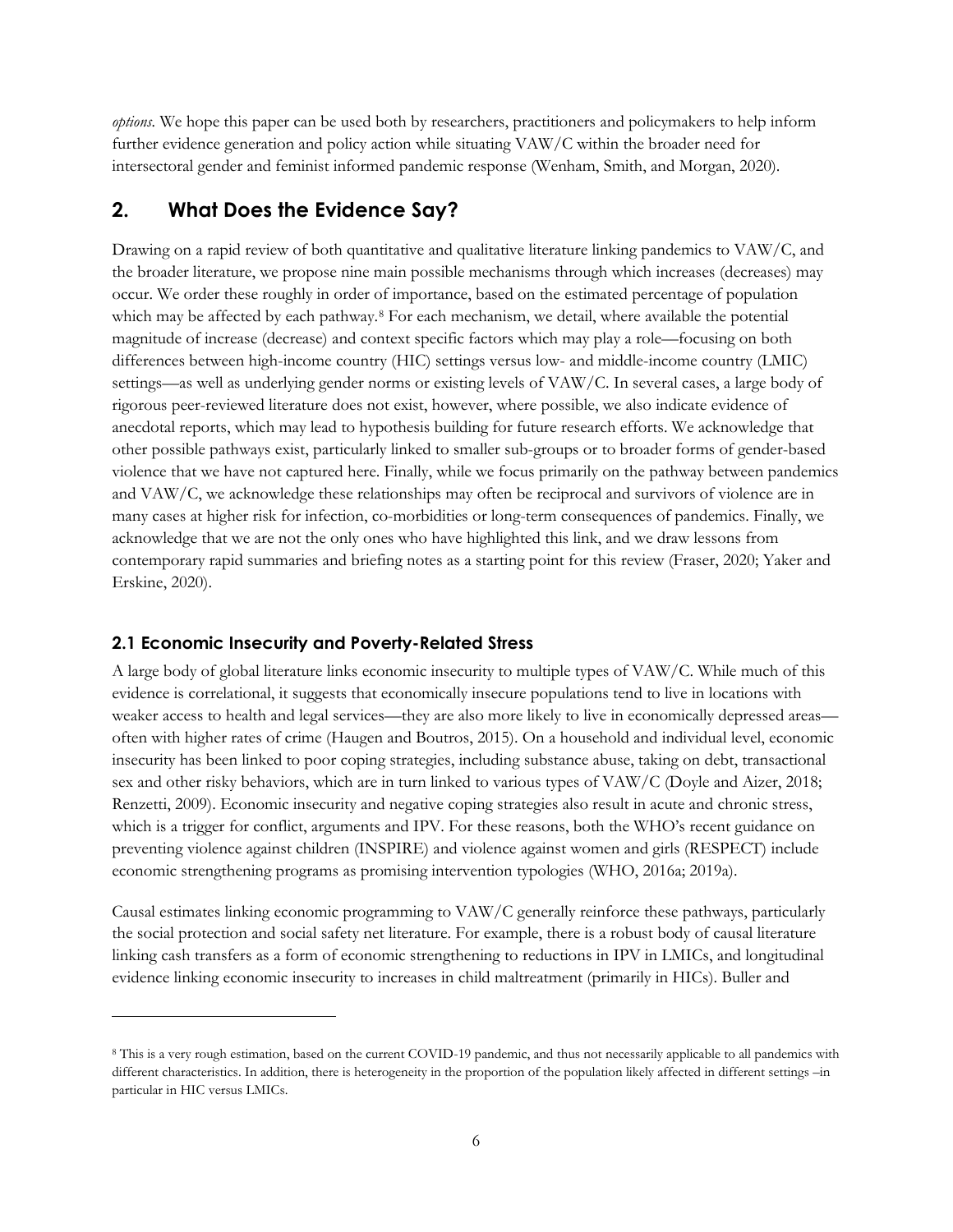*options*. We hope this paper can be used both by researchers, practitioners and policymakers to help inform further evidence generation and policy action while situating VAW/C within the broader need for intersectoral gender and feminist informed pandemic response (Wenham, Smith, and Morgan, 2020).

## 2. What Does the Evidence Say?

Drawing on a rapid review of both quantitative and qualitative literature linking pandemics to VAW/C, and the broader literature, we propose nine main possible mechanisms through which increases (decreases) may occur. We order these roughly in order of importance, based on the estimated percentage of population which may be affected by each pathway.[8] For each mechanism, we detail, where available the potential magnitude of increase (decrease) and context specific factors which may play a role—focusing on both differences between high-income country (HIC) settings versus low- and middle-income country (LMIC) settings—as well as underlying gender norms or existing levels of VAW/C. In several cases, a large body of rigorous peer-reviewed literature does not exist, however, where possible, we also indicate evidence of anecdotal reports, which may lead to hypothesis building for future research efforts. We acknowledge that other possible pathways exist, particularly linked to smaller sub-groups or to broader forms of gender-based violence that we have not captured here. Finally, while we focus primarily on the pathway between pandemics and VAW/C, we acknowledge these relationships may often be reciprocal and survivors of violence are in many cases at higher risk for infection, co-morbidities or long-term consequences of pandemics. Finally, we acknowledge that we are not the only ones who have highlighted this link, and we draw lessons from contemporary rapid summaries and briefing notes as a starting point for this review (Fraser, 2020; Yaker and Erskine, 2020).

### 2.1 Economic Insecurity and Poverty-Related Stress

A large body of global literature links economic insecurity to multiple types of VAW/C. While much of this evidence is correlational, it suggests that economically insecure populations tend to live in locations with weaker access to health and legal services—they are also more likely to live in economically depressed areas—often with higher rates of crime (Haugen and Boutros, 2015). On a household and individual level, economic insecurity has been linked to poor coping strategies, including substance abuse, taking on debt, transactional sex and other risky behaviors, which are in turn linked to various types of VAW/C (Doyle and Aizer, 2018; Renzetti, 2009). Economic insecurity and negative coping strategies also result in acute and chronic stress, which is a trigger for conflict, arguments and IPV. For these reasons, both the WHO's recent guidance on preventing violence against children (INSPIRE) and violence against women and girls (RESPECT) include economic strengthening programs as promising intervention typologies (WHO, 2016a; 2019a).

Causal estimates linking economic programming to VAW/C generally reinforce these pathways, particularly the social protection and social safety net literature. For example, there is a robust body of causal literature linking cash transfers as a form of economic strengthening to reductions in IPV in LMICs, and longitudinal evidence linking economic insecurity to increases in child maltreatment (primarily in HICs). Buller and

[8] This is a very rough estimation, based on the current COVID-19 pandemic, and thus not necessarily applicable to all pandemics with different characteristics. In addition, there is heterogeneity in the proportion of the population likely affected in different settings –in particular in HIC versus LMICs.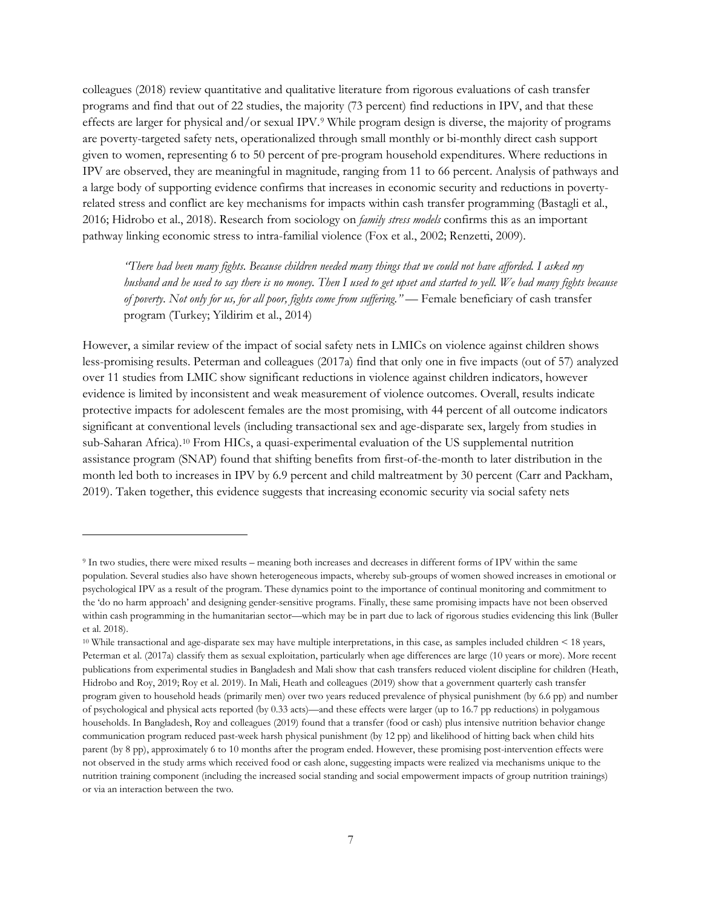colleagues (2018) review quantitative and qualitative literature from rigorous evaluations of cash transfer programs and find that out of 22 studies, the majority (73 percent) find reductions in IPV, and that these effects are larger for physical and/or sexual IPV.[9] While program design is diverse, the majority of programs are poverty-targeted safety nets, operationalized through small monthly or bi-monthly direct cash support given to women, representing 6 to 50 percent of pre-program household expenditures. Where reductions in IPV are observed, they are meaningful in magnitude, ranging from 11 to 66 percent. Analysis of pathways and a large body of supporting evidence confirms that increases in economic security and reductions in poverty-related stress and conflict are key mechanisms for impacts within cash transfer programming (Bastagli et al., 2016; Hidrobo et al., 2018). Research from sociology on *family stress models* confirms this as an important pathway linking economic stress to intra-familial violence (Fox et al., 2002; Renzetti, 2009).

> *"There had been many fights. Because children needed many things that we could not have afforded. I asked my husband and he used to say there is no money. Then I used to get upset and started to yell. We had many fights because of poverty. Not only for us, for all poor, fights come from suffering."* — Female beneficiary of cash transfer program (Turkey; Yildirim et al., 2014)

However, a similar review of the impact of social safety nets in LMICs on violence against children shows less-promising results. Peterman and colleagues (2017a) find that only one in five impacts (out of 57) analyzed over 11 studies from LMIC show significant reductions in violence against children indicators, however evidence is limited by inconsistent and weak measurement of violence outcomes. Overall, results indicate protective impacts for adolescent females are the most promising, with 44 percent of all outcome indicators significant at conventional levels (including transactional sex and age-disparate sex, largely from studies in sub-Saharan Africa).[10] From HICs, a quasi-experimental evaluation of the US supplemental nutrition assistance program (SNAP) found that shifting benefits from first-of-the-month to later distribution in the month led both to increases in IPV by 6.9 percent and child maltreatment by 30 percent (Carr and Packham, 2019). Taken together, this evidence suggests that increasing economic security via social safety nets

---

[9] In two studies, there were mixed results – meaning both increases and decreases in different forms of IPV within the same population. Several studies also have shown heterogeneous impacts, whereby sub-groups of women showed increases in emotional or psychological IPV as a result of the program. These dynamics point to the importance of continual monitoring and commitment to the 'do no harm approach' and designing gender-sensitive programs. Finally, these same promising impacts have not been observed within cash programming in the humanitarian sector—which may be in part due to lack of rigorous studies evidencing this link (Buller et al. 2018).

[10] While transactional and age-disparate sex may have multiple interpretations, in this case, as samples included children < 18 years, Peterman et al. (2017a) classify them as sexual exploitation, particularly when age differences are large (10 years or more). More recent publications from experimental studies in Bangladesh and Mali show that cash transfers reduced violent discipline for children (Heath, Hidrobo and Roy, 2019; Roy et al. 2019). In Mali, Heath and colleagues (2019) show that a government quarterly cash transfer program given to household heads (primarily men) over two years reduced prevalence of physical punishment (by 6.6 pp) and number of psychological and physical acts reported (by 0.33 acts)—and these effects were larger (up to 16.7 pp reductions) in polygamous households. In Bangladesh, Roy and colleagues (2019) found that a transfer (food or cash) plus intensive nutrition behavior change communication program reduced past-week harsh physical punishment (by 12 pp) and likelihood of hitting back when child hits parent (by 8 pp), approximately 6 to 10 months after the program ended. However, these promising post-intervention effects were not observed in the study arms which received food or cash alone, suggesting impacts were realized via mechanisms unique to the nutrition training component (including the increased social standing and social empowerment impacts of group nutrition trainings) or via an interaction between the two.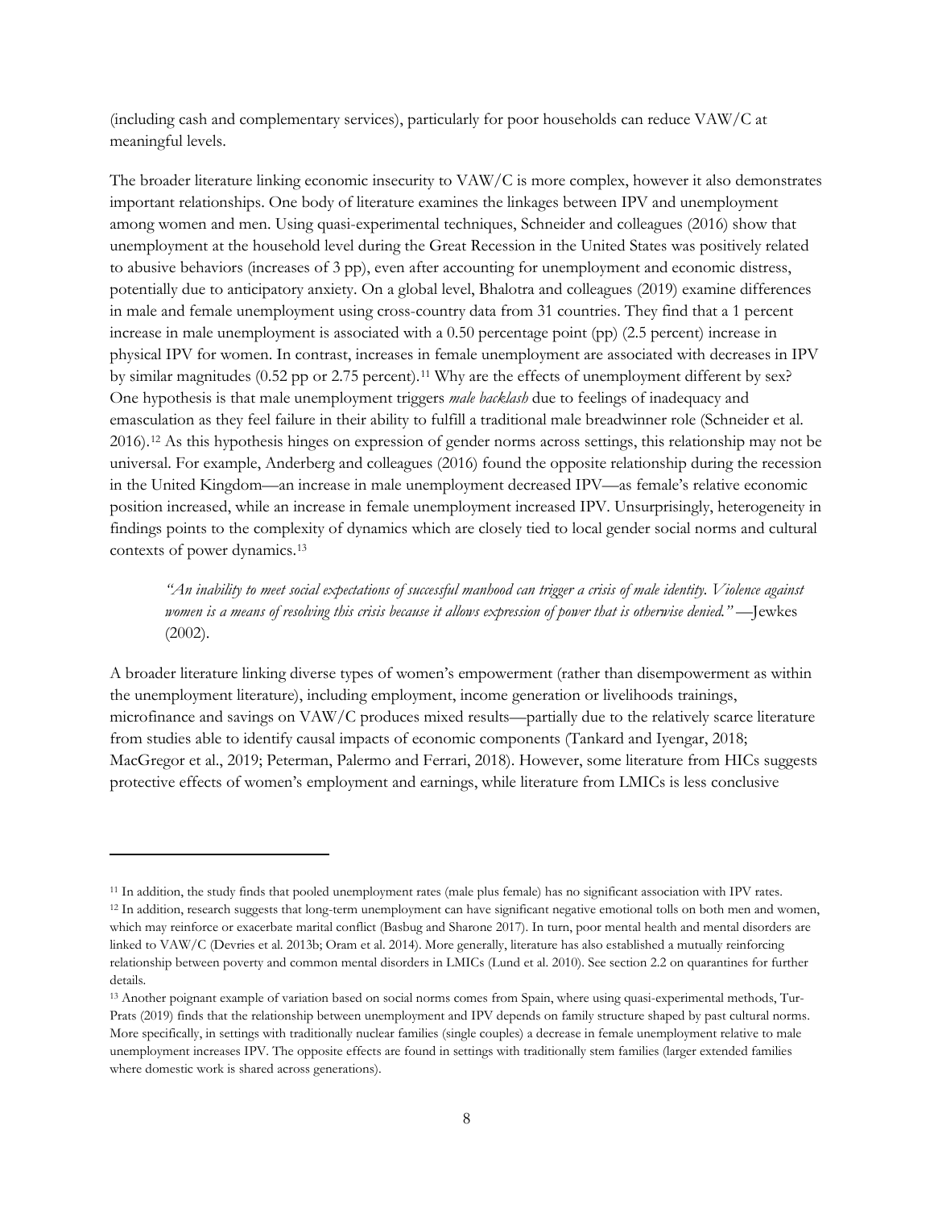(including cash and complementary services), particularly for poor households can reduce VAW/C at meaningful levels.

The broader literature linking economic insecurity to VAW/C is more complex, however it also demonstrates important relationships. One body of literature examines the linkages between IPV and unemployment among women and men. Using quasi-experimental techniques, Schneider and colleagues (2016) show that unemployment at the household level during the Great Recession in the United States was positively related to abusive behaviors (increases of 3 pp), even after accounting for unemployment and economic distress, potentially due to anticipatory anxiety. On a global level, Bhalotra and colleagues (2019) examine differences in male and female unemployment using cross-country data from 31 countries. They find that a 1 percent increase in male unemployment is associated with a 0.50 percentage point (pp) (2.5 percent) increase in physical IPV for women. In contrast, increases in female unemployment are associated with decreases in IPV by similar magnitudes (0.52 pp or 2.75 percent).[11] Why are the effects of unemployment different by sex? One hypothesis is that male unemployment triggers *male backlash* due to feelings of inadequacy and emasculation as they feel failure in their ability to fulfill a traditional male breadwinner role (Schneider et al. 2016).[12] As this hypothesis hinges on expression of gender norms across settings, this relationship may not be universal. For example, Anderberg and colleagues (2016) found the opposite relationship during the recession in the United Kingdom—an increase in male unemployment decreased IPV—as female's relative economic position increased, while an increase in female unemployment increased IPV. Unsurprisingly, heterogeneity in findings points to the complexity of dynamics which are closely tied to local gender social norms and cultural contexts of power dynamics.[13]

> *"An inability to meet social expectations of successful manhood can trigger a crisis of male identity. Violence against women is a means of resolving this crisis because it allows expression of power that is otherwise denied."* —Jewkes (2002).

A broader literature linking diverse types of women's empowerment (rather than disempowerment as within the unemployment literature), including employment, income generation or livelihoods trainings, microfinance and savings on VAW/C produces mixed results—partially due to the relatively scarce literature from studies able to identify causal impacts of economic components (Tankard and Iyengar, 2018; MacGregor et al., 2019; Peterman, Palermo and Ferrari, 2018). However, some literature from HICs suggests protective effects of women's employment and earnings, while literature from LMICs is less conclusive

---

[11] In addition, the study finds that pooled unemployment rates (male plus female) has no significant association with IPV rates.

[12] In addition, research suggests that long-term unemployment can have significant negative emotional tolls on both men and women, which may reinforce or exacerbate marital conflict (Basbug and Sharone 2017). In turn, poor mental health and mental disorders are linked to VAW/C (Devries et al. 2013b; Oram et al. 2014). More generally, literature has also established a mutually reinforcing relationship between poverty and common mental disorders in LMICs (Lund et al. 2010). See section 2.2 on quarantines for further details.

[13] Another poignant example of variation based on social norms comes from Spain, where using quasi-experimental methods, Tur-Prats (2019) finds that the relationship between unemployment and IPV depends on family structure shaped by past cultural norms. More specifically, in settings with traditionally nuclear families (single couples) a decrease in female unemployment relative to male unemployment increases IPV. The opposite effects are found in settings with traditionally stem families (larger extended families where domestic work is shared across generations).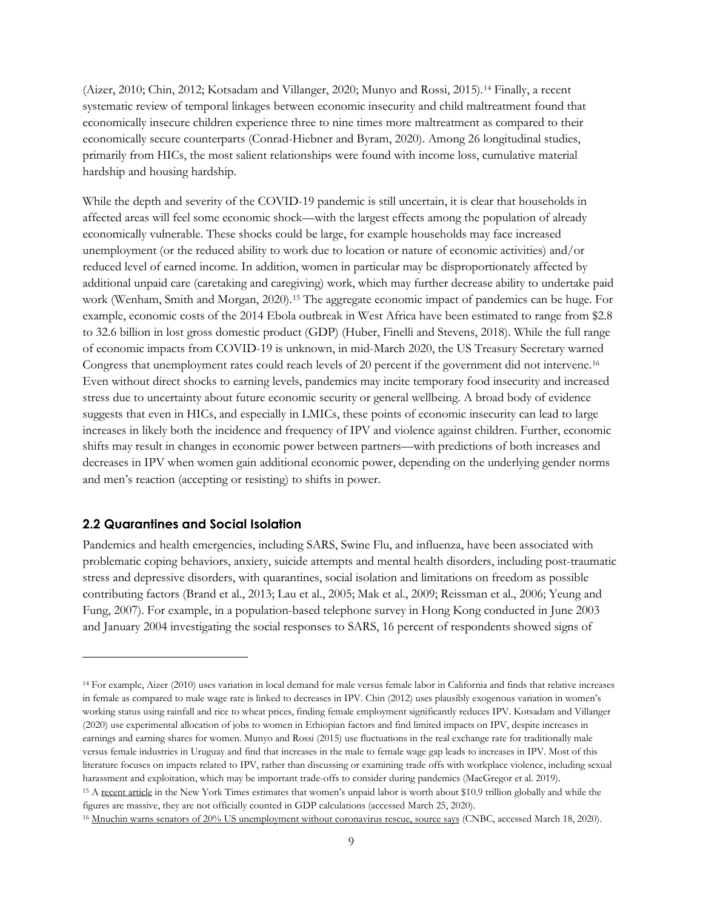(Aizer, 2010; Chin, 2012; Kotsadam and Villanger, 2020; Munyo and Rossi, 2015).[14] Finally, a recent systematic review of temporal linkages between economic insecurity and child maltreatment found that economically insecure children experience three to nine times more maltreatment as compared to their economically secure counterparts (Conrad-Hiebner and Byram, 2020). Among 26 longitudinal studies, primarily from HICs, the most salient relationships were found with income loss, cumulative material hardship and housing hardship.

While the depth and severity of the COVID-19 pandemic is still uncertain, it is clear that households in affected areas will feel some economic shock—with the largest effects among the population of already economically vulnerable. These shocks could be large, for example households may face increased unemployment (or the reduced ability to work due to location or nature of economic activities) and/or reduced level of earned income. In addition, women in particular may be disproportionately affected by additional unpaid care (caretaking and caregiving) work, which may further decrease ability to undertake paid work (Wenham, Smith and Morgan, 2020).[15] The aggregate economic impact of pandemics can be huge. For example, economic costs of the 2014 Ebola outbreak in West Africa have been estimated to range from $2.8 to 32.6 billion in lost gross domestic product (GDP) (Huber, Finelli and Stevens, 2018). While the full range of economic impacts from COVID-19 is unknown, in mid-March 2020, the US Treasury Secretary warned Congress that unemployment rates could reach levels of 20 percent if the government did not intervene.[16] Even without direct shocks to earning levels, pandemics may incite temporary food insecurity and increased stress due to uncertainty about future economic security or general wellbeing. A broad body of evidence suggests that even in HICs, and especially in LMICs, these points of economic insecurity can lead to large increases in likely both the incidence and frequency of IPV and violence against children. Further, economic shifts may result in changes in economic power between partners—with predictions of both increases and decreases in IPV when women gain additional economic power, depending on the underlying gender norms and men's reaction (accepting or resisting) to shifts in power.

## 2.2 Quarantines and Social Isolation

Pandemics and health emergencies, including SARS, Swine Flu, and influenza, have been associated with problematic coping behaviors, anxiety, suicide attempts and mental health disorders, including post-traumatic stress and depressive disorders, with quarantines, social isolation and limitations on freedom as possible contributing factors (Brand et al., 2013; Lau et al., 2005; Mak et al., 2009; Reissman et al., 2006; Yeung and Fung, 2007). For example, in a population-based telephone survey in Hong Kong conducted in June 2003 and January 2004 investigating the social responses to SARS, 16 percent of respondents showed signs of

---

[14] For example, Aizer (2010) uses variation in local demand for male versus female labor in California and finds that relative increases in female as compared to male wage rate is linked to decreases in IPV. Chin (2012) uses plausibly exogenous variation in women's working status using rainfall and rice to wheat prices, finding female employment significantly reduces IPV. Kotsadam and Villanger (2020) use experimental allocation of jobs to women in Ethiopian factors and find limited impacts on IPV, despite increases in earnings and earning shares for women. Munyo and Rossi (2015) use fluctuations in the real exchange rate for traditionally male versus female industries in Uruguay and find that increases in the male to female wage gap leads to increases in IPV. Most of this literature focuses on impacts related to IPV, rather than discussing or examining trade offs with workplace violence, including sexual harassment and exploitation, which may be important trade-offs to consider during pandemics (MacGregor et al. 2019).

[15] A recent article in the New York Times estimates that women's unpaid labor is worth about $10.9 trillion globally and while the figures are massive, they are not officially counted in GDP calculations (accessed March 25, 2020).

[16] Mnuchin warns senators of 20% US unemployment without coronavirus rescue, source says (CNBC, accessed March 18, 2020).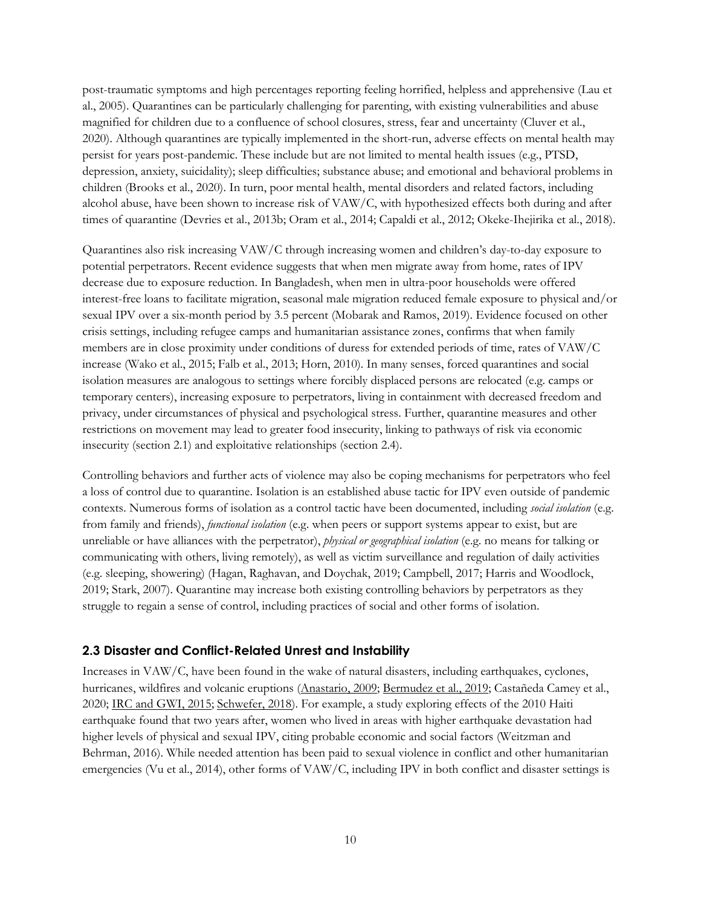post-traumatic symptoms and high percentages reporting feeling horrified, helpless and apprehensive (Lau et al., 2005). Quarantines can be particularly challenging for parenting, with existing vulnerabilities and abuse magnified for children due to a confluence of school closures, stress, fear and uncertainty (Cluver et al., 2020). Although quarantines are typically implemented in the short-run, adverse effects on mental health may persist for years post-pandemic. These include but are not limited to mental health issues (e.g., PTSD, depression, anxiety, suicidality); sleep difficulties; substance abuse; and emotional and behavioral problems in children (Brooks et al., 2020). In turn, poor mental health, mental disorders and related factors, including alcohol abuse, have been shown to increase risk of VAW/C, with hypothesized effects both during and after times of quarantine (Devries et al., 2013b; Oram et al., 2014; Capaldi et al., 2012; Okeke-Ihejirika et al., 2018).

Quarantines also risk increasing VAW/C through increasing women and children's day-to-day exposure to potential perpetrators. Recent evidence suggests that when men migrate away from home, rates of IPV decrease due to exposure reduction. In Bangladesh, when men in ultra-poor households were offered interest-free loans to facilitate migration, seasonal male migration reduced female exposure to physical and/or sexual IPV over a six-month period by 3.5 percent (Mobarak and Ramos, 2019). Evidence focused on other crisis settings, including refugee camps and humanitarian assistance zones, confirms that when family members are in close proximity under conditions of duress for extended periods of time, rates of VAW/C increase (Wako et al., 2015; Falb et al., 2013; Horn, 2010). In many senses, forced quarantines and social isolation measures are analogous to settings where forcibly displaced persons are relocated (e.g. camps or temporary centers), increasing exposure to perpetrators, living in containment with decreased freedom and privacy, under circumstances of physical and psychological stress. Further, quarantine measures and other restrictions on movement may lead to greater food insecurity, linking to pathways of risk via economic insecurity (section 2.1) and exploitative relationships (section 2.4).

Controlling behaviors and further acts of violence may also be coping mechanisms for perpetrators who feel a loss of control due to quarantine. Isolation is an established abuse tactic for IPV even outside of pandemic contexts. Numerous forms of isolation as a control tactic have been documented, including *social isolation* (e.g. from family and friends), *functional isolation* (e.g. when peers or support systems appear to exist, but are unreliable or have alliances with the perpetrator), *physical or geographical isolation* (e.g. no means for talking or communicating with others, living remotely), as well as victim surveillance and regulation of daily activities (e.g. sleeping, showering) (Hagan, Raghavan, and Doychak, 2019; Campbell, 2017; Harris and Woodlock, 2019; Stark, 2007). Quarantine may increase both existing controlling behaviors by perpetrators as they struggle to regain a sense of control, including practices of social and other forms of isolation.

### 2.3 Disaster and Conflict-Related Unrest and Instability

Increases in VAW/C, have been found in the wake of natural disasters, including earthquakes, cyclones, hurricanes, wildfires and volcanic eruptions (Anastario, 2009; Bermudez et al., 2019; Castañeda Camey et al., 2020; IRC and GWI, 2015; Schwefer, 2018). For example, a study exploring effects of the 2010 Haiti earthquake found that two years after, women who lived in areas with higher earthquake devastation had higher levels of physical and sexual IPV, citing probable economic and social factors (Weitzman and Behrman, 2016). While needed attention has been paid to sexual violence in conflict and other humanitarian emergencies (Vu et al., 2014), other forms of VAW/C, including IPV in both conflict and disaster settings is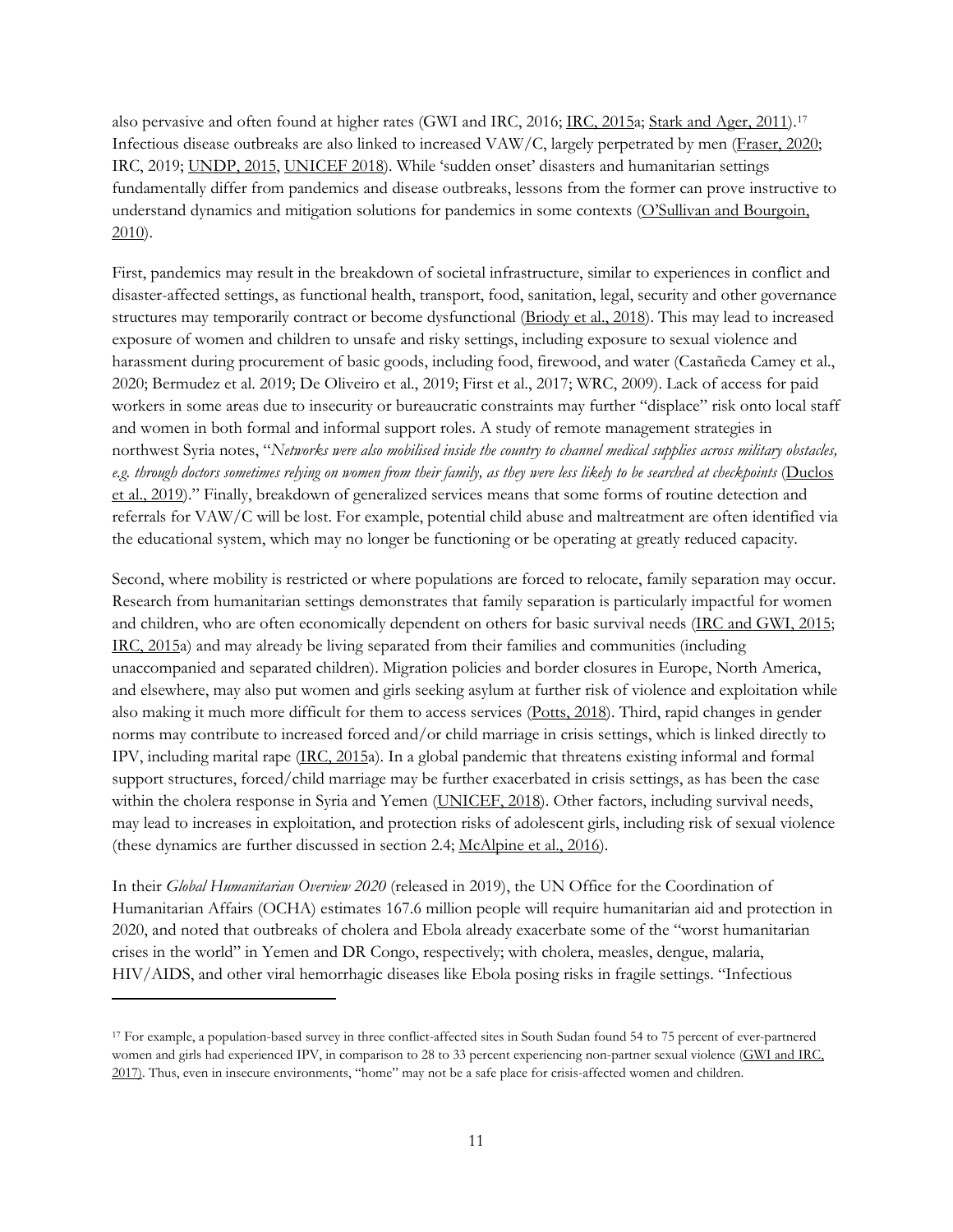also pervasive and often found at higher rates (GWI and IRC, 2016; IRC, 2015a; Stark and Ager, 2011).[17] Infectious disease outbreaks are also linked to increased VAW/C, largely perpetrated by men (Fraser, 2020; IRC, 2019; UNDP, 2015, UNICEF 2018). While 'sudden onset' disasters and humanitarian settings fundamentally differ from pandemics and disease outbreaks, lessons from the former can prove instructive to understand dynamics and mitigation solutions for pandemics in some contexts (O'Sullivan and Bourgoin, 2010).

First, pandemics may result in the breakdown of societal infrastructure, similar to experiences in conflict and disaster-affected settings, as functional health, transport, food, sanitation, legal, security and other governance structures may temporarily contract or become dysfunctional (Briody et al., 2018). This may lead to increased exposure of women and children to unsafe and risky settings, including exposure to sexual violence and harassment during procurement of basic goods, including food, firewood, and water (Castañeda Camey et al., 2020; Bermudez et al. 2019; De Oliveiro et al., 2019; First et al., 2017; WRC, 2009). Lack of access for paid workers in some areas due to insecurity or bureaucratic constraints may further "displace" risk onto local staff and women in both formal and informal support roles. A study of remote management strategies in northwest Syria notes, "*Networks were also mobilised inside the country to channel medical supplies across military obstacles, e.g. through doctors sometimes relying on women from their family, as they were less likely to be searched at checkpoints* (Duclos et al., 2019)." Finally, breakdown of generalized services means that some forms of routine detection and referrals for VAW/C will be lost. For example, potential child abuse and maltreatment are often identified via the educational system, which may no longer be functioning or be operating at greatly reduced capacity.

Second, where mobility is restricted or where populations are forced to relocate, family separation may occur. Research from humanitarian settings demonstrates that family separation is particularly impactful for women and children, who are often economically dependent on others for basic survival needs (IRC and GWI, 2015; IRC, 2015a) and may already be living separated from their families and communities (including unaccompanied and separated children). Migration policies and border closures in Europe, North America, and elsewhere, may also put women and girls seeking asylum at further risk of violence and exploitation while also making it much more difficult for them to access services (Potts, 2018). Third, rapid changes in gender norms may contribute to increased forced and/or child marriage in crisis settings, which is linked directly to IPV, including marital rape (IRC, 2015a). In a global pandemic that threatens existing informal and formal support structures, forced/child marriage may be further exacerbated in crisis settings, as has been the case within the cholera response in Syria and Yemen (UNICEF, 2018). Other factors, including survival needs, may lead to increases in exploitation, and protection risks of adolescent girls, including risk of sexual violence (these dynamics are further discussed in section 2.4; McAlpine et al., 2016).

In their *Global Humanitarian Overview 2020* (released in 2019), the UN Office for the Coordination of Humanitarian Affairs (OCHA) estimates 167.6 million people will require humanitarian aid and protection in 2020, and noted that outbreaks of cholera and Ebola already exacerbate some of the "worst humanitarian crises in the world" in Yemen and DR Congo, respectively; with cholera, measles, dengue, malaria, HIV/AIDS, and other viral hemorrhagic diseases like Ebola posing risks in fragile settings. "Infectious

---

[17] For example, a population-based survey in three conflict-affected sites in South Sudan found 54 to 75 percent of ever-partnered women and girls had experienced IPV, in comparison to 28 to 33 percent experiencing non-partner sexual violence (GWI and IRC, 2017). Thus, even in insecure environments, "home" may not be a safe place for crisis-affected women and children.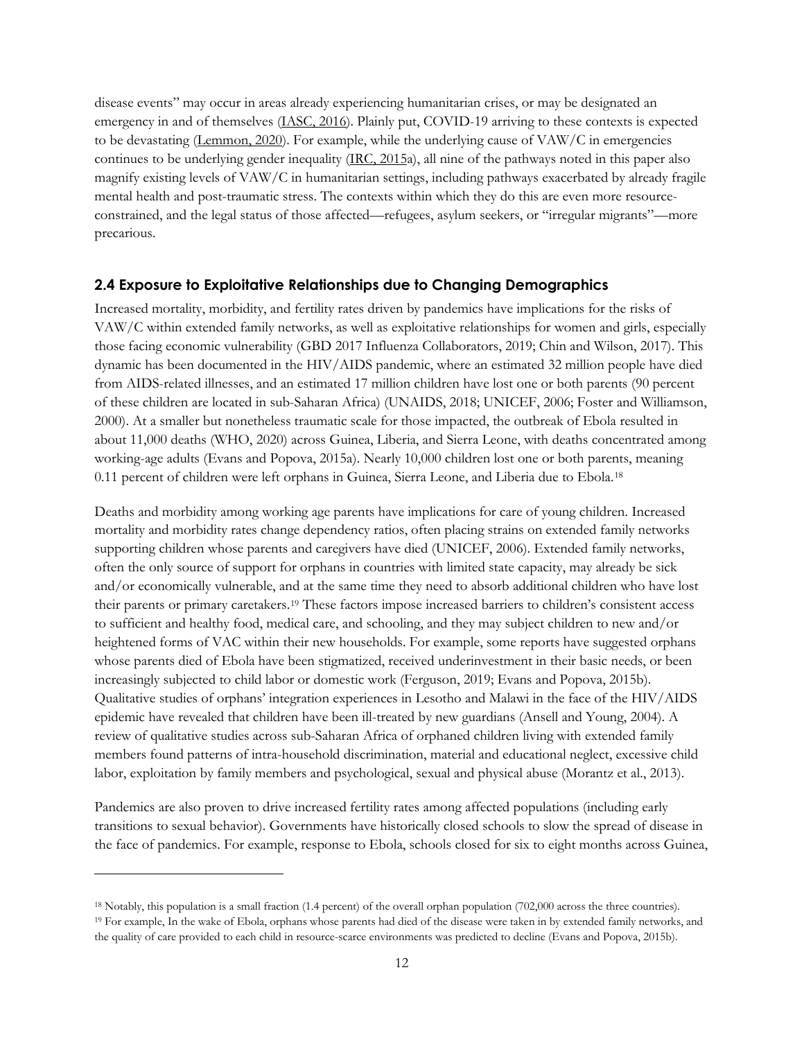disease events" may occur in areas already experiencing humanitarian crises, or may be designated an emergency in and of themselves (IASC, 2016). Plainly put, COVID-19 arriving to these contexts is expected to be devastating (Lemmon, 2020). For example, while the underlying cause of VAW/C in emergencies continues to be underlying gender inequality (IRC, 2015a), all nine of the pathways noted in this paper also magnify existing levels of VAW/C in humanitarian settings, including pathways exacerbated by already fragile mental health and post-traumatic stress. The contexts within which they do this are even more resource-constrained, and the legal status of those affected—refugees, asylum seekers, or "irregular migrants"—more precarious.

### 2.4 Exposure to Exploitative Relationships due to Changing Demographics

Increased mortality, morbidity, and fertility rates driven by pandemics have implications for the risks of VAW/C within extended family networks, as well as exploitative relationships for women and girls, especially those facing economic vulnerability (GBD 2017 Influenza Collaborators, 2019; Chin and Wilson, 2017). This dynamic has been documented in the HIV/AIDS pandemic, where an estimated 32 million people have died from AIDS-related illnesses, and an estimated 17 million children have lost one or both parents (90 percent of these children are located in sub-Saharan Africa) (UNAIDS, 2018; UNICEF, 2006; Foster and Williamson, 2000). At a smaller but nonetheless traumatic scale for those impacted, the outbreak of Ebola resulted in about 11,000 deaths (WHO, 2020) across Guinea, Liberia, and Sierra Leone, with deaths concentrated among working-age adults (Evans and Popova, 2015a). Nearly 10,000 children lost one or both parents, meaning 0.11 percent of children were left orphans in Guinea, Sierra Leone, and Liberia due to Ebola.[18]

Deaths and morbidity among working age parents have implications for care of young children. Increased mortality and morbidity rates change dependency ratios, often placing strains on extended family networks supporting children whose parents and caregivers have died (UNICEF, 2006). Extended family networks, often the only source of support for orphans in countries with limited state capacity, may already be sick and/or economically vulnerable, and at the same time they need to absorb additional children who have lost their parents or primary caretakers.[19] These factors impose increased barriers to children's consistent access to sufficient and healthy food, medical care, and schooling, and they may subject children to new and/or heightened forms of VAC within their new households. For example, some reports have suggested orphans whose parents died of Ebola have been stigmatized, received underinvestment in their basic needs, or been increasingly subjected to child labor or domestic work (Ferguson, 2019; Evans and Popova, 2015b). Qualitative studies of orphans' integration experiences in Lesotho and Malawi in the face of the HIV/AIDS epidemic have revealed that children have been ill-treated by new guardians (Ansell and Young, 2004). A review of qualitative studies across sub-Saharan Africa of orphaned children living with extended family members found patterns of intra-household discrimination, material and educational neglect, excessive child labor, exploitation by family members and psychological, sexual and physical abuse (Morantz et al., 2013).

Pandemics are also proven to drive increased fertility rates among affected populations (including early transitions to sexual behavior). Governments have historically closed schools to slow the spread of disease in the face of pandemics. For example, response to Ebola, schools closed for six to eight months across Guinea,

---

[18] Notably, this population is a small fraction (1.4 percent) of the overall orphan population (702,000 across the three countries).

[19] For example, In the wake of Ebola, orphans whose parents had died of the disease were taken in by extended family networks, and the quality of care provided to each child in resource-scarce environments was predicted to decline (Evans and Popova, 2015b).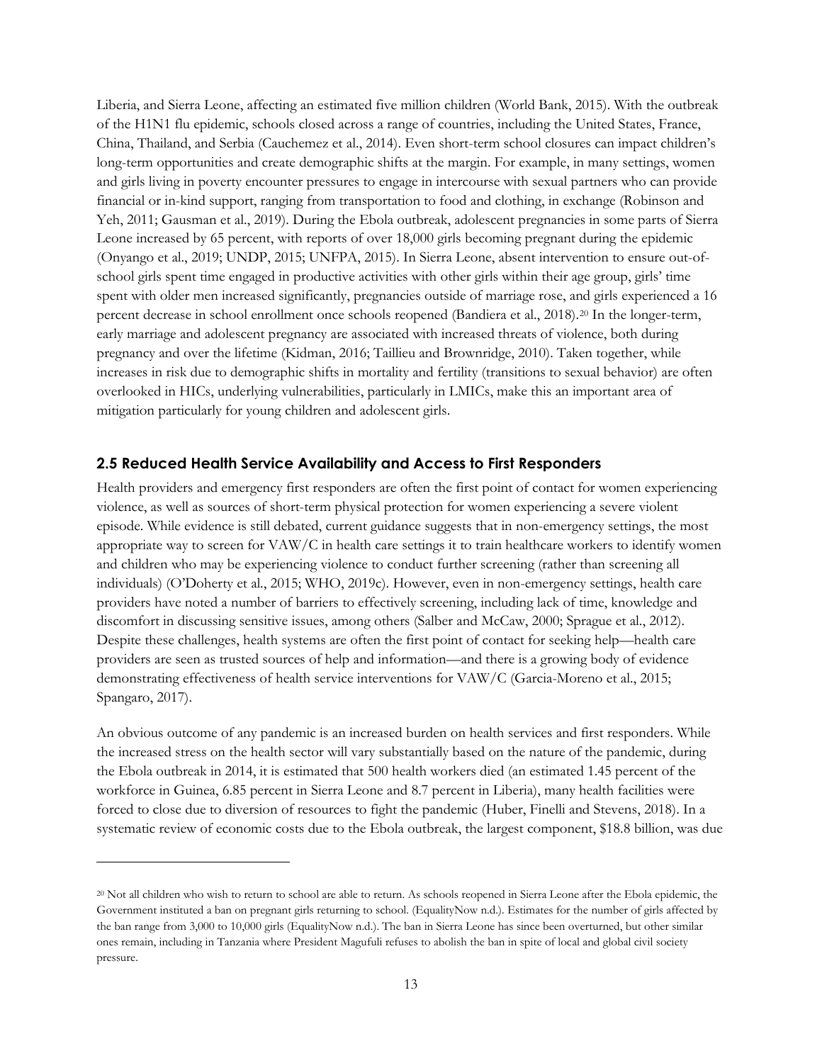Liberia, and Sierra Leone, affecting an estimated five million children (World Bank, 2015). With the outbreak of the H1N1 flu epidemic, schools closed across a range of countries, including the United States, France, China, Thailand, and Serbia (Cauchemez et al., 2014). Even short-term school closures can impact children's long-term opportunities and create demographic shifts at the margin. For example, in many settings, women and girls living in poverty encounter pressures to engage in intercourse with sexual partners who can provide financial or in-kind support, ranging from transportation to food and clothing, in exchange (Robinson and Yeh, 2011; Gausman et al., 2019). During the Ebola outbreak, adolescent pregnancies in some parts of Sierra Leone increased by 65 percent, with reports of over 18,000 girls becoming pregnant during the epidemic (Onyango et al., 2019; UNDP, 2015; UNFPA, 2015). In Sierra Leone, absent intervention to ensure out-of-school girls spent time engaged in productive activities with other girls within their age group, girls' time spent with older men increased significantly, pregnancies outside of marriage rose, and girls experienced a 16 percent decrease in school enrollment once schools reopened (Bandiera et al., 2018).[20] In the longer-term, early marriage and adolescent pregnancy are associated with increased threats of violence, both during pregnancy and over the lifetime (Kidman, 2016; Taillieu and Brownridge, 2010). Taken together, while increases in risk due to demographic shifts in mortality and fertility (transitions to sexual behavior) are often overlooked in HICs, underlying vulnerabilities, particularly in LMICs, make this an important area of mitigation particularly for young children and adolescent girls.

## 2.5 Reduced Health Service Availability and Access to First Responders

Health providers and emergency first responders are often the first point of contact for women experiencing violence, as well as sources of short-term physical protection for women experiencing a severe violent episode. While evidence is still debated, current guidance suggests that in non-emergency settings, the most appropriate way to screen for VAW/C in health care settings it to train healthcare workers to identify women and children who may be experiencing violence to conduct further screening (rather than screening all individuals) (O'Doherty et al., 2015; WHO, 2019c). However, even in non-emergency settings, health care providers have noted a number of barriers to effectively screening, including lack of time, knowledge and discomfort in discussing sensitive issues, among others (Salber and McCaw, 2000; Sprague et al., 2012). Despite these challenges, health systems are often the first point of contact for seeking help—health care providers are seen as trusted sources of help and information—and there is a growing body of evidence demonstrating effectiveness of health service interventions for VAW/C (Garcia-Moreno et al., 2015; Spangaro, 2017).

An obvious outcome of any pandemic is an increased burden on health services and first responders. While the increased stress on the health sector will vary substantially based on the nature of the pandemic, during the Ebola outbreak in 2014, it is estimated that 500 health workers died (an estimated 1.45 percent of the workforce in Guinea, 6.85 percent in Sierra Leone and 8.7 percent in Liberia), many health facilities were forced to close due to diversion of resources to fight the pandemic (Huber, Finelli and Stevens, 2018). In a systematic review of economic costs due to the Ebola outbreak, the largest component, $18.8 billion, was due

[20] Not all children who wish to return to school are able to return. As schools reopened in Sierra Leone after the Ebola epidemic, the Government instituted a ban on pregnant girls returning to school. (EqualityNow n.d.). Estimates for the number of girls affected by the ban range from 3,000 to 10,000 girls (EqualityNow n.d.). The ban in Sierra Leone has since been overturned, but other similar ones remain, including in Tanzania where President Magufuli refuses to abolish the ban in spite of local and global civil society pressure.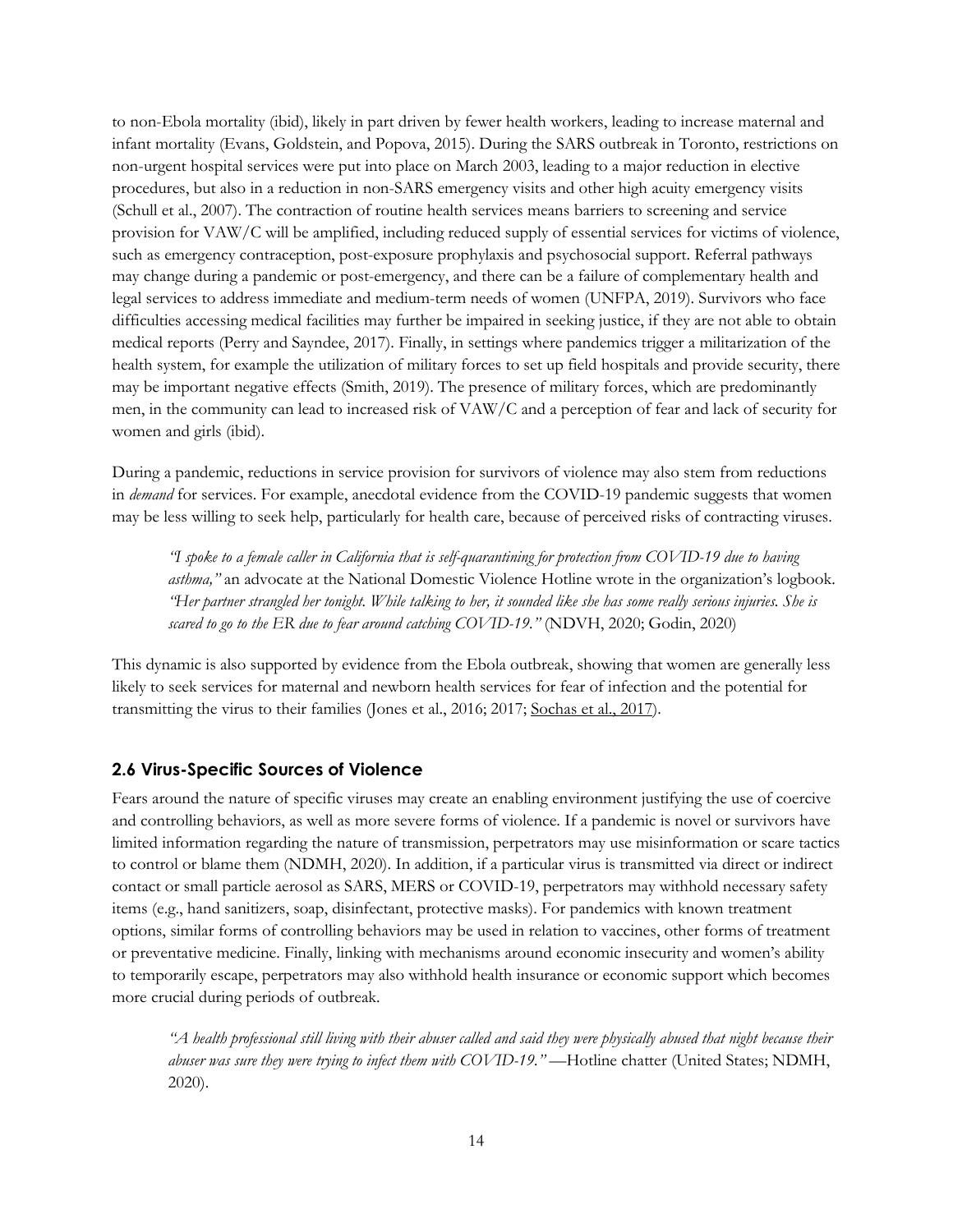to non-Ebola mortality (ibid), likely in part driven by fewer health workers, leading to increase maternal and infant mortality (Evans, Goldstein, and Popova, 2015). During the SARS outbreak in Toronto, restrictions on non-urgent hospital services were put into place on March 2003, leading to a major reduction in elective procedures, but also in a reduction in non-SARS emergency visits and other high acuity emergency visits (Schull et al., 2007). The contraction of routine health services means barriers to screening and service provision for VAW/C will be amplified, including reduced supply of essential services for victims of violence, such as emergency contraception, post-exposure prophylaxis and psychosocial support. Referral pathways may change during a pandemic or post-emergency, and there can be a failure of complementary health and legal services to address immediate and medium-term needs of women (UNFPA, 2019). Survivors who face difficulties accessing medical facilities may further be impaired in seeking justice, if they are not able to obtain medical reports (Perry and Sayndee, 2017). Finally, in settings where pandemics trigger a militarization of the health system, for example the utilization of military forces to set up field hospitals and provide security, there may be important negative effects (Smith, 2019). The presence of military forces, which are predominantly men, in the community can lead to increased risk of VAW/C and a perception of fear and lack of security for women and girls (ibid).

During a pandemic, reductions in service provision for survivors of violence may also stem from reductions in *demand* for services. For example, anecdotal evidence from the COVID-19 pandemic suggests that women may be less willing to seek help, particularly for health care, because of perceived risks of contracting viruses.

> *"I spoke to a female caller in California that is self-quarantining for protection from COVID-19 due to having asthma,"* an advocate at the National Domestic Violence Hotline wrote in the organization's logbook. *"Her partner strangled her tonight. While talking to her, it sounded like she has some really serious injuries. She is scared to go to the ER due to fear around catching COVID-19."* (NDVH, 2020; Godin, 2020)

This dynamic is also supported by evidence from the Ebola outbreak, showing that women are generally less likely to seek services for maternal and newborn health services for fear of infection and the potential for transmitting the virus to their families (Jones et al., 2016; 2017; Sochas et al., 2017).

## 2.6 Virus-Specific Sources of Violence

Fears around the nature of specific viruses may create an enabling environment justifying the use of coercive and controlling behaviors, as well as more severe forms of violence. If a pandemic is novel or survivors have limited information regarding the nature of transmission, perpetrators may use misinformation or scare tactics to control or blame them (NDMH, 2020). In addition, if a particular virus is transmitted via direct or indirect contact or small particle aerosol as SARS, MERS or COVID-19, perpetrators may withhold necessary safety items (e.g., hand sanitizers, soap, disinfectant, protective masks). For pandemics with known treatment options, similar forms of controlling behaviors may be used in relation to vaccines, other forms of treatment or preventative medicine. Finally, linking with mechanisms around economic insecurity and women's ability to temporarily escape, perpetrators may also withhold health insurance or economic support which becomes more crucial during periods of outbreak.

> *"A health professional still living with their abuser called and said they were physically abused that night because their abuser was sure they were trying to infect them with COVID-19."* —Hotline chatter (United States; NDMH, 2020).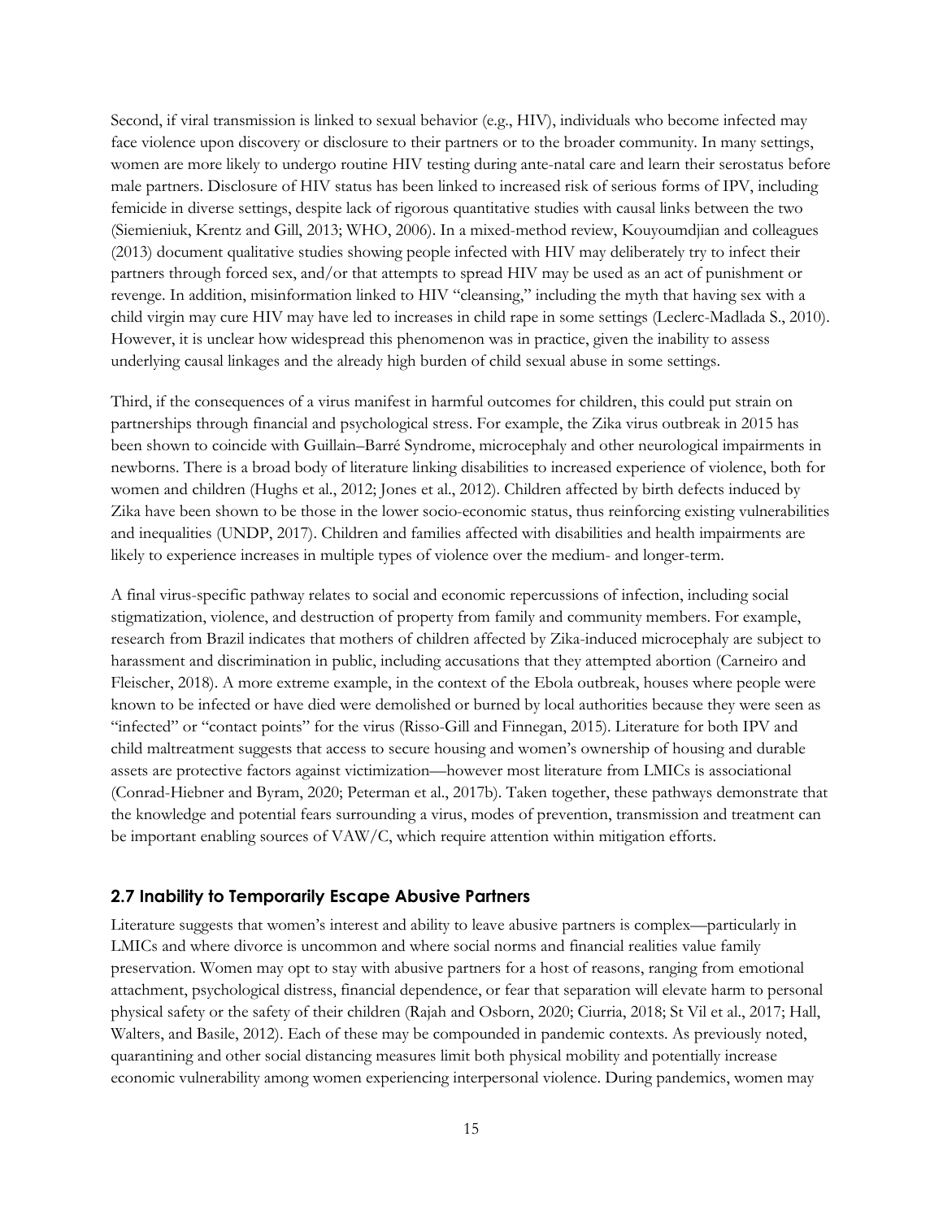Second, if viral transmission is linked to sexual behavior (e.g., HIV), individuals who become infected may face violence upon discovery or disclosure to their partners or to the broader community. In many settings, women are more likely to undergo routine HIV testing during ante-natal care and learn their serostatus before male partners. Disclosure of HIV status has been linked to increased risk of serious forms of IPV, including femicide in diverse settings, despite lack of rigorous quantitative studies with causal links between the two (Siemieniuk, Krentz and Gill, 2013; WHO, 2006). In a mixed-method review, Kouyoumdjian and colleagues (2013) document qualitative studies showing people infected with HIV may deliberately try to infect their partners through forced sex, and/or that attempts to spread HIV may be used as an act of punishment or revenge. In addition, misinformation linked to HIV "cleansing," including the myth that having sex with a child virgin may cure HIV may have led to increases in child rape in some settings (Leclerc-Madlada S., 2010). However, it is unclear how widespread this phenomenon was in practice, given the inability to assess underlying causal linkages and the already high burden of child sexual abuse in some settings.

Third, if the consequences of a virus manifest in harmful outcomes for children, this could put strain on partnerships through financial and psychological stress. For example, the Zika virus outbreak in 2015 has been shown to coincide with Guillain–Barré Syndrome, microcephaly and other neurological impairments in newborns. There is a broad body of literature linking disabilities to increased experience of violence, both for women and children (Hughs et al., 2012; Jones et al., 2012). Children affected by birth defects induced by Zika have been shown to be those in the lower socio-economic status, thus reinforcing existing vulnerabilities and inequalities (UNDP, 2017). Children and families affected with disabilities and health impairments are likely to experience increases in multiple types of violence over the medium- and longer-term.

A final virus-specific pathway relates to social and economic repercussions of infection, including social stigmatization, violence, and destruction of property from family and community members. For example, research from Brazil indicates that mothers of children affected by Zika-induced microcephaly are subject to harassment and discrimination in public, including accusations that they attempted abortion (Carneiro and Fleischer, 2018). A more extreme example, in the context of the Ebola outbreak, houses where people were known to be infected or have died were demolished or burned by local authorities because they were seen as "infected" or "contact points" for the virus (Risso-Gill and Finnegan, 2015). Literature for both IPV and child maltreatment suggests that access to secure housing and women's ownership of housing and durable assets are protective factors against victimization—however most literature from LMICs is associational (Conrad-Hiebner and Byram, 2020; Peterman et al., 2017b). Taken together, these pathways demonstrate that the knowledge and potential fears surrounding a virus, modes of prevention, transmission and treatment can be important enabling sources of VAW/C, which require attention within mitigation efforts.

### 2.7 Inability to Temporarily Escape Abusive Partners

Literature suggests that women's interest and ability to leave abusive partners is complex—particularly in LMICs and where divorce is uncommon and where social norms and financial realities value family preservation. Women may opt to stay with abusive partners for a host of reasons, ranging from emotional attachment, psychological distress, financial dependence, or fear that separation will elevate harm to personal physical safety or the safety of their children (Rajah and Osborn, 2020; Ciurria, 2018; St Vil et al., 2017; Hall, Walters, and Basile, 2012). Each of these may be compounded in pandemic contexts. As previously noted, quarantining and other social distancing measures limit both physical mobility and potentially increase economic vulnerability among women experiencing interpersonal violence. During pandemics, women may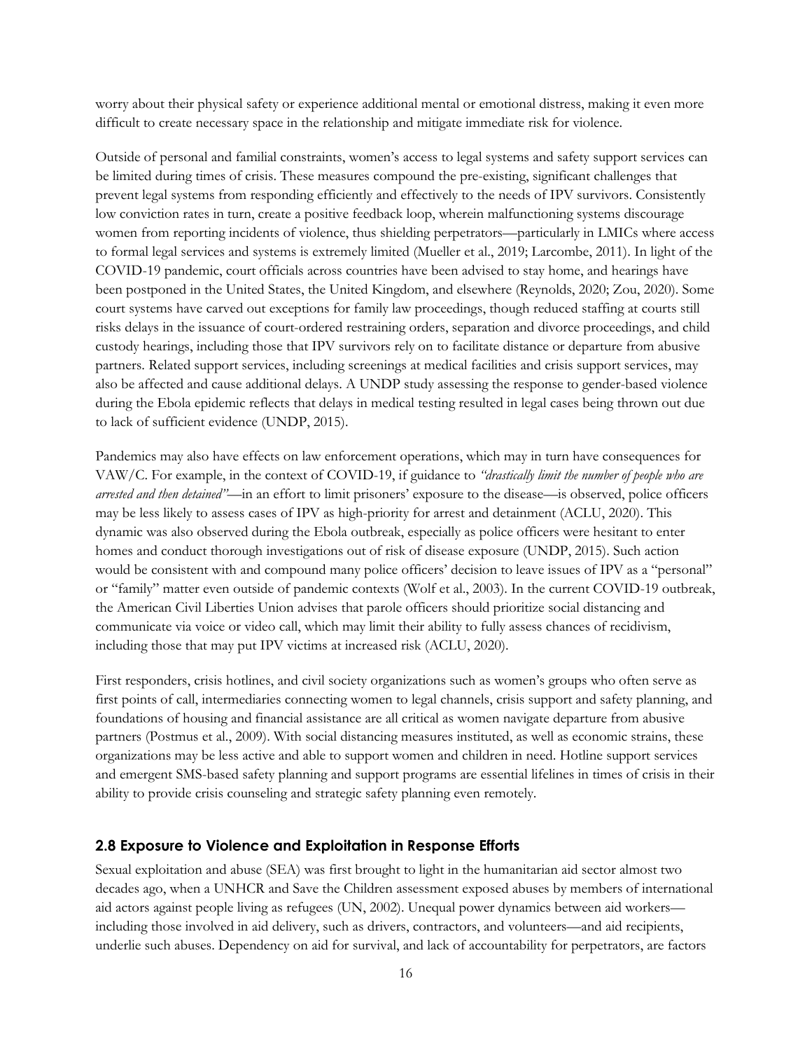worry about their physical safety or experience additional mental or emotional distress, making it even more difficult to create necessary space in the relationship and mitigate immediate risk for violence.

Outside of personal and familial constraints, women's access to legal systems and safety support services can be limited during times of crisis. These measures compound the pre-existing, significant challenges that prevent legal systems from responding efficiently and effectively to the needs of IPV survivors. Consistently low conviction rates in turn, create a positive feedback loop, wherein malfunctioning systems discourage women from reporting incidents of violence, thus shielding perpetrators—particularly in LMICs where access to formal legal services and systems is extremely limited (Mueller et al., 2019; Larcombe, 2011). In light of the COVID-19 pandemic, court officials across countries have been advised to stay home, and hearings have been postponed in the United States, the United Kingdom, and elsewhere (Reynolds, 2020; Zou, 2020). Some court systems have carved out exceptions for family law proceedings, though reduced staffing at courts still risks delays in the issuance of court-ordered restraining orders, separation and divorce proceedings, and child custody hearings, including those that IPV survivors rely on to facilitate distance or departure from abusive partners. Related support services, including screenings at medical facilities and crisis support services, may also be affected and cause additional delays. A UNDP study assessing the response to gender-based violence during the Ebola epidemic reflects that delays in medical testing resulted in legal cases being thrown out due to lack of sufficient evidence (UNDP, 2015).

Pandemics may also have effects on law enforcement operations, which may in turn have consequences for VAW/C. For example, in the context of COVID-19, if guidance to *"drastically limit the number of people who are arrested and then detained"*—in an effort to limit prisoners' exposure to the disease—is observed, police officers may be less likely to assess cases of IPV as high-priority for arrest and detainment (ACLU, 2020). This dynamic was also observed during the Ebola outbreak, especially as police officers were hesitant to enter homes and conduct thorough investigations out of risk of disease exposure (UNDP, 2015). Such action would be consistent with and compound many police officers' decision to leave issues of IPV as a "personal" or "family" matter even outside of pandemic contexts (Wolf et al., 2003). In the current COVID-19 outbreak, the American Civil Liberties Union advises that parole officers should prioritize social distancing and communicate via voice or video call, which may limit their ability to fully assess chances of recidivism, including those that may put IPV victims at increased risk (ACLU, 2020).

First responders, crisis hotlines, and civil society organizations such as women's groups who often serve as first points of call, intermediaries connecting women to legal channels, crisis support and safety planning, and foundations of housing and financial assistance are all critical as women navigate departure from abusive partners (Postmus et al., 2009). With social distancing measures instituted, as well as economic strains, these organizations may be less active and able to support women and children in need. Hotline support services and emergent SMS-based safety planning and support programs are essential lifelines in times of crisis in their ability to provide crisis counseling and strategic safety planning even remotely.

### 2.8 Exposure to Violence and Exploitation in Response Efforts

Sexual exploitation and abuse (SEA) was first brought to light in the humanitarian aid sector almost two decades ago, when a UNHCR and Save the Children assessment exposed abuses by members of international aid actors against people living as refugees (UN, 2002). Unequal power dynamics between aid workers—including those involved in aid delivery, such as drivers, contractors, and volunteers—and aid recipients, underlie such abuses. Dependency on aid for survival, and lack of accountability for perpetrators, are factors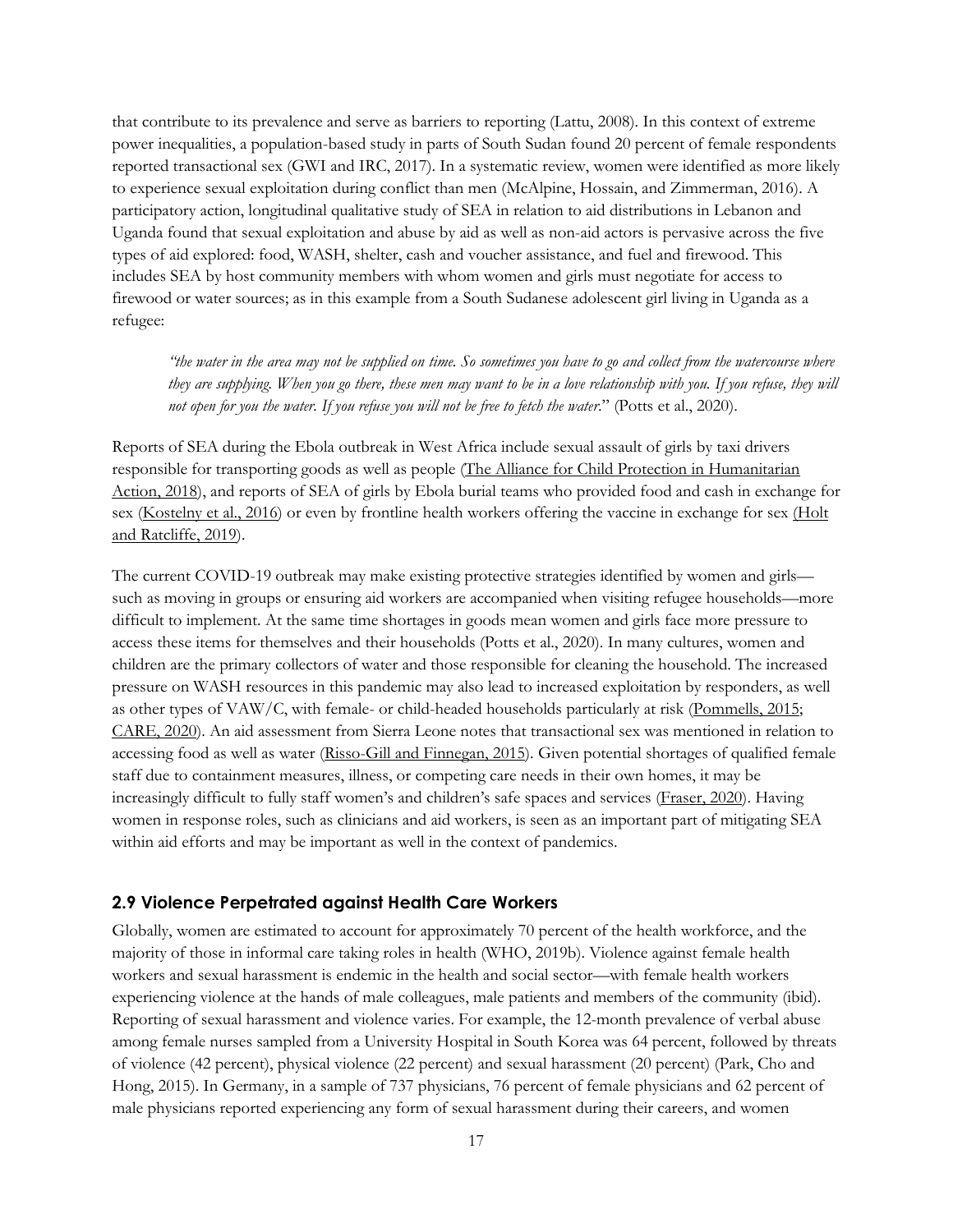that contribute to its prevalence and serve as barriers to reporting (Lattu, 2008). In this context of extreme power inequalities, a population-based study in parts of South Sudan found 20 percent of female respondents reported transactional sex (GWI and IRC, 2017). In a systematic review, women were identified as more likely to experience sexual exploitation during conflict than men (McAlpine, Hossain, and Zimmerman, 2016). A participatory action, longitudinal qualitative study of SEA in relation to aid distributions in Lebanon and Uganda found that sexual exploitation and abuse by aid as well as non-aid actors is pervasive across the five types of aid explored: food, WASH, shelter, cash and voucher assistance, and fuel and firewood. This includes SEA by host community members with whom women and girls must negotiate for access to firewood or water sources; as in this example from a South Sudanese adolescent girl living in Uganda as a refugee:

> *"the water in the area may not be supplied on time. So sometimes you have to go and collect from the watercourse where they are supplying. When you go there, these men may want to be in a love relationship with you. If you refuse, they will not open for you the water. If you refuse you will not be free to fetch the water.*" (Potts et al., 2020).

Reports of SEA during the Ebola outbreak in West Africa include sexual assault of girls by taxi drivers responsible for transporting goods as well as people (The Alliance for Child Protection in Humanitarian Action, 2018), and reports of SEA of girls by Ebola burial teams who provided food and cash in exchange for sex (Kostelny et al., 2016) or even by frontline health workers offering the vaccine in exchange for sex (Holt and Ratcliffe, 2019).

The current COVID-19 outbreak may make existing protective strategies identified by women and girls—such as moving in groups or ensuring aid workers are accompanied when visiting refugee households—more difficult to implement. At the same time shortages in goods mean women and girls face more pressure to access these items for themselves and their households (Potts et al., 2020). In many cultures, women and children are the primary collectors of water and those responsible for cleaning the household. The increased pressure on WASH resources in this pandemic may also lead to increased exploitation by responders, as well as other types of VAW/C, with female- or child-headed households particularly at risk (Pommells, 2015; CARE, 2020). An aid assessment from Sierra Leone notes that transactional sex was mentioned in relation to accessing food as well as water (Risso-Gill and Finnegan, 2015). Given potential shortages of qualified female staff due to containment measures, illness, or competing care needs in their own homes, it may be increasingly difficult to fully staff women's and children's safe spaces and services (Fraser, 2020). Having women in response roles, such as clinicians and aid workers, is seen as an important part of mitigating SEA within aid efforts and may be important as well in the context of pandemics.

### 2.9 Violence Perpetrated against Health Care Workers

Globally, women are estimated to account for approximately 70 percent of the health workforce, and the majority of those in informal care taking roles in health (WHO, 2019b). Violence against female health workers and sexual harassment is endemic in the health and social sector—with female health workers experiencing violence at the hands of male colleagues, male patients and members of the community (ibid). Reporting of sexual harassment and violence varies. For example, the 12-month prevalence of verbal abuse among female nurses sampled from a University Hospital in South Korea was 64 percent, followed by threats of violence (42 percent), physical violence (22 percent) and sexual harassment (20 percent) (Park, Cho and Hong, 2015). In Germany, in a sample of 737 physicians, 76 percent of female physicians and 62 percent of male physicians reported experiencing any form of sexual harassment during their careers, and women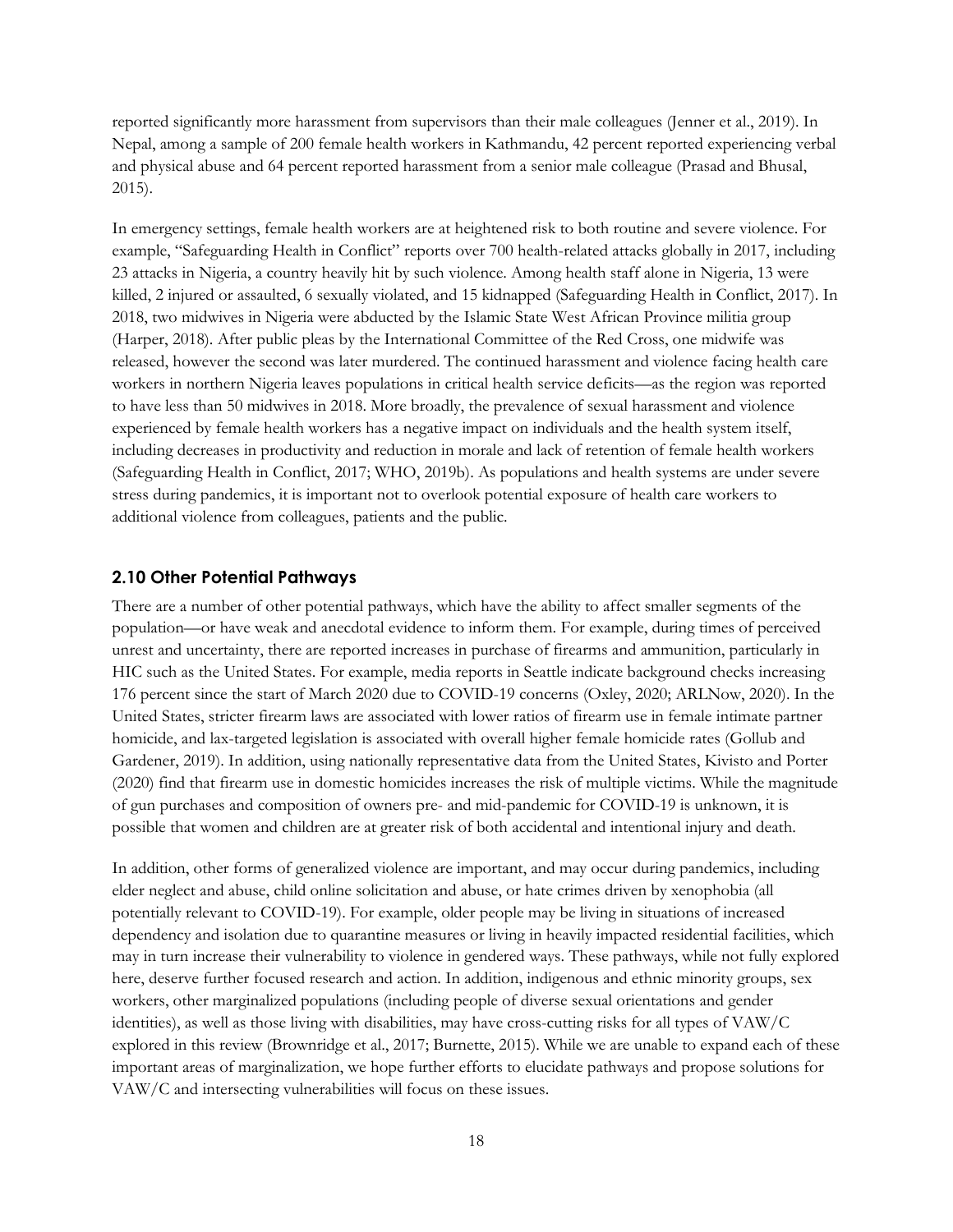reported significantly more harassment from supervisors than their male colleagues (Jenner et al., 2019). In Nepal, among a sample of 200 female health workers in Kathmandu, 42 percent reported experiencing verbal and physical abuse and 64 percent reported harassment from a senior male colleague (Prasad and Bhusal, 2015).

In emergency settings, female health workers are at heightened risk to both routine and severe violence. For example, "Safeguarding Health in Conflict" reports over 700 health-related attacks globally in 2017, including 23 attacks in Nigeria, a country heavily hit by such violence. Among health staff alone in Nigeria, 13 were killed, 2 injured or assaulted, 6 sexually violated, and 15 kidnapped (Safeguarding Health in Conflict, 2017). In 2018, two midwives in Nigeria were abducted by the Islamic State West African Province militia group (Harper, 2018). After public pleas by the International Committee of the Red Cross, one midwife was released, however the second was later murdered. The continued harassment and violence facing health care workers in northern Nigeria leaves populations in critical health service deficits—as the region was reported to have less than 50 midwives in 2018. More broadly, the prevalence of sexual harassment and violence experienced by female health workers has a negative impact on individuals and the health system itself, including decreases in productivity and reduction in morale and lack of retention of female health workers (Safeguarding Health in Conflict, 2017; WHO, 2019b). As populations and health systems are under severe stress during pandemics, it is important not to overlook potential exposure of health care workers to additional violence from colleagues, patients and the public.

## 2.10 Other Potential Pathways

There are a number of other potential pathways, which have the ability to affect smaller segments of the population—or have weak and anecdotal evidence to inform them. For example, during times of perceived unrest and uncertainty, there are reported increases in purchase of firearms and ammunition, particularly in HIC such as the United States. For example, media reports in Seattle indicate background checks increasing 176 percent since the start of March 2020 due to COVID-19 concerns (Oxley, 2020; ARLNow, 2020). In the United States, stricter firearm laws are associated with lower ratios of firearm use in female intimate partner homicide, and lax-targeted legislation is associated with overall higher female homicide rates (Gollub and Gardener, 2019). In addition, using nationally representative data from the United States, Kivisto and Porter (2020) find that firearm use in domestic homicides increases the risk of multiple victims. While the magnitude of gun purchases and composition of owners pre- and mid-pandemic for COVID-19 is unknown, it is possible that women and children are at greater risk of both accidental and intentional injury and death.

In addition, other forms of generalized violence are important, and may occur during pandemics, including elder neglect and abuse, child online solicitation and abuse, or hate crimes driven by xenophobia (all potentially relevant to COVID-19). For example, older people may be living in situations of increased dependency and isolation due to quarantine measures or living in heavily impacted residential facilities, which may in turn increase their vulnerability to violence in gendered ways. These pathways, while not fully explored here, deserve further focused research and action. In addition, indigenous and ethnic minority groups, sex workers, other marginalized populations (including people of diverse sexual orientations and gender identities), as well as those living with disabilities, may have cross-cutting risks for all types of VAW/C explored in this review (Brownridge et al., 2017; Burnette, 2015). While we are unable to expand each of these important areas of marginalization, we hope further efforts to elucidate pathways and propose solutions for VAW/C and intersecting vulnerabilities will focus on these issues.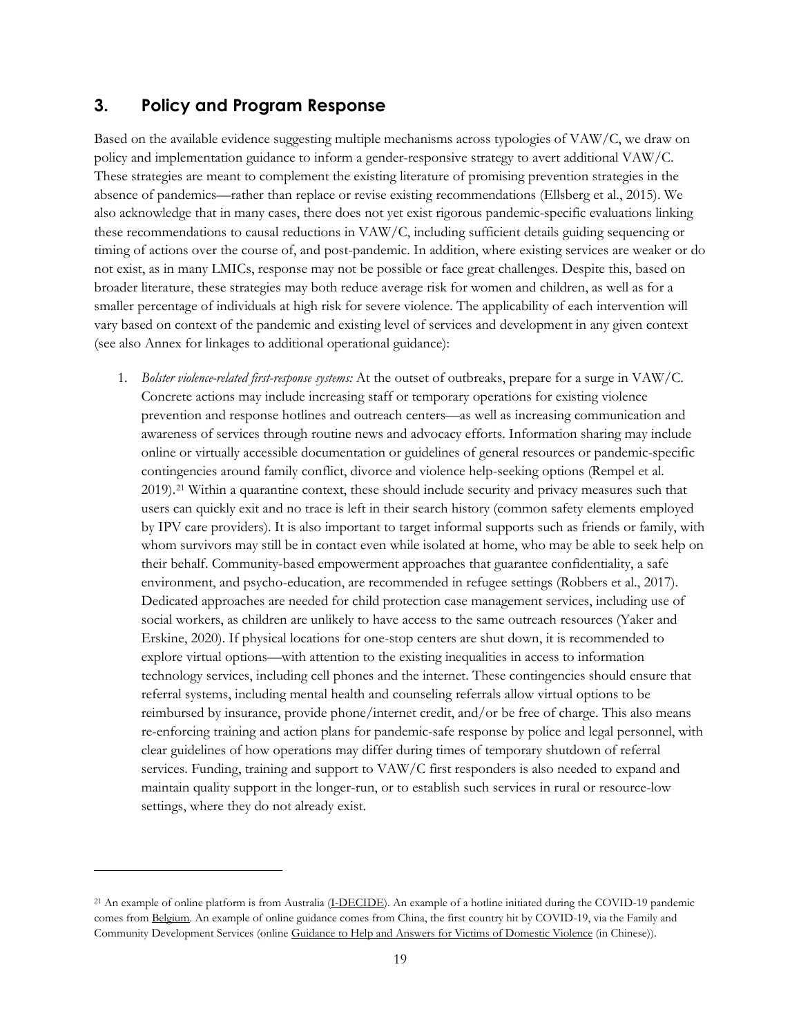## 3. Policy and Program Response

Based on the available evidence suggesting multiple mechanisms across typologies of VAW/C, we draw on policy and implementation guidance to inform a gender-responsive strategy to avert additional VAW/C. These strategies are meant to complement the existing literature of promising prevention strategies in the absence of pandemics—rather than replace or revise existing recommendations (Ellsberg et al., 2015). We also acknowledge that in many cases, there does not yet exist rigorous pandemic-specific evaluations linking these recommendations to causal reductions in VAW/C, including sufficient details guiding sequencing or timing of actions over the course of, and post-pandemic. In addition, where existing services are weaker or do not exist, as in many LMICs, response may not be possible or face great challenges. Despite this, based on broader literature, these strategies may both reduce average risk for women and children, as well as for a smaller percentage of individuals at high risk for severe violence. The applicability of each intervention will vary based on context of the pandemic and existing level of services and development in any given context (see also Annex for linkages to additional operational guidance):

1. *Bolster violence-related first-response systems:* At the outset of outbreaks, prepare for a surge in VAW/C. Concrete actions may include increasing staff or temporary operations for existing violence prevention and response hotlines and outreach centers—as well as increasing communication and awareness of services through routine news and advocacy efforts. Information sharing may include online or virtually accessible documentation or guidelines of general resources or pandemic-specific contingencies around family conflict, divorce and violence help-seeking options (Rempel et al. 2019).[21] Within a quarantine context, these should include security and privacy measures such that users can quickly exit and no trace is left in their search history (common safety elements employed by IPV care providers). It is also important to target informal supports such as friends or family, with whom survivors may still be in contact even while isolated at home, who may be able to seek help on their behalf. Community-based empowerment approaches that guarantee confidentiality, a safe environment, and psycho-education, are recommended in refugee settings (Robbers et al., 2017). Dedicated approaches are needed for child protection case management services, including use of social workers, as children are unlikely to have access to the same outreach resources (Yaker and Erskine, 2020). If physical locations for one-stop centers are shut down, it is recommended to explore virtual options—with attention to the existing inequalities in access to information technology services, including cell phones and the internet. These contingencies should ensure that referral systems, including mental health and counseling referrals allow virtual options to be reimbursed by insurance, provide phone/internet credit, and/or be free of charge. This also means re-enforcing training and action plans for pandemic-safe response by police and legal personnel, with clear guidelines of how operations may differ during times of temporary shutdown of referral services. Funding, training and support to VAW/C first responders is also needed to expand and maintain quality support in the longer-run, or to establish such services in rural or resource-low settings, where they do not already exist.

---

[21] An example of online platform is from Australia (I-DECIDE). An example of a hotline initiated during the COVID-19 pandemic comes from Belgium. An example of online guidance comes from China, the first country hit by COVID-19, via the Family and Community Development Services (online Guidance to Help and Answers for Victims of Domestic Violence (in Chinese)).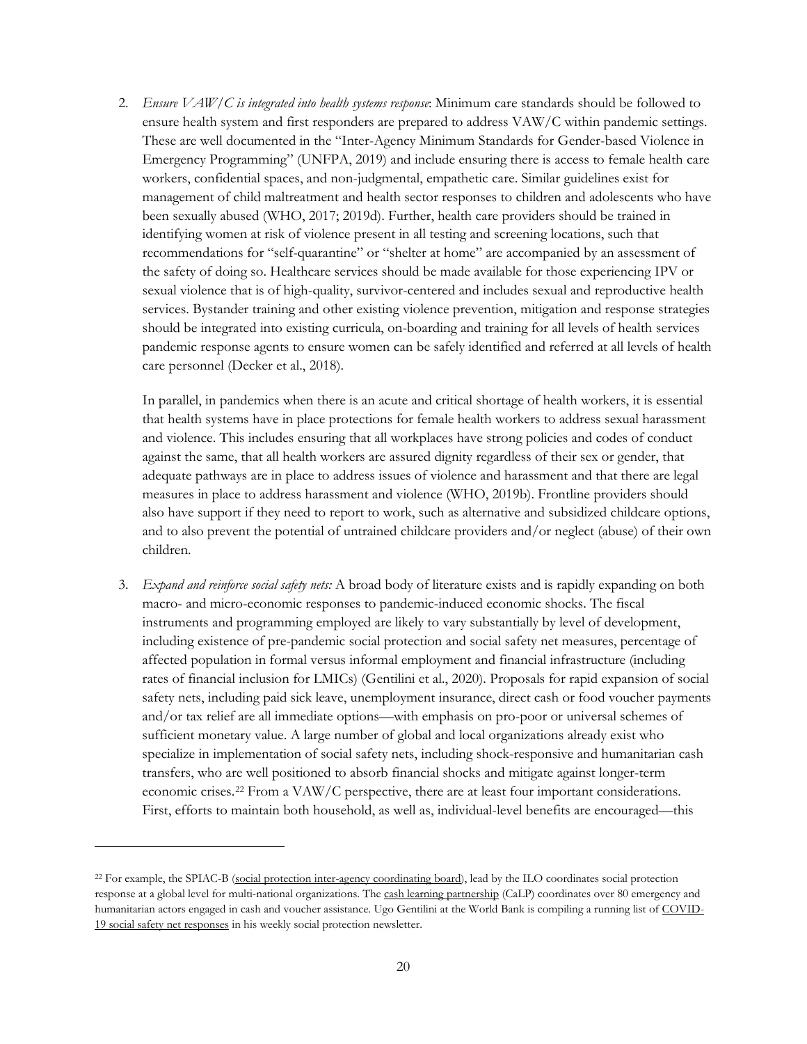2. *Ensure VAW/C is integrated into health systems response*: Minimum care standards should be followed to ensure health system and first responders are prepared to address VAW/C within pandemic settings. These are well documented in the "Inter-Agency Minimum Standards for Gender-based Violence in Emergency Programming" (UNFPA, 2019) and include ensuring there is access to female health care workers, confidential spaces, and non-judgmental, empathetic care. Similar guidelines exist for management of child maltreatment and health sector responses to children and adolescents who have been sexually abused (WHO, 2017; 2019d). Further, health care providers should be trained in identifying women at risk of violence present in all testing and screening locations, such that recommendations for "self-quarantine" or "shelter at home" are accompanied by an assessment of the safety of doing so. Healthcare services should be made available for those experiencing IPV or sexual violence that is of high-quality, survivor-centered and includes sexual and reproductive health services. Bystander training and other existing violence prevention, mitigation and response strategies should be integrated into existing curricula, on-boarding and training for all levels of health services pandemic response agents to ensure women can be safely identified and referred at all levels of health care personnel (Decker et al., 2018).

   In parallel, in pandemics when there is an acute and critical shortage of health workers, it is essential that health systems have in place protections for female health workers to address sexual harassment and violence. This includes ensuring that all workplaces have strong policies and codes of conduct against the same, that all health workers are assured dignity regardless of their sex or gender, that adequate pathways are in place to address issues of violence and harassment and that there are legal measures in place to address harassment and violence (WHO, 2019b). Frontline providers should also have support if they need to report to work, such as alternative and subsidized childcare options, and to also prevent the potential of untrained childcare providers and/or neglect (abuse) of their own children.

3. *Expand and reinforce social safety nets:* A broad body of literature exists and is rapidly expanding on both macro- and micro-economic responses to pandemic-induced economic shocks. The fiscal instruments and programming employed are likely to vary substantially by level of development, including existence of pre-pandemic social protection and social safety net measures, percentage of affected population in formal versus informal employment and financial infrastructure (including rates of financial inclusion for LMICs) (Gentilini et al., 2020). Proposals for rapid expansion of social safety nets, including paid sick leave, unemployment insurance, direct cash or food voucher payments and/or tax relief are all immediate options—with emphasis on pro-poor or universal schemes of sufficient monetary value. A large number of global and local organizations already exist who specialize in implementation of social safety nets, including shock-responsive and humanitarian cash transfers, who are well positioned to absorb financial shocks and mitigate against longer-term economic crises.[22] From a VAW/C perspective, there are at least four important considerations. First, efforts to maintain both household, as well as, individual-level benefits are encouraged—this

[22] For example, the SPIAC-B (social protection inter-agency coordinating board), lead by the ILO coordinates social protection response at a global level for multi-national organizations. The cash learning partnership (CaLP) coordinates over 80 emergency and humanitarian actors engaged in cash and voucher assistance. Ugo Gentilini at the World Bank is compiling a running list of COVID-19 social safety net responses in his weekly social protection newsletter.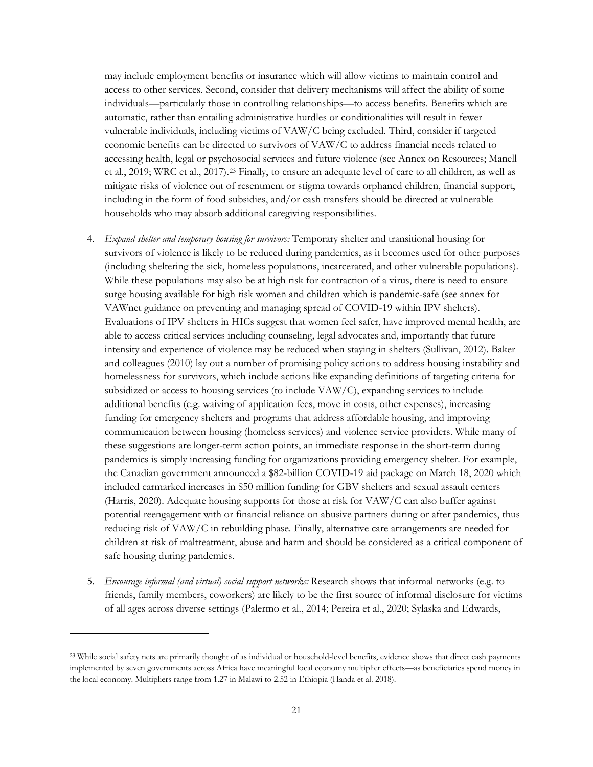may include employment benefits or insurance which will allow victims to maintain control and access to other services. Second, consider that delivery mechanisms will affect the ability of some individuals—particularly those in controlling relationships—to access benefits. Benefits which are automatic, rather than entailing administrative hurdles or conditionalities will result in fewer vulnerable individuals, including victims of VAW/C being excluded. Third, consider if targeted economic benefits can be directed to survivors of VAW/C to address financial needs related to accessing health, legal or psychosocial services and future violence (see Annex on Resources; Manell et al., 2019; WRC et al., 2017).[23] Finally, to ensure an adequate level of care to all children, as well as mitigate risks of violence out of resentment or stigma towards orphaned children, financial support, including in the form of food subsidies, and/or cash transfers should be directed at vulnerable households who may absorb additional caregiving responsibilities.

4. *Expand shelter and temporary housing for survivors:* Temporary shelter and transitional housing for survivors of violence is likely to be reduced during pandemics, as it becomes used for other purposes (including sheltering the sick, homeless populations, incarcerated, and other vulnerable populations). While these populations may also be at high risk for contraction of a virus, there is need to ensure surge housing available for high risk women and children which is pandemic-safe (see annex for VAWnet guidance on preventing and managing spread of COVID-19 within IPV shelters). Evaluations of IPV shelters in HICs suggest that women feel safer, have improved mental health, are able to access critical services including counseling, legal advocates and, importantly that future intensity and experience of violence may be reduced when staying in shelters (Sullivan, 2012). Baker and colleagues (2010) lay out a number of promising policy actions to address housing instability and homelessness for survivors, which include actions like expanding definitions of targeting criteria for subsidized or access to housing services (to include VAW/C), expanding services to include additional benefits (e.g. waiving of application fees, move in costs, other expenses), increasing funding for emergency shelters and programs that address affordable housing, and improving communication between housing (homeless services) and violence service providers. While many of these suggestions are longer-term action points, an immediate response in the short-term during pandemics is simply increasing funding for organizations providing emergency shelter. For example, the Canadian government announced a $82-billion COVID-19 aid package on March 18, 2020 which included earmarked increases in $50 million funding for GBV shelters and sexual assault centers (Harris, 2020). Adequate housing supports for those at risk for VAW/C can also buffer against potential reengagement with or financial reliance on abusive partners during or after pandemics, thus reducing risk of VAW/C in rebuilding phase. Finally, alternative care arrangements are needed for children at risk of maltreatment, abuse and harm and should be considered as a critical component of safe housing during pandemics.

5. *Encourage informal (and virtual) social support networks:* Research shows that informal networks (e.g. to friends, family members, coworkers) are likely to be the first source of informal disclosure for victims of all ages across diverse settings (Palermo et al., 2014; Pereira et al., 2020; Sylaska and Edwards,

---

[23] While social safety nets are primarily thought of as individual or household-level benefits, evidence shows that direct cash payments implemented by seven governments across Africa have meaningful local economy multiplier effects—as beneficiaries spend money in the local economy. Multipliers range from 1.27 in Malawi to 2.52 in Ethiopia (Handa et al. 2018).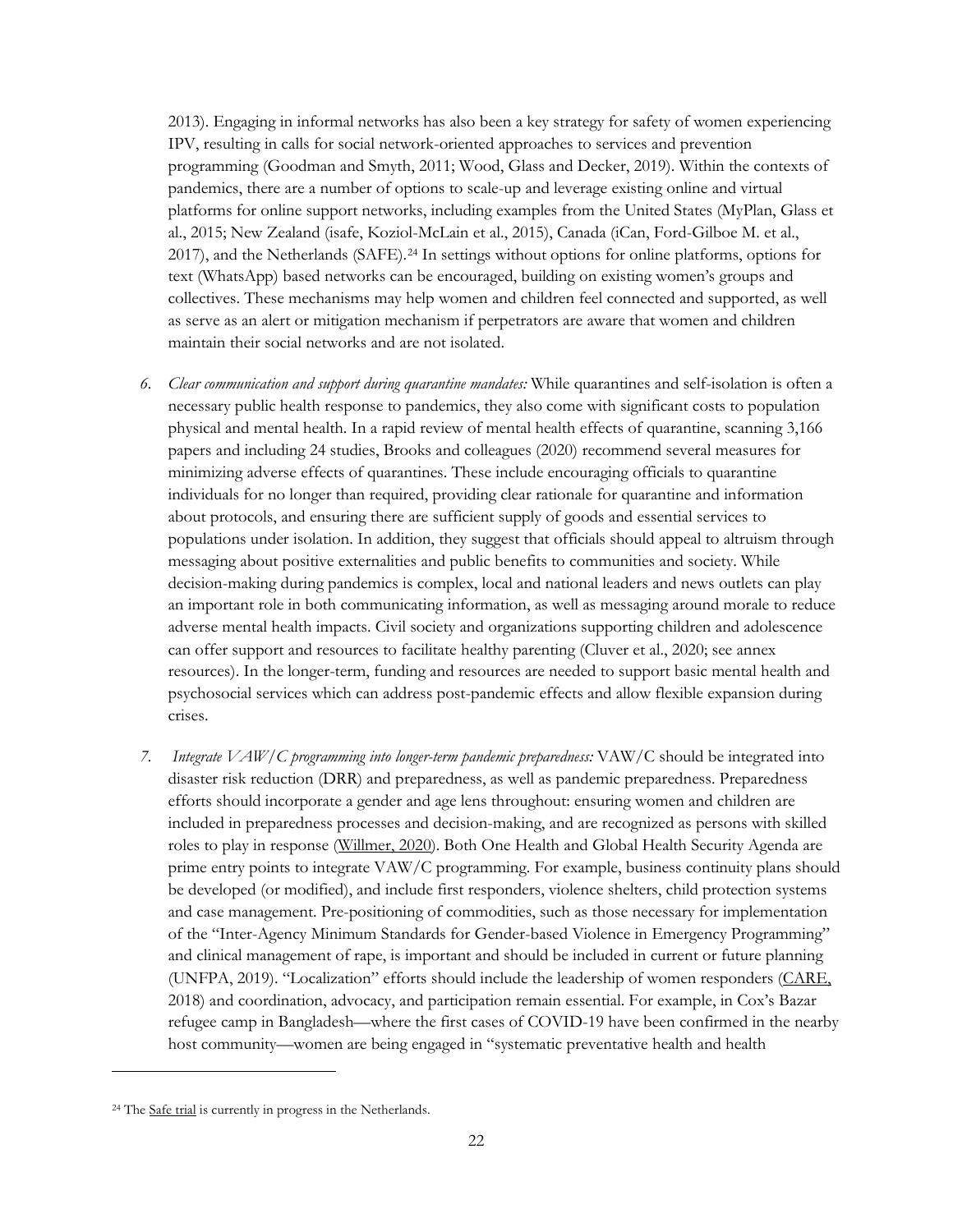2013). Engaging in informal networks has also been a key strategy for safety of women experiencing IPV, resulting in calls for social network-oriented approaches to services and prevention programming (Goodman and Smyth, 2011; Wood, Glass and Decker, 2019). Within the contexts of pandemics, there are a number of options to scale-up and leverage existing online and virtual platforms for online support networks, including examples from the United States (MyPlan, Glass et al., 2015; New Zealand (isafe, Koziol-McLain et al., 2015), Canada (iCan, Ford-Gilboe M. et al., 2017), and the Netherlands (SAFE).[24] In settings without options for online platforms, options for text (WhatsApp) based networks can be encouraged, building on existing women's groups and collectives. These mechanisms may help women and children feel connected and supported, as well as serve as an alert or mitigation mechanism if perpetrators are aware that women and children maintain their social networks and are not isolated.

6. *Clear communication and support during quarantine mandates:* While quarantines and self-isolation is often a necessary public health response to pandemics, they also come with significant costs to population physical and mental health. In a rapid review of mental health effects of quarantine, scanning 3,166 papers and including 24 studies, Brooks and colleagues (2020) recommend several measures for minimizing adverse effects of quarantines. These include encouraging officials to quarantine individuals for no longer than required, providing clear rationale for quarantine and information about protocols, and ensuring there are sufficient supply of goods and essential services to populations under isolation. In addition, they suggest that officials should appeal to altruism through messaging about positive externalities and public benefits to communities and society. While decision-making during pandemics is complex, local and national leaders and news outlets can play an important role in both communicating information, as well as messaging around morale to reduce adverse mental health impacts. Civil society and organizations supporting children and adolescence can offer support and resources to facilitate healthy parenting (Cluver et al., 2020; see annex resources). In the longer-term, funding and resources are needed to support basic mental health and psychosocial services which can address post-pandemic effects and allow flexible expansion during crises.

7. *Integrate VAW/C programming into longer-term pandemic preparedness:* VAW/C should be integrated into disaster risk reduction (DRR) and preparedness, as well as pandemic preparedness. Preparedness efforts should incorporate a gender and age lens throughout: ensuring women and children are included in preparedness processes and decision-making, and are recognized as persons with skilled roles to play in response (Willmer, 2020). Both One Health and Global Health Security Agenda are prime entry points to integrate VAW/C programming. For example, business continuity plans should be developed (or modified), and include first responders, violence shelters, child protection systems and case management. Pre-positioning of commodities, such as those necessary for implementation of the "Inter-Agency Minimum Standards for Gender-based Violence in Emergency Programming" and clinical management of rape, is important and should be included in current or future planning (UNFPA, 2019). "Localization" efforts should include the leadership of women responders (CARE, 2018) and coordination, advocacy, and participation remain essential. For example, in Cox's Bazar refugee camp in Bangladesh—where the first cases of COVID-19 have been confirmed in the nearby host community—women are being engaged in "systematic preventative health and health

---

[24] The Safe trial is currently in progress in the Netherlands.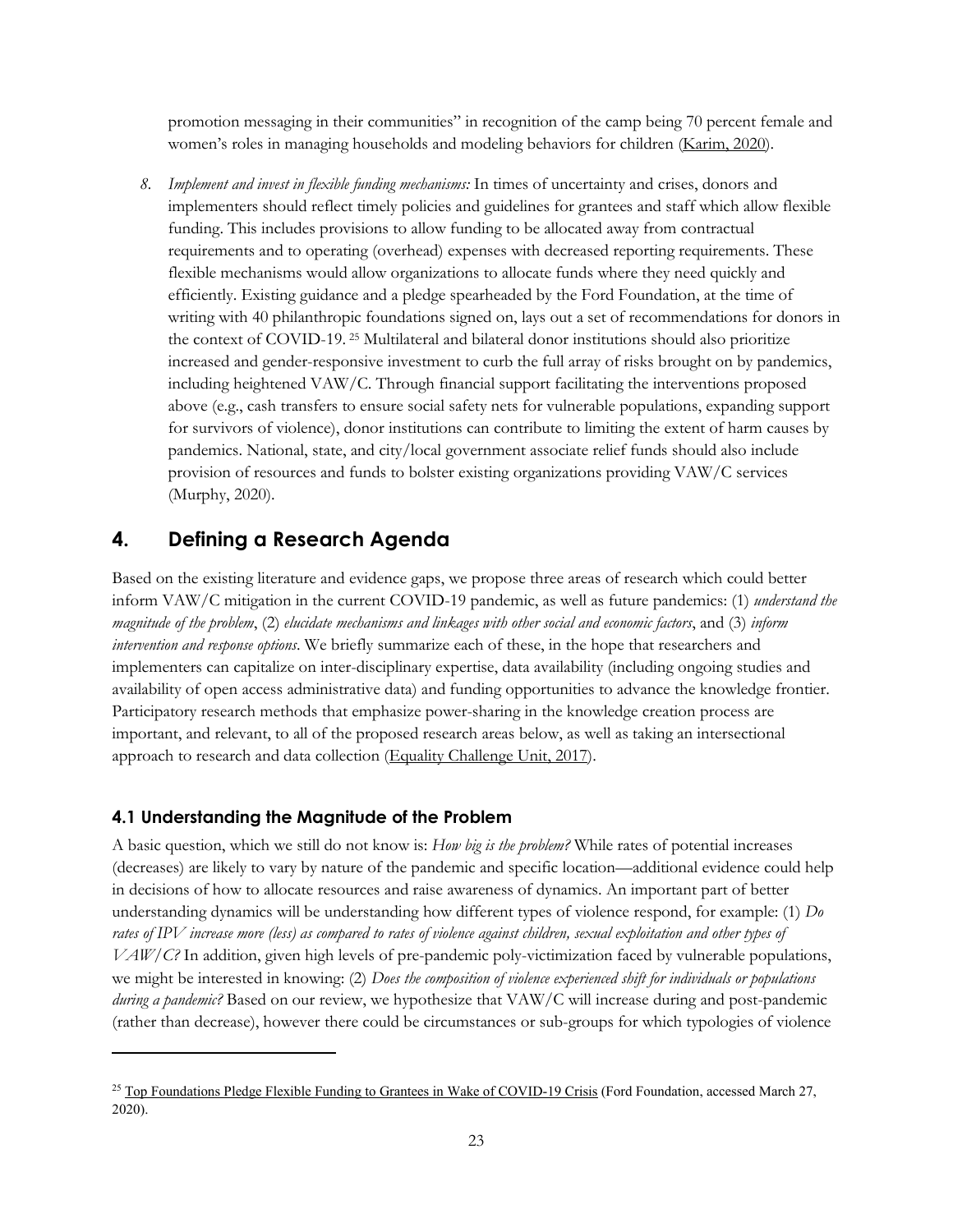promotion messaging in their communities" in recognition of the camp being 70 percent female and women's roles in managing households and modeling behaviors for children (Karim, 2020).

8. *Implement and invest in flexible funding mechanisms:* In times of uncertainty and crises, donors and implementers should reflect timely policies and guidelines for grantees and staff which allow flexible funding. This includes provisions to allow funding to be allocated away from contractual requirements and to operating (overhead) expenses with decreased reporting requirements. These flexible mechanisms would allow organizations to allocate funds where they need quickly and efficiently. Existing guidance and a pledge spearheaded by the Ford Foundation, at the time of writing with 40 philanthropic foundations signed on, lays out a set of recommendations for donors in the context of COVID-19. [25] Multilateral and bilateral donor institutions should also prioritize increased and gender-responsive investment to curb the full array of risks brought on by pandemics, including heightened VAW/C. Through financial support facilitating the interventions proposed above (e.g., cash transfers to ensure social safety nets for vulnerable populations, expanding support for survivors of violence), donor institutions can contribute to limiting the extent of harm causes by pandemics. National, state, and city/local government associate relief funds should also include provision of resources and funds to bolster existing organizations providing VAW/C services (Murphy, 2020).

## 4. Defining a Research Agenda

Based on the existing literature and evidence gaps, we propose three areas of research which could better inform VAW/C mitigation in the current COVID-19 pandemic, as well as future pandemics: (1) *understand the magnitude of the problem*, (2) *elucidate mechanisms and linkages with other social and economic factors*, and (3) *inform intervention and response options*. We briefly summarize each of these, in the hope that researchers and implementers can capitalize on inter-disciplinary expertise, data availability (including ongoing studies and availability of open access administrative data) and funding opportunities to advance the knowledge frontier. Participatory research methods that emphasize power-sharing in the knowledge creation process are important, and relevant, to all of the proposed research areas below, as well as taking an intersectional approach to research and data collection (Equality Challenge Unit, 2017).

### 4.1 Understanding the Magnitude of the Problem

A basic question, which we still do not know is: *How big is the problem?* While rates of potential increases (decreases) are likely to vary by nature of the pandemic and specific location—additional evidence could help in decisions of how to allocate resources and raise awareness of dynamics. An important part of better understanding dynamics will be understanding how different types of violence respond, for example: (1) *Do rates of IPV increase more (less) as compared to rates of violence against children, sexual exploitation and other types of VAW/C?* In addition, given high levels of pre-pandemic poly-victimization faced by vulnerable populations, we might be interested in knowing: (2) *Does the composition of violence experienced shift for individuals or populations during a pandemic?* Based on our review, we hypothesize that VAW/C will increase during and post-pandemic (rather than decrease), however there could be circumstances or sub-groups for which typologies of violence

[25] Top Foundations Pledge Flexible Funding to Grantees in Wake of COVID-19 Crisis (Ford Foundation, accessed March 27, 2020).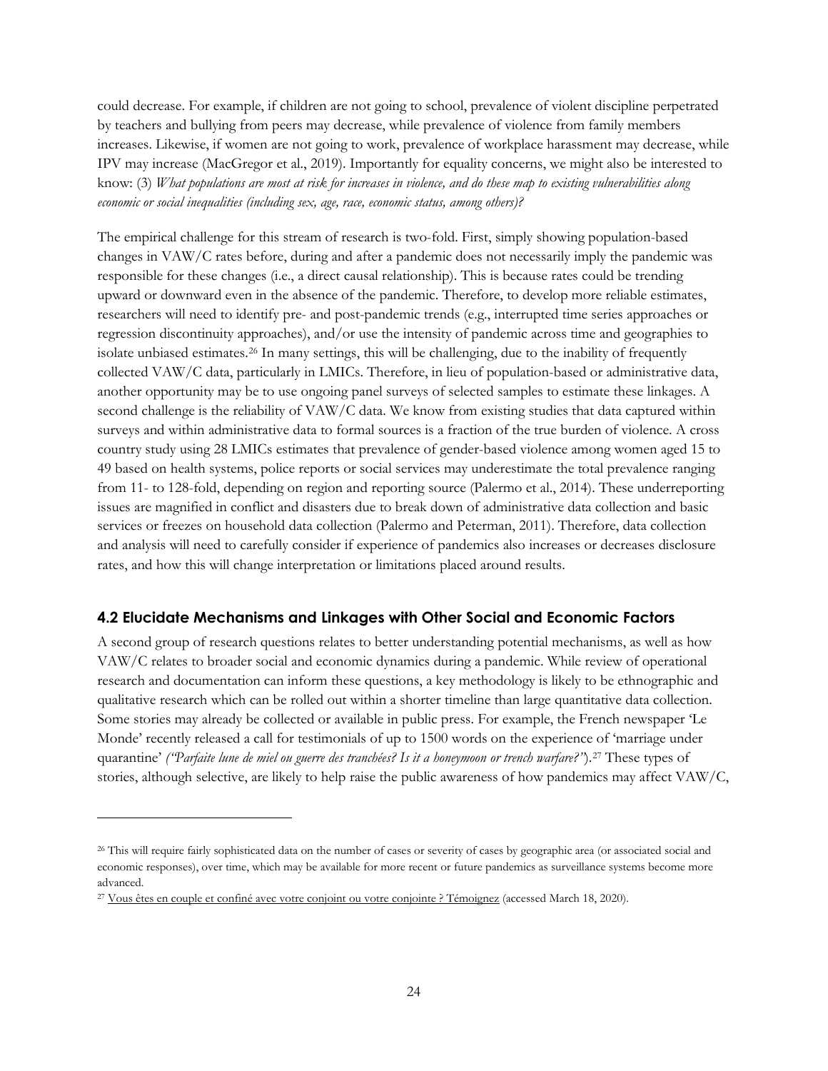could decrease. For example, if children are not going to school, prevalence of violent discipline perpetrated by teachers and bullying from peers may decrease, while prevalence of violence from family members increases. Likewise, if women are not going to work, prevalence of workplace harassment may decrease, while IPV may increase (MacGregor et al., 2019). Importantly for equality concerns, we might also be interested to know: (3) *What populations are most at risk for increases in violence, and do these map to existing vulnerabilities along economic or social inequalities (including sex, age, race, economic status, among others)?*

The empirical challenge for this stream of research is two-fold. First, simply showing population-based changes in VAW/C rates before, during and after a pandemic does not necessarily imply the pandemic was responsible for these changes (i.e., a direct causal relationship). This is because rates could be trending upward or downward even in the absence of the pandemic. Therefore, to develop more reliable estimates, researchers will need to identify pre- and post-pandemic trends (e.g., interrupted time series approaches or regression discontinuity approaches), and/or use the intensity of pandemic across time and geographies to isolate unbiased estimates.[26] In many settings, this will be challenging, due to the inability of frequently collected VAW/C data, particularly in LMICs. Therefore, in lieu of population-based or administrative data, another opportunity may be to use ongoing panel surveys of selected samples to estimate these linkages. A second challenge is the reliability of VAW/C data. We know from existing studies that data captured within surveys and within administrative data to formal sources is a fraction of the true burden of violence. A cross country study using 28 LMICs estimates that prevalence of gender-based violence among women aged 15 to 49 based on health systems, police reports or social services may underestimate the total prevalence ranging from 11- to 128-fold, depending on region and reporting source (Palermo et al., 2014). These underreporting issues are magnified in conflict and disasters due to break down of administrative data collection and basic services or freezes on household data collection (Palermo and Peterman, 2011). Therefore, data collection and analysis will need to carefully consider if experience of pandemics also increases or decreases disclosure rates, and how this will change interpretation or limitations placed around results.

## 4.2 Elucidate Mechanisms and Linkages with Other Social and Economic Factors

A second group of research questions relates to better understanding potential mechanisms, as well as how VAW/C relates to broader social and economic dynamics during a pandemic. While review of operational research and documentation can inform these questions, a key methodology is likely to be ethnographic and qualitative research which can be rolled out within a shorter timeline than large quantitative data collection. Some stories may already be collected or available in public press. For example, the French newspaper 'Le Monde' recently released a call for testimonials of up to 1500 words on the experience of 'marriage under quarantine' *("Parfaite lune de miel ou guerre des tranchées? Is it a honeymoon or trench warfare?")*.[27] These types of stories, although selective, are likely to help raise the public awareness of how pandemics may affect VAW/C,

---

[26] This will require fairly sophisticated data on the number of cases or severity of cases by geographic area (or associated social and economic responses), over time, which may be available for more recent or future pandemics as surveillance systems become more advanced.

[27] Vous êtes en couple et confiné avec votre conjoint ou votre conjointe ? Témoignez (accessed March 18, 2020).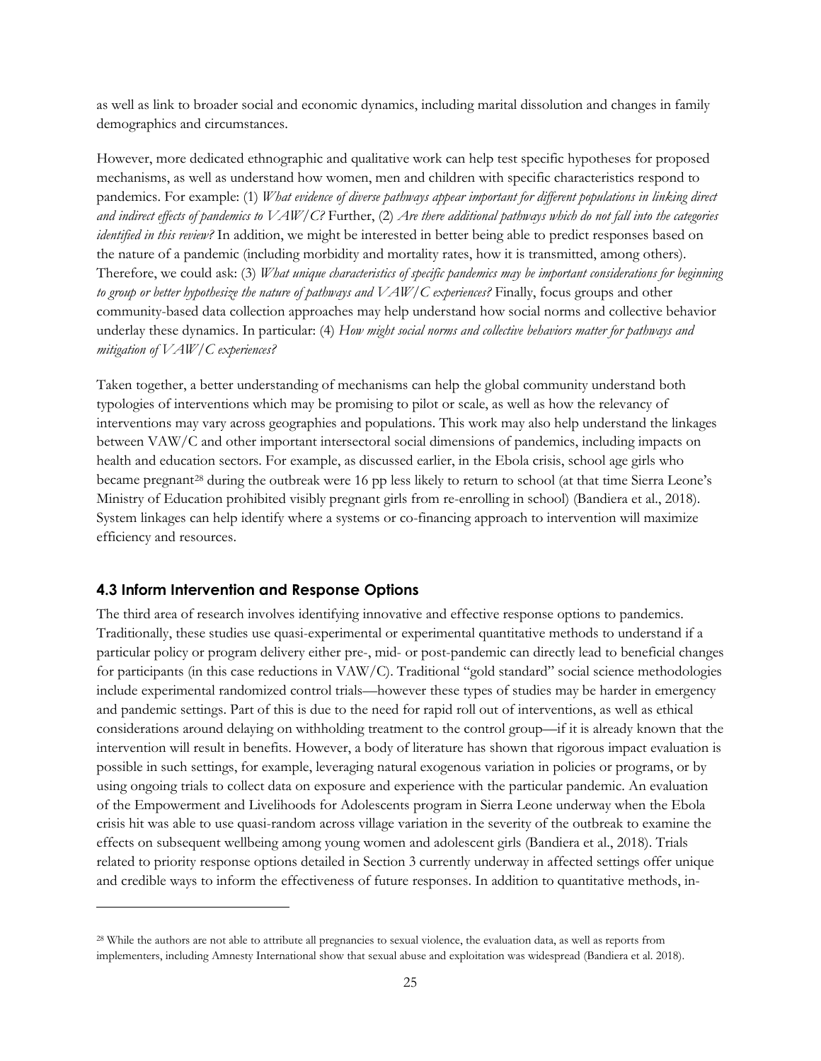as well as link to broader social and economic dynamics, including marital dissolution and changes in family demographics and circumstances.

However, more dedicated ethnographic and qualitative work can help test specific hypotheses for proposed mechanisms, as well as understand how women, men and children with specific characteristics respond to pandemics. For example: (1) *What evidence of diverse pathways appear important for different populations in linking direct and indirect effects of pandemics to VAW/C?* Further, (2) *Are there additional pathways which do not fall into the categories identified in this review?* In addition, we might be interested in better being able to predict responses based on the nature of a pandemic (including morbidity and mortality rates, how it is transmitted, among others). Therefore, we could ask: (3) *What unique characteristics of specific pandemics may be important considerations for beginning to group or better hypothesize the nature of pathways and VAW/C experiences?* Finally, focus groups and other community-based data collection approaches may help understand how social norms and collective behavior underlay these dynamics. In particular: (4) *How might social norms and collective behaviors matter for pathways and mitigation of VAW/C experiences?*

Taken together, a better understanding of mechanisms can help the global community understand both typologies of interventions which may be promising to pilot or scale, as well as how the relevancy of interventions may vary across geographies and populations. This work may also help understand the linkages between VAW/C and other important intersectoral social dimensions of pandemics, including impacts on health and education sectors. For example, as discussed earlier, in the Ebola crisis, school age girls who became pregnant[28] during the outbreak were 16 pp less likely to return to school (at that time Sierra Leone's Ministry of Education prohibited visibly pregnant girls from re-enrolling in school) (Bandiera et al., 2018). System linkages can help identify where a systems or co-financing approach to intervention will maximize efficiency and resources.

### 4.3 Inform Intervention and Response Options

The third area of research involves identifying innovative and effective response options to pandemics. Traditionally, these studies use quasi-experimental or experimental quantitative methods to understand if a particular policy or program delivery either pre-, mid- or post-pandemic can directly lead to beneficial changes for participants (in this case reductions in VAW/C). Traditional "gold standard" social science methodologies include experimental randomized control trials—however these types of studies may be harder in emergency and pandemic settings. Part of this is due to the need for rapid roll out of interventions, as well as ethical considerations around delaying on withholding treatment to the control group—if it is already known that the intervention will result in benefits. However, a body of literature has shown that rigorous impact evaluation is possible in such settings, for example, leveraging natural exogenous variation in policies or programs, or by using ongoing trials to collect data on exposure and experience with the particular pandemic. An evaluation of the Empowerment and Livelihoods for Adolescents program in Sierra Leone underway when the Ebola crisis hit was able to use quasi-random across village variation in the severity of the outbreak to examine the effects on subsequent wellbeing among young women and adolescent girls (Bandiera et al., 2018). Trials related to priority response options detailed in Section 3 currently underway in affected settings offer unique and credible ways to inform the effectiveness of future responses. In addition to quantitative methods, in-

---

[28] While the authors are not able to attribute all pregnancies to sexual violence, the evaluation data, as well as reports from implementers, including Amnesty International show that sexual abuse and exploitation was widespread (Bandiera et al. 2018).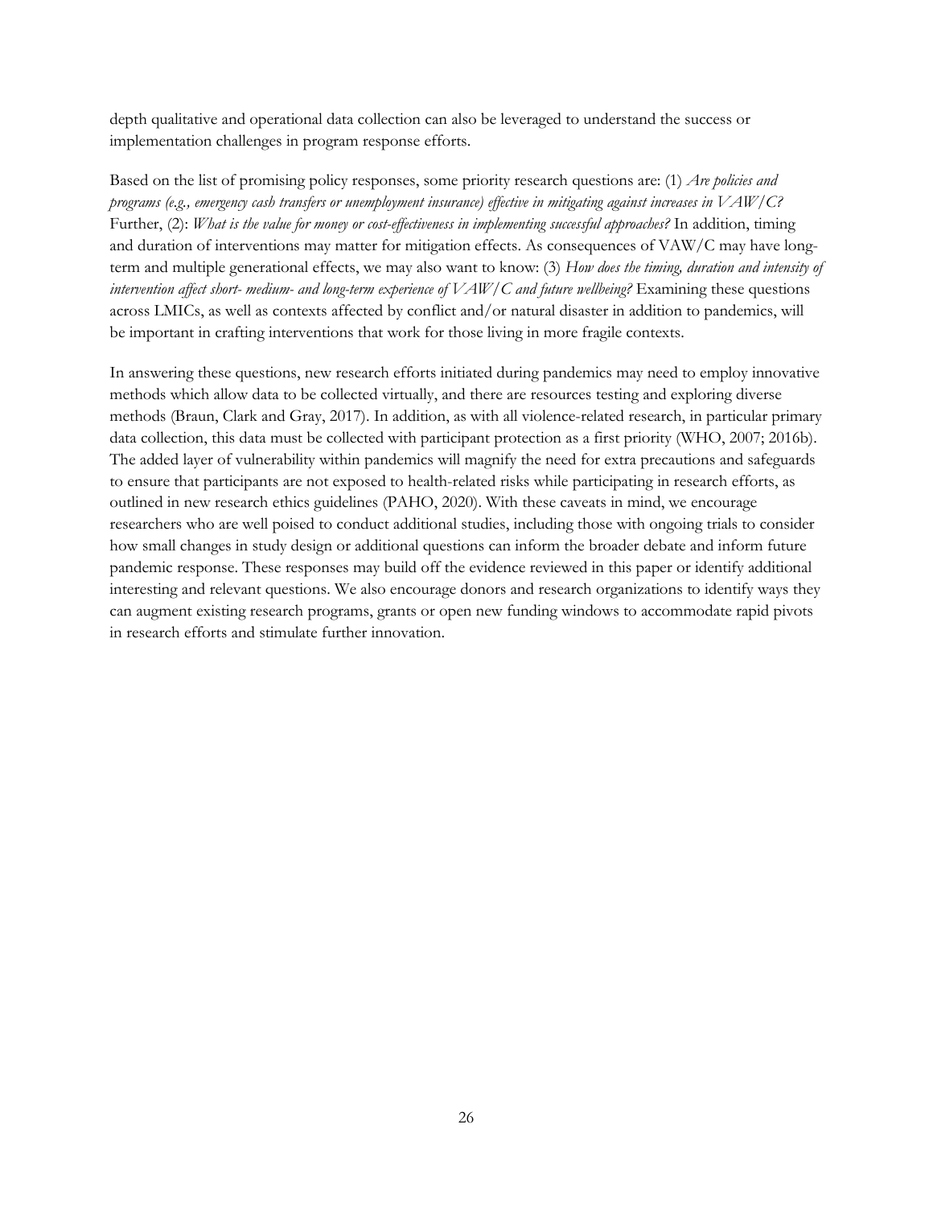depth qualitative and operational data collection can also be leveraged to understand the success or implementation challenges in program response efforts.

Based on the list of promising policy responses, some priority research questions are: (1) *Are policies and programs (e.g., emergency cash transfers or unemployment insurance) effective in mitigating against increases in VAW/C?* Further, (2): *What is the value for money or cost-effectiveness in implementing successful approaches?* In addition, timing and duration of interventions may matter for mitigation effects. As consequences of VAW/C may have long-term and multiple generational effects, we may also want to know: (3) *How does the timing, duration and intensity of intervention affect short- medium- and long-term experience of VAW/C and future wellbeing?* Examining these questions across LMICs, as well as contexts affected by conflict and/or natural disaster in addition to pandemics, will be important in crafting interventions that work for those living in more fragile contexts.

In answering these questions, new research efforts initiated during pandemics may need to employ innovative methods which allow data to be collected virtually, and there are resources testing and exploring diverse methods (Braun, Clark and Gray, 2017). In addition, as with all violence-related research, in particular primary data collection, this data must be collected with participant protection as a first priority (WHO, 2007; 2016b). The added layer of vulnerability within pandemics will magnify the need for extra precautions and safeguards to ensure that participants are not exposed to health-related risks while participating in research efforts, as outlined in new research ethics guidelines (PAHO, 2020). With these caveats in mind, we encourage researchers who are well poised to conduct additional studies, including those with ongoing trials to consider how small changes in study design or additional questions can inform the broader debate and inform future pandemic response. These responses may build off the evidence reviewed in this paper or identify additional interesting and relevant questions. We also encourage donors and research organizations to identify ways they can augment existing research programs, grants or open new funding windows to accommodate rapid pivots in research efforts and stimulate further innovation.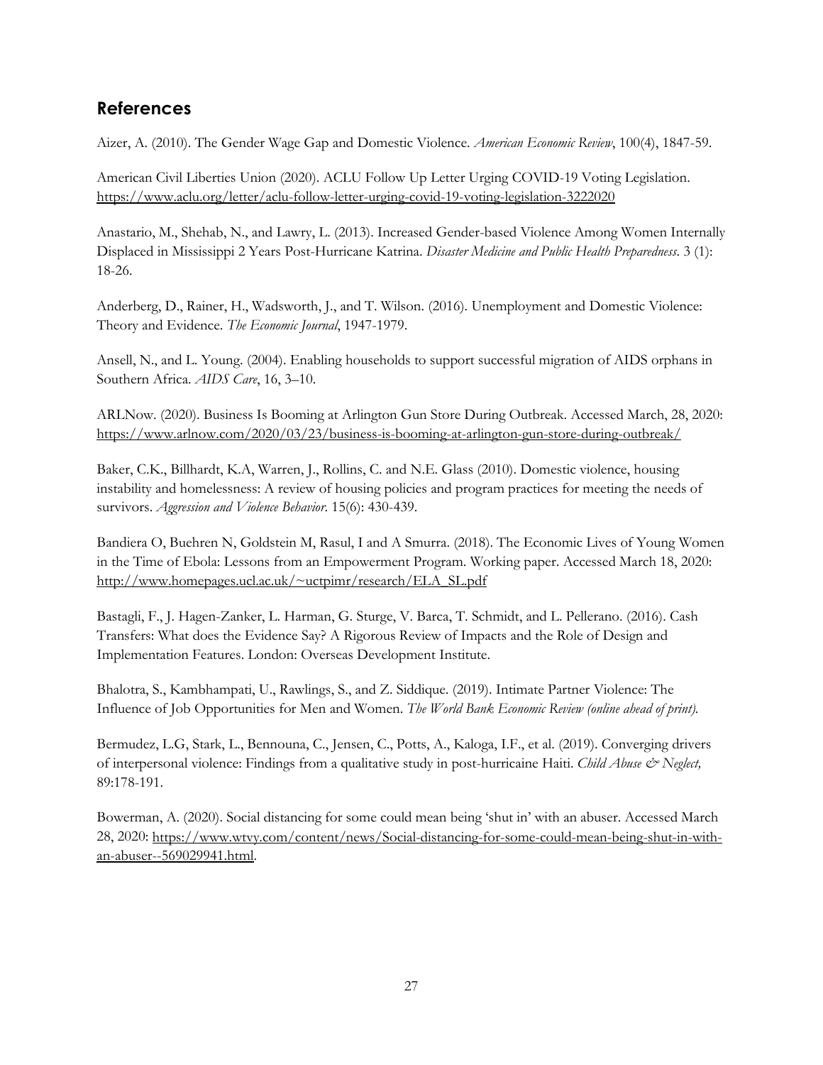## References

Aizer, A. (2010). The Gender Wage Gap and Domestic Violence. *American Economic Review*, 100(4), 1847-59.

American Civil Liberties Union (2020). ACLU Follow Up Letter Urging COVID-19 Voting Legislation. https://www.aclu.org/letter/aclu-follow-letter-urging-covid-19-voting-legislation-3222020

Anastario, M., Shehab, N., and Lawry, L. (2013). Increased Gender-based Violence Among Women Internally Displaced in Mississippi 2 Years Post-Hurricane Katrina. *Disaster Medicine and Public Health Preparedness*. 3 (1): 18-26.

Anderberg, D., Rainer, H., Wadsworth, J., and T. Wilson. (2016). Unemployment and Domestic Violence: Theory and Evidence. *The Economic Journal*, 1947-1979.

Ansell, N., and L. Young. (2004). Enabling households to support successful migration of AIDS orphans in Southern Africa. *AIDS Care*, 16, 3–10.

ARLNow. (2020). Business Is Booming at Arlington Gun Store During Outbreak. Accessed March, 28, 2020: https://www.arlnow.com/2020/03/23/business-is-booming-at-arlington-gun-store-during-outbreak/

Baker, C.K., Billhardt, K.A, Warren, J., Rollins, C. and N.E. Glass (2010). Domestic violence, housing instability and homelessness: A review of housing policies and program practices for meeting the needs of survivors. *Aggression and Violence Behavior*. 15(6): 430-439.

Bandiera O, Buehren N, Goldstein M, Rasul, I and A Smurra. (2018). The Economic Lives of Young Women in the Time of Ebola: Lessons from an Empowerment Program. Working paper. Accessed March 18, 2020: http://www.homepages.ucl.ac.uk/~uctpimr/research/ELA_SL.pdf

Bastagli, F., J. Hagen-Zanker, L. Harman, G. Sturge, V. Barca, T. Schmidt, and L. Pellerano. (2016). Cash Transfers: What does the Evidence Say? A Rigorous Review of Impacts and the Role of Design and Implementation Features. London: Overseas Development Institute.

Bhalotra, S., Kambhampati, U., Rawlings, S., and Z. Siddique. (2019). Intimate Partner Violence: The Influence of Job Opportunities for Men and Women. *The World Bank Economic Review (online ahead of print).*

Bermudez, L.G, Stark, L., Bennouna, C., Jensen, C., Potts, A., Kaloga, I.F., et al. (2019). Converging drivers of interpersonal violence: Findings from a qualitative study in post-hurricaine Haiti. *Child Abuse & Neglect,* 89:178-191.

Bowerman, A. (2020). Social distancing for some could mean being 'shut in' with an abuser. Accessed March 28, 2020: https://www.wtvy.com/content/news/Social-distancing-for-some-could-mean-being-shut-in-with-an-abuser--569029941.html.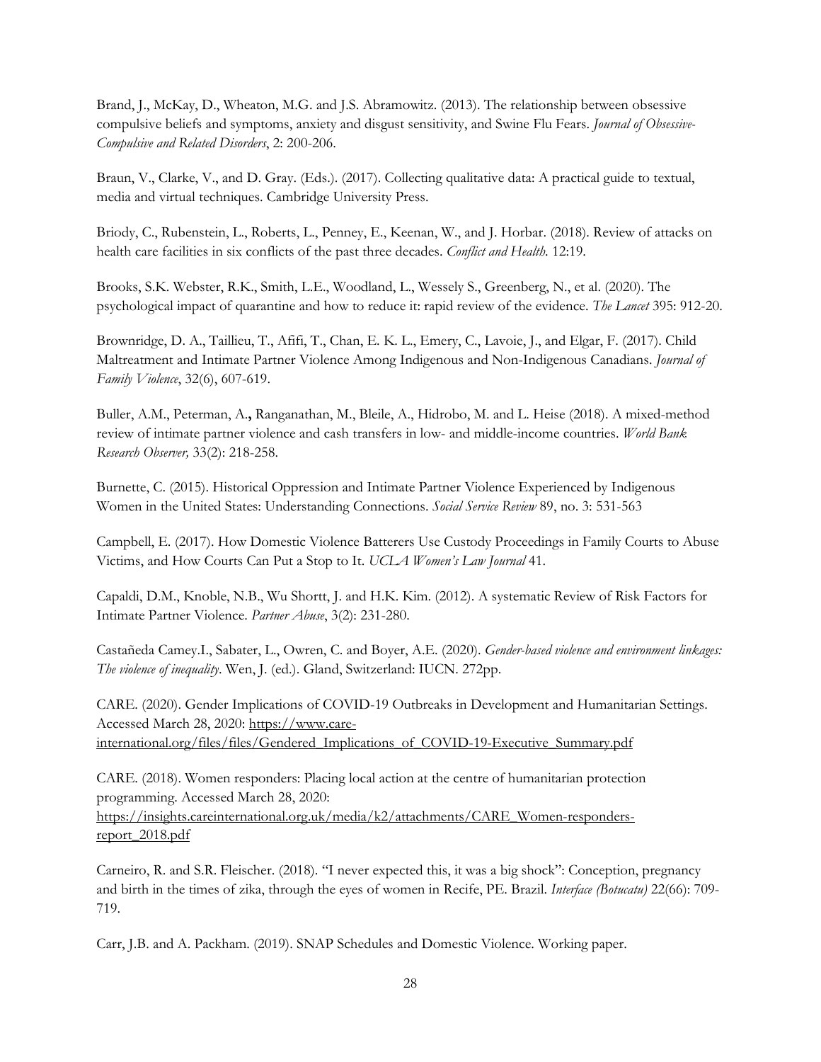Brand, J., McKay, D., Wheaton, M.G. and J.S. Abramowitz. (2013). The relationship between obsessive compulsive beliefs and symptoms, anxiety and disgust sensitivity, and Swine Flu Fears. *Journal of Obsessive-Compulsive and Related Disorders*, 2: 200-206.

Braun, V., Clarke, V., and D. Gray. (Eds.). (2017). Collecting qualitative data: A practical guide to textual, media and virtual techniques. Cambridge University Press.

Briody, C., Rubenstein, L., Roberts, L., Penney, E., Keenan, W., and J. Horbar. (2018). Review of attacks on health care facilities in six conflicts of the past three decades. *Conflict and Health.* 12:19.

Brooks, S.K. Webster, R.K., Smith, L.E., Woodland, L., Wessely S., Greenberg, N., et al. (2020). The psychological impact of quarantine and how to reduce it: rapid review of the evidence. *The Lancet* 395: 912-20.

Brownridge, D. A., Taillieu, T., Afifi, T., Chan, E. K. L., Emery, C., Lavoie, J., and Elgar, F. (2017). Child Maltreatment and Intimate Partner Violence Among Indigenous and Non-Indigenous Canadians. *Journal of Family Violence*, 32(6), 607-619.

Buller, A.M., Peterman, A.**,** Ranganathan, M., Bleile, A., Hidrobo, M. and L. Heise (2018). A mixed-method review of intimate partner violence and cash transfers in low- and middle-income countries. *World Bank Research Observer,* 33(2): 218-258.

Burnette, C. (2015). Historical Oppression and Intimate Partner Violence Experienced by Indigenous Women in the United States: Understanding Connections. *Social Service Review* 89, no. 3: 531-563

Campbell, E. (2017). How Domestic Violence Batterers Use Custody Proceedings in Family Courts to Abuse Victims, and How Courts Can Put a Stop to It. *UCLA Women's Law Journal* 41.

Capaldi, D.M., Knoble, N.B., Wu Shortt, J. and H.K. Kim. (2012). A systematic Review of Risk Factors for Intimate Partner Violence. *Partner Abuse*, 3(2): 231-280.

Castañeda Camey.I., Sabater, L., Owren, C. and Boyer, A.E. (2020). *Gender-based violence and environment linkages: The violence of inequality*. Wen, J. (ed.). Gland, Switzerland: IUCN. 272pp.

CARE. (2020). Gender Implications of COVID-19 Outbreaks in Development and Humanitarian Settings. Accessed March 28, 2020: https://www.care-international.org/files/files/Gendered_Implications_of_COVID-19-Executive_Summary.pdf

CARE. (2018). Women responders: Placing local action at the centre of humanitarian protection programming. Accessed March 28, 2020: https://insights.careinternational.org.uk/media/k2/attachments/CARE_Women-responders-report_2018.pdf

Carneiro, R. and S.R. Fleischer. (2018). "I never expected this, it was a big shock": Conception, pregnancy and birth in the times of zika, through the eyes of women in Recife, PE. Brazil. *Interface (Botucatu)* 22(66): 709-719.

Carr, J.B. and A. Packham. (2019). SNAP Schedules and Domestic Violence. Working paper.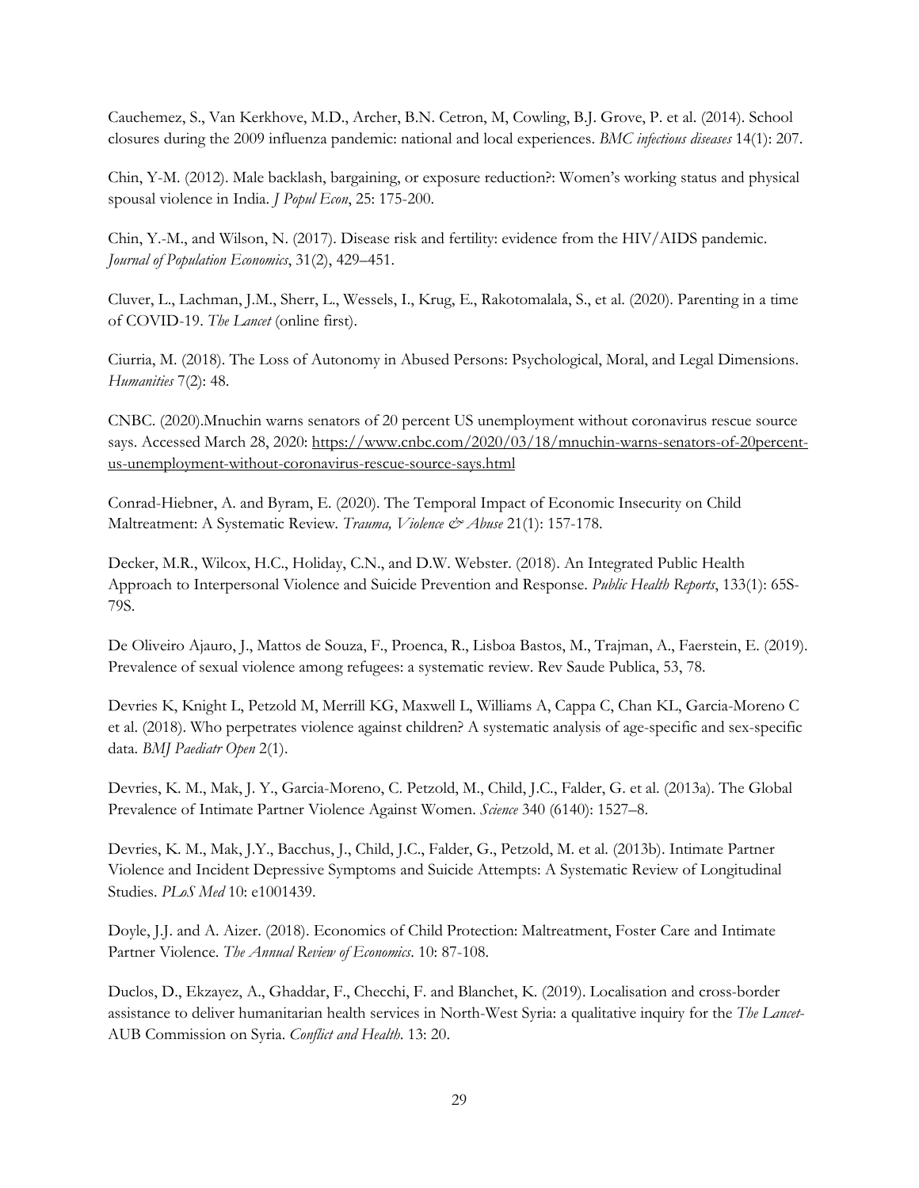Cauchemez, S., Van Kerkhove, M.D., Archer, B.N. Cetron, M, Cowling, B.J. Grove, P. et al. (2014). School closures during the 2009 influenza pandemic: national and local experiences. *BMC infectious diseases* 14(1): 207.

Chin, Y-M. (2012). Male backlash, bargaining, or exposure reduction?: Women's working status and physical spousal violence in India. *J Popul Econ*, 25: 175-200.

Chin, Y.-M., and Wilson, N. (2017). Disease risk and fertility: evidence from the HIV/AIDS pandemic. *Journal of Population Economics*, 31(2), 429–451.

Cluver, L., Lachman, J.M., Sherr, L., Wessels, I., Krug, E., Rakotomalala, S., et al. (2020). Parenting in a time of COVID-19. *The Lancet* (online first).

Ciurria, M. (2018). The Loss of Autonomy in Abused Persons: Psychological, Moral, and Legal Dimensions. *Humanities* 7(2): 48.

CNBC. (2020).Mnuchin warns senators of 20 percent US unemployment without coronavirus rescue source says. Accessed March 28, 2020: https://www.cnbc.com/2020/03/18/mnuchin-warns-senators-of-20percent-us-unemployment-without-coronavirus-rescue-source-says.html

Conrad-Hiebner, A. and Byram, E. (2020). The Temporal Impact of Economic Insecurity on Child Maltreatment: A Systematic Review. *Trauma, Violence & Abuse* 21(1): 157-178.

Decker, M.R., Wilcox, H.C., Holiday, C.N., and D.W. Webster. (2018). An Integrated Public Health Approach to Interpersonal Violence and Suicide Prevention and Response. *Public Health Reports*, 133(1): 65S-79S.

De Oliveiro Ajauro, J., Mattos de Souza, F., Proenca, R., Lisboa Bastos, M., Trajman, A., Faerstein, E. (2019). Prevalence of sexual violence among refugees: a systematic review. Rev Saude Publica, 53, 78.

Devries K, Knight L, Petzold M, Merrill KG, Maxwell L, Williams A, Cappa C, Chan KL, Garcia-Moreno C et al. (2018). Who perpetrates violence against children? A systematic analysis of age-specific and sex-specific data. *BMJ Paediatr Open* 2(1).

Devries, K. M., Mak, J. Y., Garcia-Moreno, C. Petzold, M., Child, J.C., Falder, G. et al. (2013a). The Global Prevalence of Intimate Partner Violence Against Women. *Science* 340 (6140): 1527–8.

Devries, K. M., Mak, J.Y., Bacchus, J., Child, J.C., Falder, G., Petzold, M. et al. (2013b). Intimate Partner Violence and Incident Depressive Symptoms and Suicide Attempts: A Systematic Review of Longitudinal Studies. *PLoS Med* 10: e1001439.

Doyle, J.J. and A. Aizer. (2018). Economics of Child Protection: Maltreatment, Foster Care and Intimate Partner Violence. *The Annual Review of Economics*. 10: 87-108.

Duclos, D., Ekzayez, A., Ghaddar, F., Checchi, F. and Blanchet, K. (2019). Localisation and cross-border assistance to deliver humanitarian health services in North-West Syria: a qualitative inquiry for the *The Lancet*-AUB Commission on Syria. *Conflict and Health*. 13: 20.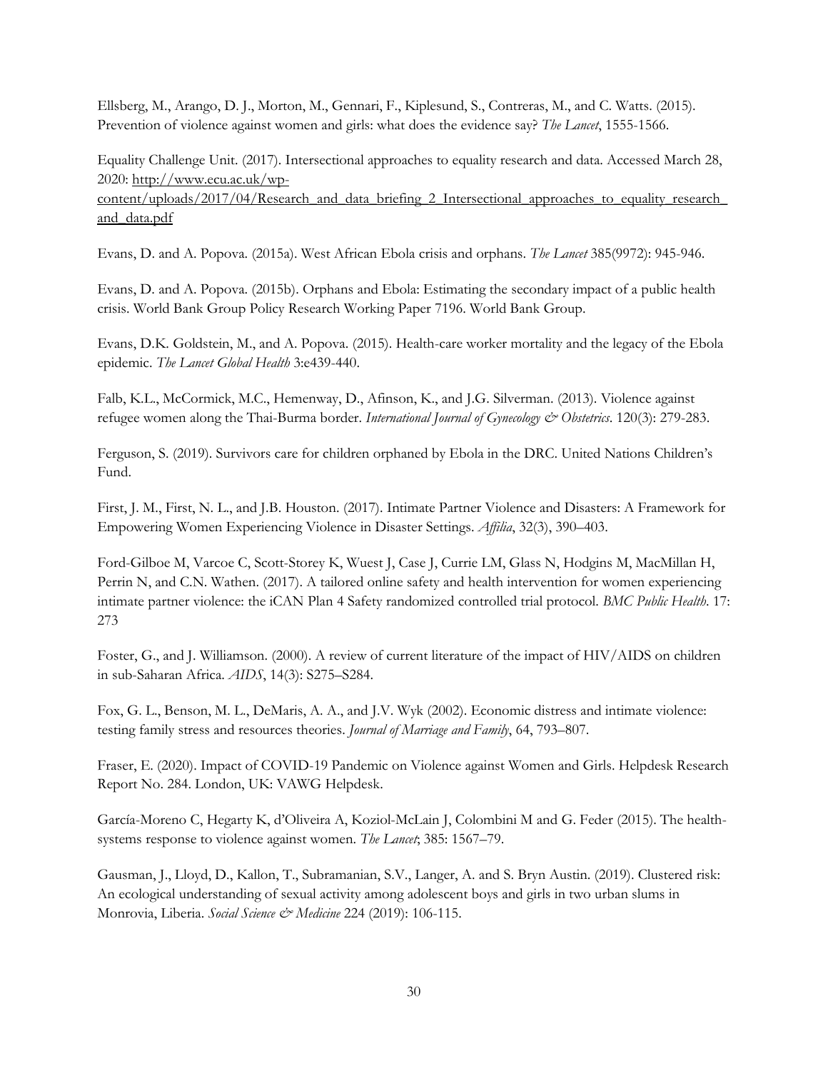Ellsberg, M., Arango, D. J., Morton, M., Gennari, F., Kiplesund, S., Contreras, M., and C. Watts. (2015). Prevention of violence against women and girls: what does the evidence say? *The Lancet*, 1555-1566.

Equality Challenge Unit. (2017). Intersectional approaches to equality research and data. Accessed March 28, 2020: http://www.ecu.ac.uk/wp-content/uploads/2017/04/Research_and_data_briefing_2_Intersectional_approaches_to_equality_research_and_data.pdf

Evans, D. and A. Popova. (2015a). West African Ebola crisis and orphans. *The Lancet* 385(9972): 945-946.

Evans, D. and A. Popova. (2015b). Orphans and Ebola: Estimating the secondary impact of a public health crisis. World Bank Group Policy Research Working Paper 7196. World Bank Group.

Evans, D.K. Goldstein, M., and A. Popova. (2015). Health-care worker mortality and the legacy of the Ebola epidemic. *The Lancet Global Health* 3:e439-440.

Falb, K.L., McCormick, M.C., Hemenway, D., Afinson, K., and J.G. Silverman. (2013). Violence against refugee women along the Thai-Burma border. *International Journal of Gynecology & Obstetrics*. 120(3): 279-283.

Ferguson, S. (2019). Survivors care for children orphaned by Ebola in the DRC. United Nations Children's Fund.

First, J. M., First, N. L., and J.B. Houston. (2017). Intimate Partner Violence and Disasters: A Framework for Empowering Women Experiencing Violence in Disaster Settings. *Affilia*, 32(3), 390–403.

Ford-Gilboe M, Varcoe C, Scott-Storey K, Wuest J, Case J, Currie LM, Glass N, Hodgins M, MacMillan H, Perrin N, and C.N. Wathen. (2017). A tailored online safety and health intervention for women experiencing intimate partner violence: the iCAN Plan 4 Safety randomized controlled trial protocol. *BMC Public Health*. 17: 273

Foster, G., and J. Williamson. (2000). A review of current literature of the impact of HIV/AIDS on children in sub-Saharan Africa. *AIDS*, 14(3): S275–S284.

Fox, G. L., Benson, M. L., DeMaris, A. A., and J.V. Wyk (2002). Economic distress and intimate violence: testing family stress and resources theories. *Journal of Marriage and Family*, 64, 793–807.

Fraser, E. (2020). Impact of COVID-19 Pandemic on Violence against Women and Girls. Helpdesk Research Report No. 284. London, UK: VAWG Helpdesk.

García-Moreno C, Hegarty K, d'Oliveira A, Koziol-McLain J, Colombini M and G. Feder (2015). The health-systems response to violence against women. *The Lancet*; 385: 1567–79.

Gausman, J., Lloyd, D., Kallon, T., Subramanian, S.V., Langer, A. and S. Bryn Austin. (2019). Clustered risk: An ecological understanding of sexual activity among adolescent boys and girls in two urban slums in Monrovia, Liberia. *Social Science & Medicine* 224 (2019): 106-115.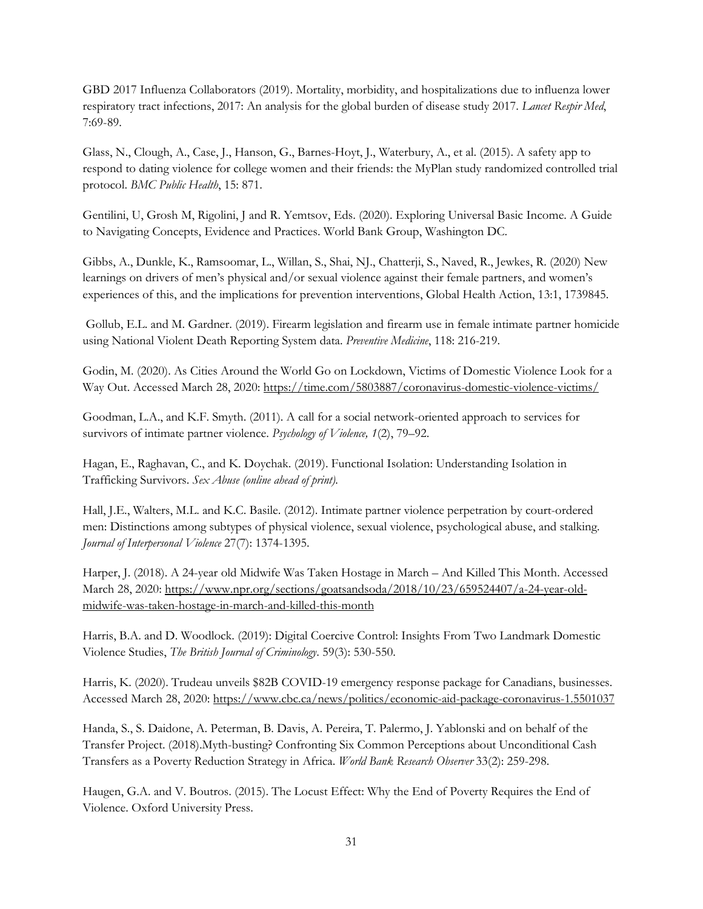GBD 2017 Influenza Collaborators (2019). Mortality, morbidity, and hospitalizations due to influenza lower respiratory tract infections, 2017: An analysis for the global burden of disease study 2017. *Lancet Respir Med*, 7:69-89.

Glass, N., Clough, A., Case, J., Hanson, G., Barnes-Hoyt, J., Waterbury, A., et al. (2015). A safety app to respond to dating violence for college women and their friends: the MyPlan study randomized controlled trial protocol. *BMC Public Health*, 15: 871.

Gentilini, U, Grosh M, Rigolini, J and R. Yemtsov, Eds. (2020). Exploring Universal Basic Income. A Guide to Navigating Concepts, Evidence and Practices. World Bank Group, Washington DC.

Gibbs, A., Dunkle, K., Ramsoomar, L., Willan, S., Shai, NJ., Chatterji, S., Naved, R., Jewkes, R. (2020) New learnings on drivers of men's physical and/or sexual violence against their female partners, and women's experiences of this, and the implications for prevention interventions, Global Health Action, 13:1, 1739845.

Gollub, E.L. and M. Gardner. (2019). Firearm legislation and firearm use in female intimate partner homicide using National Violent Death Reporting System data. *Preventive Medicine*, 118: 216-219.

Godin, M. (2020). As Cities Around the World Go on Lockdown, Victims of Domestic Violence Look for a Way Out. Accessed March 28, 2020: https://time.com/5803887/coronavirus-domestic-violence-victims/

Goodman, L.A., and K.F. Smyth. (2011). A call for a social network-oriented approach to services for survivors of intimate partner violence. *Psychology of Violence, 1*(2), 79–92.

Hagan, E., Raghavan, C., and K. Doychak. (2019). Functional Isolation: Understanding Isolation in Trafficking Survivors. *Sex Abuse (online ahead of print).*

Hall, J.E., Walters, M.L. and K.C. Basile. (2012). Intimate partner violence perpetration by court-ordered men: Distinctions among subtypes of physical violence, sexual violence, psychological abuse, and stalking. *Journal of Interpersonal Violence* 27(7): 1374-1395.

Harper, J. (2018). A 24-year old Midwife Was Taken Hostage in March – And Killed This Month. Accessed March 28, 2020: https://www.npr.org/sections/goatsandsoda/2018/10/23/659524407/a-24-year-old-midwife-was-taken-hostage-in-march-and-killed-this-month

Harris, B.A. and D. Woodlock. (2019): Digital Coercive Control: Insights From Two Landmark Domestic Violence Studies, *The British Journal of Criminology*. 59(3): 530-550.

Harris, K. (2020). Trudeau unveils $82B COVID-19 emergency response package for Canadians, businesses. Accessed March 28, 2020: https://www.cbc.ca/news/politics/economic-aid-package-coronavirus-1.5501037

Handa, S., S. Daidone, A. Peterman, B. Davis, A. Pereira, T. Palermo, J. Yablonski and on behalf of the Transfer Project. (2018).Myth-busting? Confronting Six Common Perceptions about Unconditional Cash Transfers as a Poverty Reduction Strategy in Africa. *World Bank Research Observer* 33(2): 259-298.

Haugen, G.A. and V. Boutros. (2015). The Locust Effect: Why the End of Poverty Requires the End of Violence. Oxford University Press.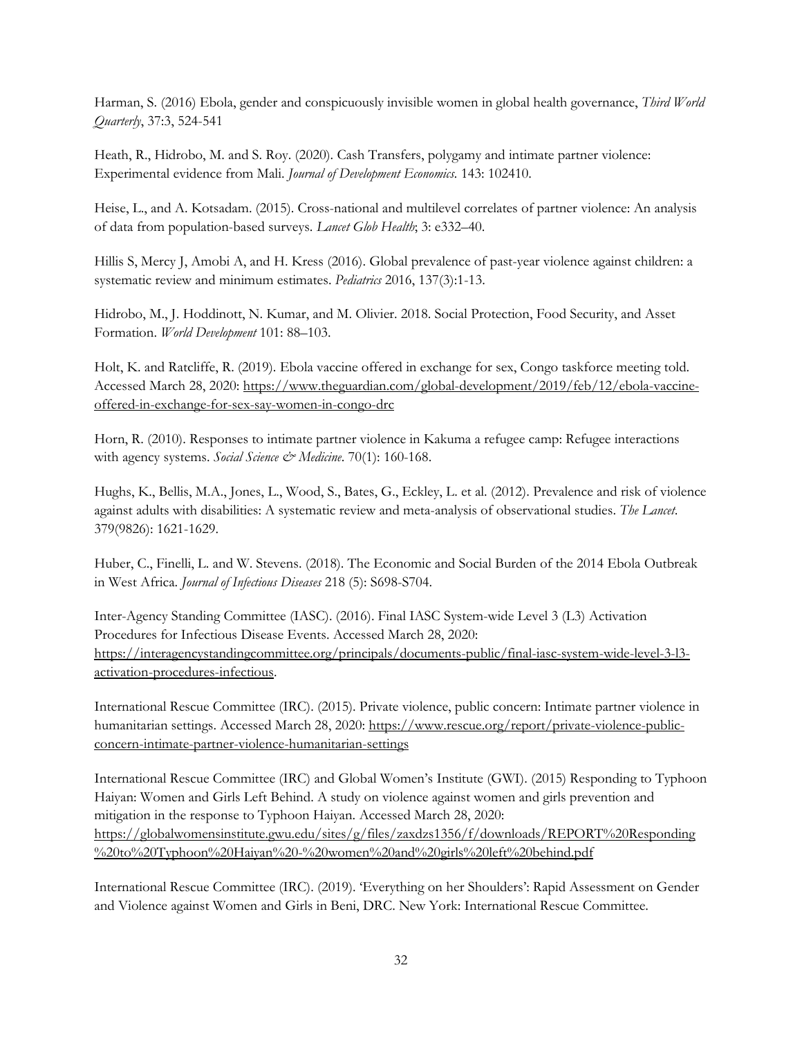Harman, S. (2016) Ebola, gender and conspicuously invisible women in global health governance, *Third World Quarterly*, 37:3, 524-541

Heath, R., Hidrobo, M. and S. Roy. (2020). Cash Transfers, polygamy and intimate partner violence: Experimental evidence from Mali. *Journal of Development Economics*. 143: 102410.

Heise, L., and A. Kotsadam. (2015). Cross-national and multilevel correlates of partner violence: An analysis of data from population-based surveys. *Lancet Glob Health*; 3: e332–40.

Hillis S, Mercy J, Amobi A, and H. Kress (2016). Global prevalence of past-year violence against children: a systematic review and minimum estimates. *Pediatrics* 2016, 137(3):1-13.

Hidrobo, M., J. Hoddinott, N. Kumar, and M. Olivier. 2018. Social Protection, Food Security, and Asset Formation. *World Development* 101: 88–103.

Holt, K. and Ratcliffe, R. (2019). Ebola vaccine offered in exchange for sex, Congo taskforce meeting told. Accessed March 28, 2020: https://www.theguardian.com/global-development/2019/feb/12/ebola-vaccine-offered-in-exchange-for-sex-say-women-in-congo-drc

Horn, R. (2010). Responses to intimate partner violence in Kakuma a refugee camp: Refugee interactions with agency systems. *Social Science & Medicine*. 70(1): 160-168.

Hughs, K., Bellis, M.A., Jones, L., Wood, S., Bates, G., Eckley, L. et al. (2012). Prevalence and risk of violence against adults with disabilities: A systematic review and meta-analysis of observational studies. *The Lancet*. 379(9826): 1621-1629.

Huber, C., Finelli, L. and W. Stevens. (2018). The Economic and Social Burden of the 2014 Ebola Outbreak in West Africa. *Journal of Infectious Diseases* 218 (5): S698-S704.

Inter-Agency Standing Committee (IASC). (2016). Final IASC System-wide Level 3 (L3) Activation Procedures for Infectious Disease Events. Accessed March 28, 2020: https://interagencystandingcommittee.org/principals/documents-public/final-iasc-system-wide-level-3-l3-activation-procedures-infectious.

International Rescue Committee (IRC). (2015). Private violence, public concern: Intimate partner violence in humanitarian settings. Accessed March 28, 2020: https://www.rescue.org/report/private-violence-public-concern-intimate-partner-violence-humanitarian-settings

International Rescue Committee (IRC) and Global Women's Institute (GWI). (2015) Responding to Typhoon Haiyan: Women and Girls Left Behind. A study on violence against women and girls prevention and mitigation in the response to Typhoon Haiyan. Accessed March 28, 2020: https://globalwomensinstitute.gwu.edu/sites/g/files/zaxdzs1356/f/downloads/REPORT%20Responding%20to%20Typhoon%20Haiyan%20-%20women%20and%20girls%20left%20behind.pdf

International Rescue Committee (IRC). (2019). 'Everything on her Shoulders': Rapid Assessment on Gender and Violence against Women and Girls in Beni, DRC. New York: International Rescue Committee.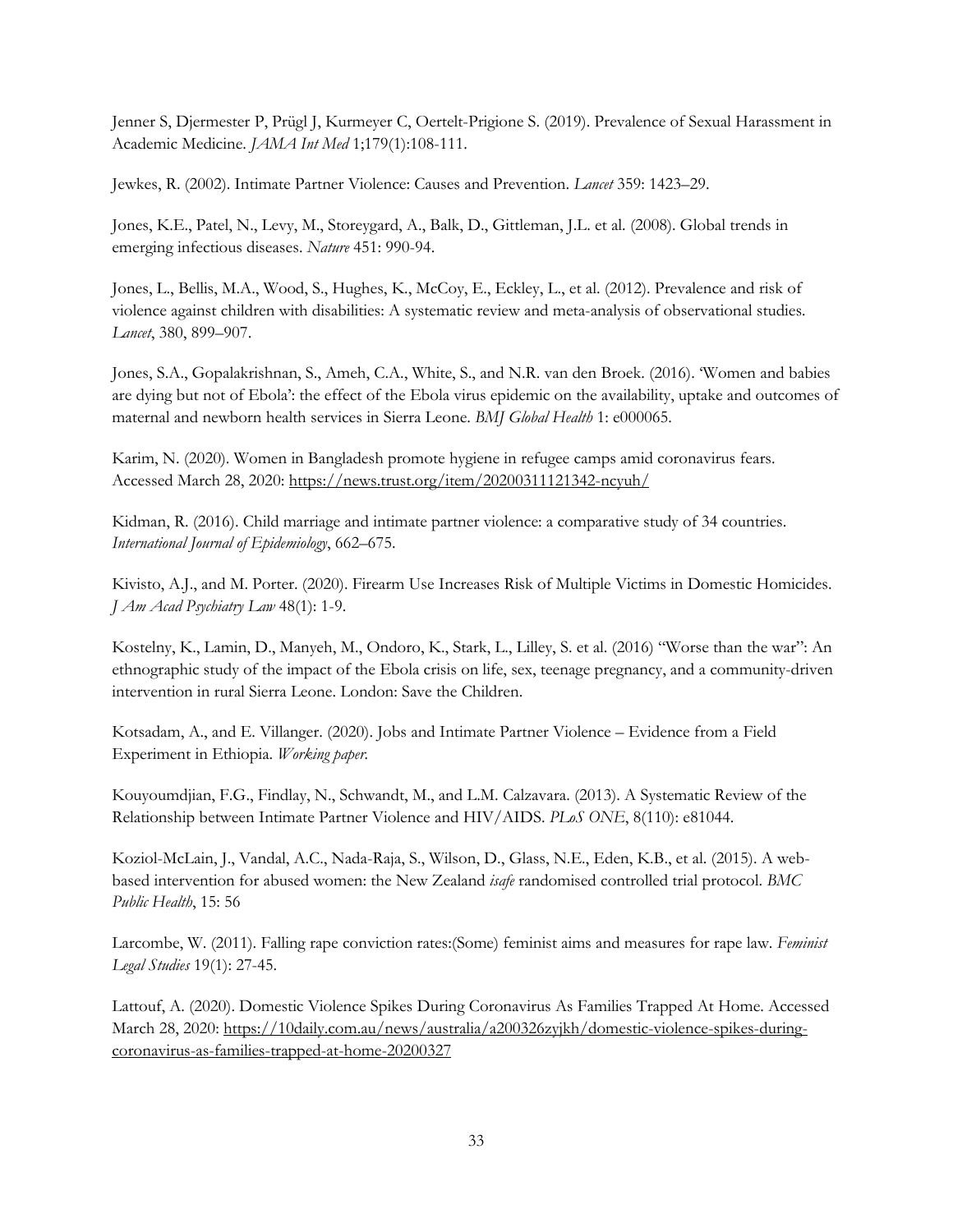Jenner S, Djermester P, Prügl J, Kurmeyer C, Oertelt-Prigione S. (2019). Prevalence of Sexual Harassment in Academic Medicine. *JAMA Int Med* 1;179(1):108-111.

Jewkes, R. (2002). Intimate Partner Violence: Causes and Prevention. *Lancet* 359: 1423–29.

Jones, K.E., Patel, N., Levy, M., Storeygard, A., Balk, D., Gittleman, J.L. et al. (2008). Global trends in emerging infectious diseases. *Nature* 451: 990-94.

Jones, L., Bellis, M.A., Wood, S., Hughes, K., McCoy, E., Eckley, L., et al. (2012). Prevalence and risk of violence against children with disabilities: A systematic review and meta-analysis of observational studies. *Lancet*, 380, 899–907.

Jones, S.A., Gopalakrishnan, S., Ameh, C.A., White, S., and N.R. van den Broek. (2016). 'Women and babies are dying but not of Ebola': the effect of the Ebola virus epidemic on the availability, uptake and outcomes of maternal and newborn health services in Sierra Leone. *BMJ Global Health* 1: e000065.

Karim, N. (2020). Women in Bangladesh promote hygiene in refugee camps amid coronavirus fears. Accessed March 28, 2020: https://news.trust.org/item/20200311121342-ncyuh/

Kidman, R. (2016). Child marriage and intimate partner violence: a comparative study of 34 countries. *International Journal of Epidemiology*, 662–675.

Kivisto, A.J., and M. Porter. (2020). Firearm Use Increases Risk of Multiple Victims in Domestic Homicides. *J Am Acad Psychiatry Law* 48(1): 1-9.

Kostelny, K., Lamin, D., Manyeh, M., Ondoro, K., Stark, L., Lilley, S. et al. (2016) "Worse than the war": An ethnographic study of the impact of the Ebola crisis on life, sex, teenage pregnancy, and a community-driven intervention in rural Sierra Leone. London: Save the Children.

Kotsadam, A., and E. Villanger. (2020). Jobs and Intimate Partner Violence – Evidence from a Field Experiment in Ethiopia. *Working paper*.

Kouyoumdjian, F.G., Findlay, N., Schwandt, M., and L.M. Calzavara. (2013). A Systematic Review of the Relationship between Intimate Partner Violence and HIV/AIDS. *PLoS ONE*, 8(110): e81044.

Koziol-McLain, J., Vandal, A.C., Nada-Raja, S., Wilson, D., Glass, N.E., Eden, K.B., et al. (2015). A web-based intervention for abused women: the New Zealand *isafe* randomised controlled trial protocol. *BMC Public Health*, 15: 56

Larcombe, W. (2011). Falling rape conviction rates:(Some) feminist aims and measures for rape law. *Feminist Legal Studies* 19(1): 27-45.

Lattouf, A. (2020). Domestic Violence Spikes During Coronavirus As Families Trapped At Home. Accessed March 28, 2020: https://10daily.com.au/news/australia/a200326zyjkh/domestic-violence-spikes-during-coronavirus-as-families-trapped-at-home-20200327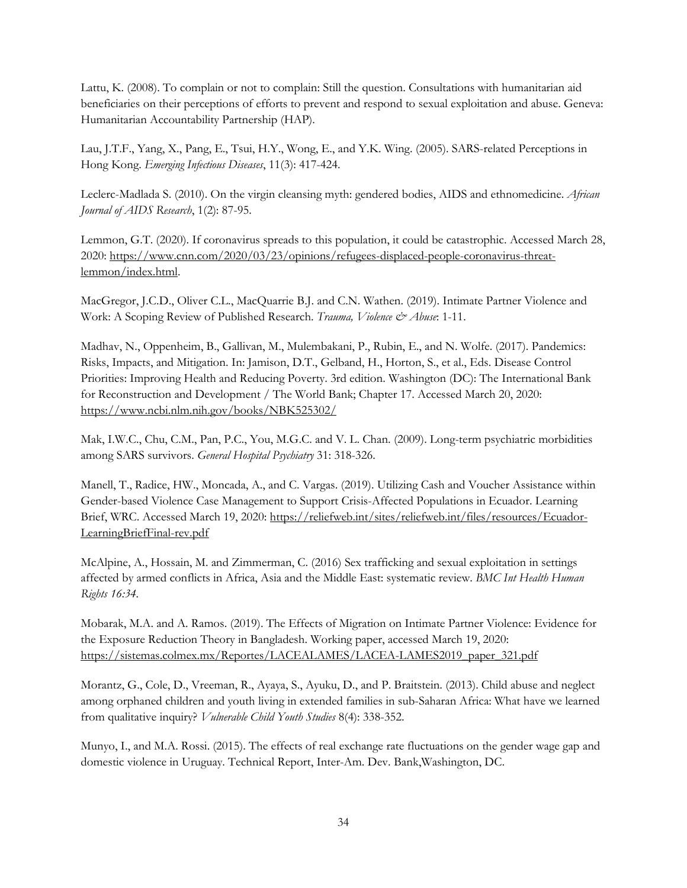Lattu, K. (2008). To complain or not to complain: Still the question. Consultations with humanitarian aid beneficiaries on their perceptions of efforts to prevent and respond to sexual exploitation and abuse. Geneva: Humanitarian Accountability Partnership (HAP).

Lau, J.T.F., Yang, X., Pang, E., Tsui, H.Y., Wong, E., and Y.K. Wing. (2005). SARS-related Perceptions in Hong Kong. *Emerging Infectious Diseases*, 11(3): 417-424.

Leclerc-Madlada S. (2010). On the virgin cleansing myth: gendered bodies, AIDS and ethnomedicine. *African Journal of AIDS Research*, 1(2): 87-95.

Lemmon, G.T. (2020). If coronavirus spreads to this population, it could be catastrophic. Accessed March 28, 2020: https://www.cnn.com/2020/03/23/opinions/refugees-displaced-people-coronavirus-threat-lemmon/index.html.

MacGregor, J.C.D., Oliver C.L., MacQuarrie B.J. and C.N. Wathen. (2019). Intimate Partner Violence and Work: A Scoping Review of Published Research. *Trauma, Violence & Abuse*: 1-11.

Madhav, N., Oppenheim, B., Gallivan, M., Mulembakani, P., Rubin, E., and N. Wolfe. (2017). Pandemics: Risks, Impacts, and Mitigation. In: Jamison, D.T., Gelband, H., Horton, S., et al., Eds. Disease Control Priorities: Improving Health and Reducing Poverty. 3rd edition. Washington (DC): The International Bank for Reconstruction and Development / The World Bank; Chapter 17. Accessed March 20, 2020: https://www.ncbi.nlm.nih.gov/books/NBK525302/

Mak, I.W.C., Chu, C.M., Pan, P.C., You, M.G.C. and V. L. Chan. (2009). Long-term psychiatric morbidities among SARS survivors. *General Hospital Psychiatry* 31: 318-326.

Manell, T., Radice, HW., Moncada, A., and C. Vargas. (2019). Utilizing Cash and Voucher Assistance within Gender-based Violence Case Management to Support Crisis-Affected Populations in Ecuador. Learning Brief, WRC. Accessed March 19, 2020: https://reliefweb.int/sites/reliefweb.int/files/resources/Ecuador-LearningBriefFinal-rev.pdf

McAlpine, A., Hossain, M. and Zimmerman, C. (2016) Sex trafficking and sexual exploitation in settings affected by armed conflicts in Africa, Asia and the Middle East: systematic review. *BMC Int Health Human Rights 16:34*.

Mobarak, M.A. and A. Ramos. (2019). The Effects of Migration on Intimate Partner Violence: Evidence for the Exposure Reduction Theory in Bangladesh. Working paper, accessed March 19, 2020: https://sistemas.colmex.mx/Reportes/LACEALAMES/LACEA-LAMES2019_paper_321.pdf

Morantz, G., Cole, D., Vreeman, R., Ayaya, S., Ayuku, D., and P. Braitstein. (2013). Child abuse and neglect among orphaned children and youth living in extended families in sub-Saharan Africa: What have we learned from qualitative inquiry? *Vulnerable Child Youth Studies* 8(4): 338-352.

Munyo, I., and M.A. Rossi. (2015). The effects of real exchange rate fluctuations on the gender wage gap and domestic violence in Uruguay. Technical Report, Inter-Am. Dev. Bank,Washington, DC.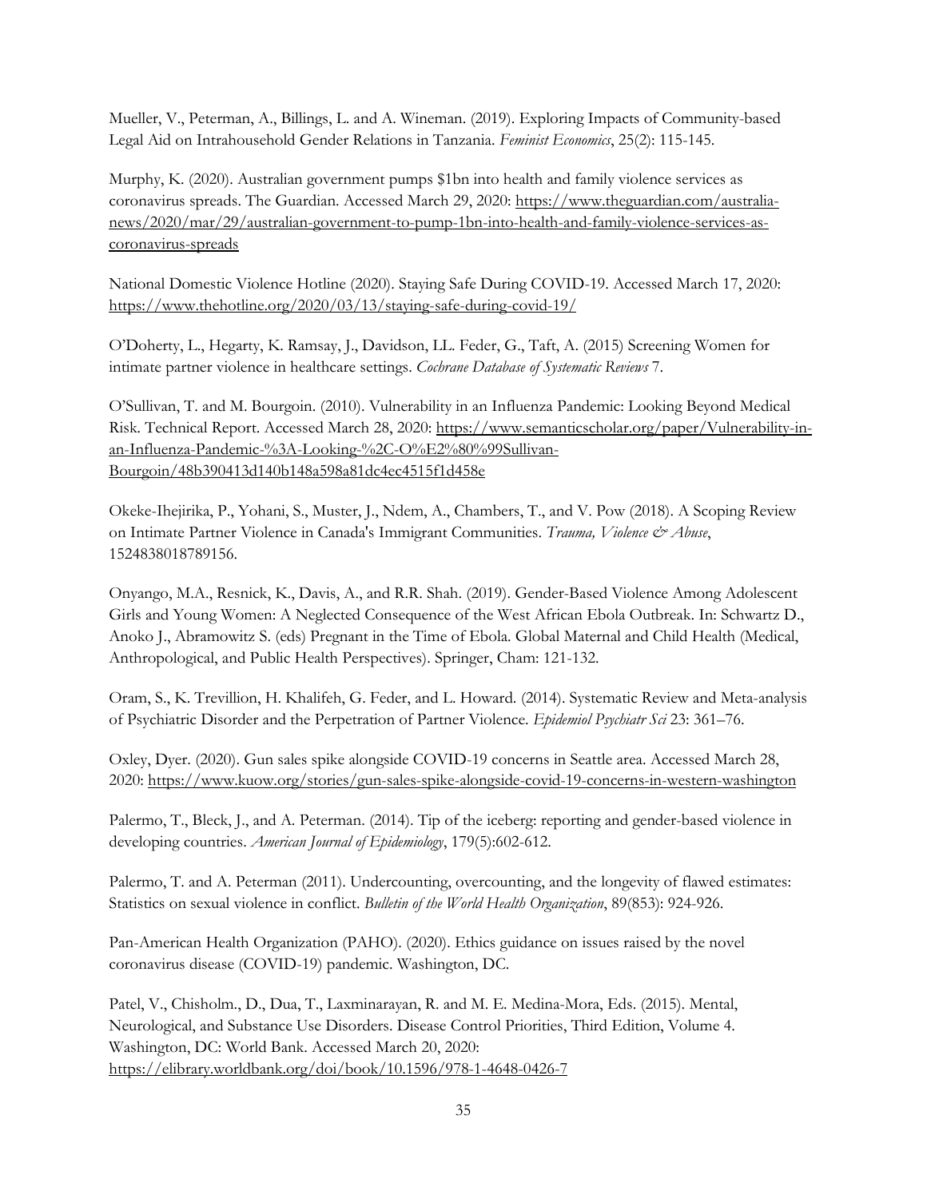Mueller, V., Peterman, A., Billings, L. and A. Wineman. (2019). Exploring Impacts of Community-based Legal Aid on Intrahousehold Gender Relations in Tanzania. *Feminist Economics*, 25(2): 115-145.

Murphy, K. (2020). Australian government pumps $1bn into health and family violence services as coronavirus spreads. The Guardian. Accessed March 29, 2020: https://www.theguardian.com/australia-news/2020/mar/29/australian-government-to-pump-1bn-into-health-and-family-violence-services-as-coronavirus-spreads

National Domestic Violence Hotline (2020). Staying Safe During COVID-19. Accessed March 17, 2020: https://www.thehotline.org/2020/03/13/staying-safe-during-covid-19/

O'Doherty, L., Hegarty, K. Ramsay, J., Davidson, LL. Feder, G., Taft, A. (2015) Screening Women for intimate partner violence in healthcare settings. *Cochrane Database of Systematic Reviews* 7.

O'Sullivan, T. and M. Bourgoin. (2010). Vulnerability in an Influenza Pandemic: Looking Beyond Medical Risk. Technical Report. Accessed March 28, 2020: https://www.semanticscholar.org/paper/Vulnerability-in-an-Influenza-Pandemic-%3A-Looking-%2C-O%E2%80%99Sullivan-Bourgoin/48b390413d140b148a598a81dc4ec4515f1d458e

Okeke-Ihejirika, P., Yohani, S., Muster, J., Ndem, A., Chambers, T., and V. Pow (2018). A Scoping Review on Intimate Partner Violence in Canada's Immigrant Communities. *Trauma, Violence & Abuse*, 1524838018789156.

Onyango, M.A., Resnick, K., Davis, A., and R.R. Shah. (2019). Gender-Based Violence Among Adolescent Girls and Young Women: A Neglected Consequence of the West African Ebola Outbreak. In: Schwartz D., Anoko J., Abramowitz S. (eds) Pregnant in the Time of Ebola. Global Maternal and Child Health (Medical, Anthropological, and Public Health Perspectives). Springer, Cham: 121-132.

Oram, S., K. Trevillion, H. Khalifeh, G. Feder, and L. Howard. (2014). Systematic Review and Meta-analysis of Psychiatric Disorder and the Perpetration of Partner Violence. *Epidemiol Psychiatr Sci* 23: 361–76.

Oxley, Dyer. (2020). Gun sales spike alongside COVID-19 concerns in Seattle area. Accessed March 28, 2020: https://www.kuow.org/stories/gun-sales-spike-alongside-covid-19-concerns-in-western-washington

Palermo, T., Bleck, J., and A. Peterman. (2014). Tip of the iceberg: reporting and gender-based violence in developing countries. *American Journal of Epidemiology*, 179(5):602-612.

Palermo, T. and A. Peterman (2011). Undercounting, overcounting, and the longevity of flawed estimates: Statistics on sexual violence in conflict. *Bulletin of the World Health Organization*, 89(853): 924-926.

Pan-American Health Organization (PAHO). (2020). Ethics guidance on issues raised by the novel coronavirus disease (COVID-19) pandemic. Washington, DC.

Patel, V., Chisholm., D., Dua, T., Laxminarayan, R. and M. E. Medina-Mora, Eds. (2015). Mental, Neurological, and Substance Use Disorders. Disease Control Priorities, Third Edition, Volume 4. Washington, DC: World Bank. Accessed March 20, 2020: https://elibrary.worldbank.org/doi/book/10.1596/978-1-4648-0426-7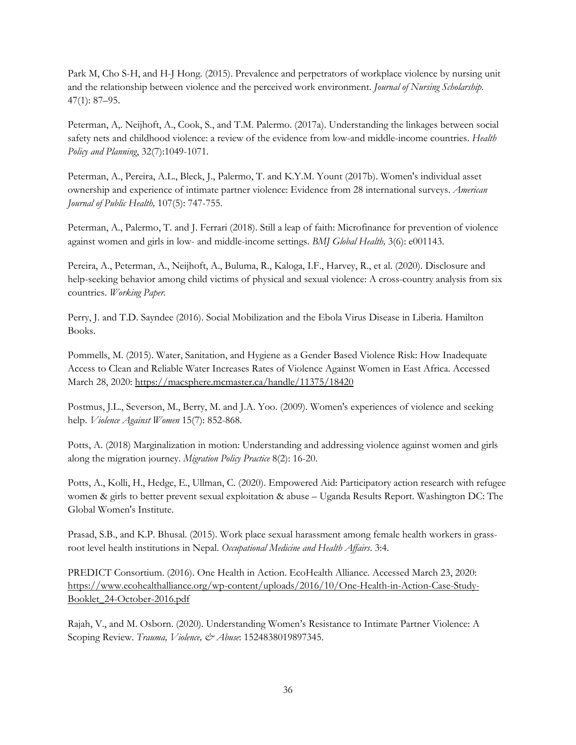Park M, Cho S-H, and H-J Hong. (2015). Prevalence and perpetrators of workplace violence by nursing unit and the relationship between violence and the perceived work environment. *Journal of Nursing Scholarship*. 47(1): 87–95.

Peterman, A,. Neijhoft, A., Cook, S., and T.M. Palermo. (2017a). Understanding the linkages between social safety nets and childhood violence: a review of the evidence from low-and middle-income countries. *Health Policy and Planning*, 32(7):1049-1071.

Peterman, A., Pereira, A.L., Bleck, J., Palermo, T. and K.Y.M. Yount (2017b). Women's individual asset ownership and experience of intimate partner violence: Evidence from 28 international surveys. *American Journal of Public Health,* 107(5): 747-755.

Peterman, A., Palermo, T. and J. Ferrari (2018). Still a leap of faith: Microfinance for prevention of violence against women and girls in low- and middle-income settings. *BMJ Global Health,* 3(6): e001143.

Pereira, A., Peterman, A., Neijhoft, A., Buluma, R., Kaloga, I.F., Harvey, R., et al. (2020). Disclosure and help-seeking behavior among child victims of physical and sexual violence: A cross-country analysis from six countries. *Working Paper*.

Perry, J. and T.D. Sayndee (2016). Social Mobilization and the Ebola Virus Disease in Liberia. Hamilton Books.

Pommells, M. (2015). Water, Sanitation, and Hygiene as a Gender Based Violence Risk: How Inadequate Access to Clean and Reliable Water Increases Rates of Violence Against Women in East Africa. Accessed March 28, 2020: https://macsphere.mcmaster.ca/handle/11375/18420

Postmus, J.L., Severson, M., Berry, M. and J.A. Yoo. (2009). Women's experiences of violence and seeking help. *Violence Against Women* 15(7): 852-868.

Potts, A. (2018) Marginalization in motion: Understanding and addressing violence against women and girls along the migration journey. *Migration Policy Practice* 8(2): 16-20.

Potts, A., Kolli, H., Hedge, E., Ullman, C. (2020). Empowered Aid: Participatory action research with refugee women & girls to better prevent sexual exploitation & abuse – Uganda Results Report. Washington DC: The Global Women's Institute.

Prasad, S.B., and K.P. Bhusal. (2015). Work place sexual harassment among female health workers in grass-root level health institutions in Nepal. *Occupational Medicine and Health Affairs*. 3:4.

PREDICT Consortium. (2016). One Health in Action. EcoHealth Alliance. Accessed March 23, 2020: https://www.ecohealthalliance.org/wp-content/uploads/2016/10/One-Health-in-Action-Case-Study-Booklet_24-October-2016.pdf

Rajah, V., and M. Osborn. (2020). Understanding Women's Resistance to Intimate Partner Violence: A Scoping Review. *Trauma, Violence, & Abuse*: 1524838019897345.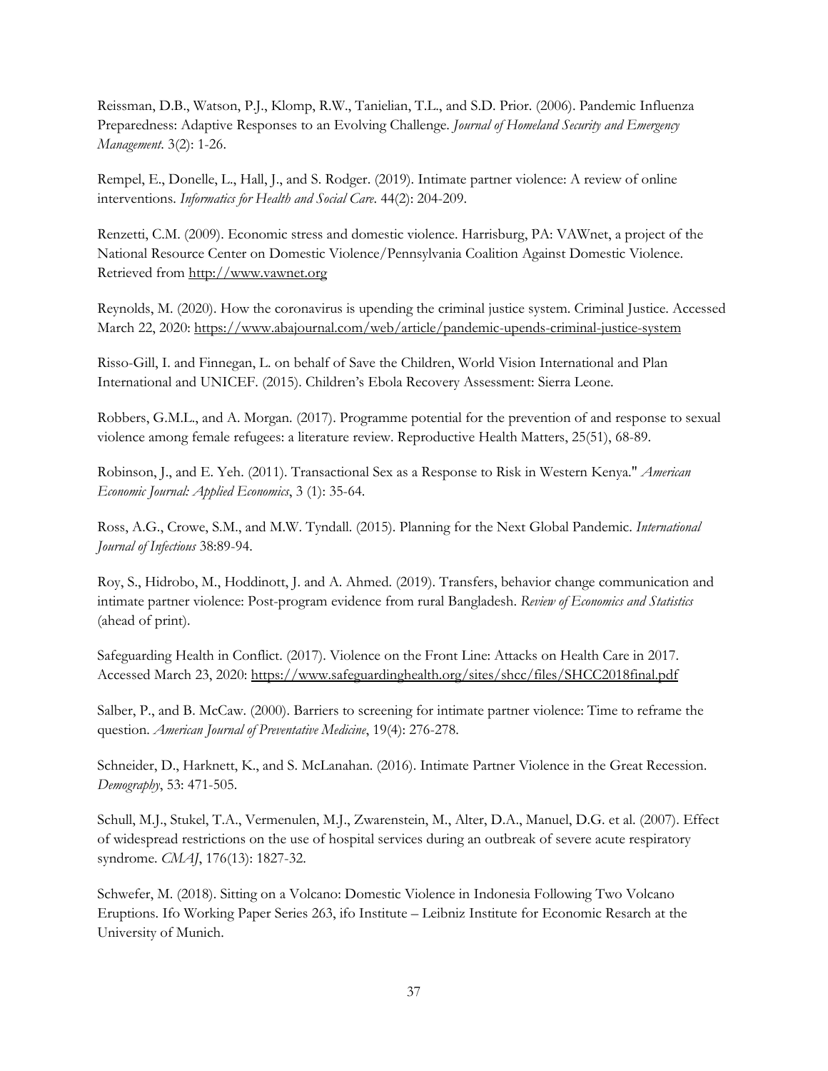Reissman, D.B., Watson, P.J., Klomp, R.W., Tanielian, T.L., and S.D. Prior. (2006). Pandemic Influenza Preparedness: Adaptive Responses to an Evolving Challenge. *Journal of Homeland Security and Emergency Management*. 3(2): 1-26.

Rempel, E., Donelle, L., Hall, J., and S. Rodger. (2019). Intimate partner violence: A review of online interventions. *Informatics for Health and Social Care*. 44(2): 204-209.

Renzetti, C.M. (2009). Economic stress and domestic violence. Harrisburg, PA: VAWnet, a project of the National Resource Center on Domestic Violence/Pennsylvania Coalition Against Domestic Violence. Retrieved from http://www.vawnet.org

Reynolds, M. (2020). How the coronavirus is upending the criminal justice system. Criminal Justice. Accessed March 22, 2020: https://www.abajournal.com/web/article/pandemic-upends-criminal-justice-system

Risso-Gill, I. and Finnegan, L. on behalf of Save the Children, World Vision International and Plan International and UNICEF. (2015). Children's Ebola Recovery Assessment: Sierra Leone.

Robbers, G.M.L., and A. Morgan. (2017). Programme potential for the prevention of and response to sexual violence among female refugees: a literature review. Reproductive Health Matters, 25(51), 68-89.

Robinson, J., and E. Yeh. (2011). Transactional Sex as a Response to Risk in Western Kenya." *American Economic Journal: Applied Economics*, 3 (1): 35-64.

Ross, A.G., Crowe, S.M., and M.W. Tyndall. (2015). Planning for the Next Global Pandemic. *International Journal of Infectious* 38:89-94.

Roy, S., Hidrobo, M., Hoddinott, J. and A. Ahmed. (2019). Transfers, behavior change communication and intimate partner violence: Post-program evidence from rural Bangladesh. *Review of Economics and Statistics* (ahead of print).

Safeguarding Health in Conflict. (2017). Violence on the Front Line: Attacks on Health Care in 2017. Accessed March 23, 2020: https://www.safeguardinghealth.org/sites/shcc/files/SHCC2018final.pdf

Salber, P., and B. McCaw. (2000). Barriers to screening for intimate partner violence: Time to reframe the question. *American Journal of Preventative Medicine*, 19(4): 276-278.

Schneider, D., Harknett, K., and S. McLanahan. (2016). Intimate Partner Violence in the Great Recession. *Demography*, 53: 471-505.

Schull, M.J., Stukel, T.A., Vermenulen, M.J., Zwarenstein, M., Alter, D.A., Manuel, D.G. et al. (2007). Effect of widespread restrictions on the use of hospital services during an outbreak of severe acute respiratory syndrome. *CMAJ*, 176(13): 1827-32.

Schwefer, M. (2018). Sitting on a Volcano: Domestic Violence in Indonesia Following Two Volcano Eruptions. Ifo Working Paper Series 263, ifo Institute – Leibniz Institute for Economic Resarch at the University of Munich.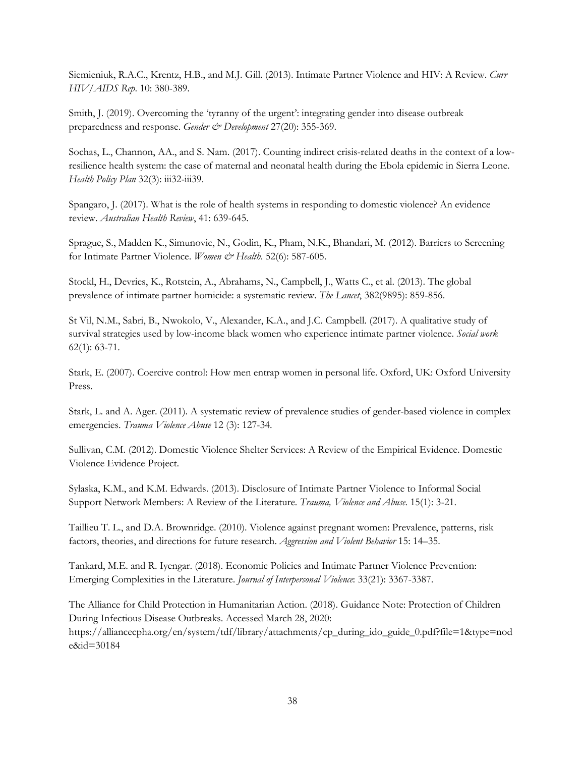Siemieniuk, R.A.C., Krentz, H.B., and M.J. Gill. (2013). Intimate Partner Violence and HIV: A Review. *Curr HIV/AIDS Rep.* 10: 380-389.

Smith, J. (2019). Overcoming the 'tyranny of the urgent': integrating gender into disease outbreak preparedness and response. *Gender & Development* 27(20): 355-369.

Sochas, L., Channon, AA., and S. Nam. (2017). Counting indirect crisis-related deaths in the context of a low-resilience health system: the case of maternal and neonatal health during the Ebola epidemic in Sierra Leone. *Health Policy Plan* 32(3): iii32-iii39.

Spangaro, J. (2017). What is the role of health systems in responding to domestic violence? An evidence review. *Australian Health Review*, 41: 639-645.

Sprague, S., Madden K., Simunovic, N., Godin, K., Pham, N.K., Bhandari, M. (2012). Barriers to Screening for Intimate Partner Violence. *Women & Health.* 52(6): 587-605.

Stockl, H., Devries, K., Rotstein, A., Abrahams, N., Campbell, J., Watts C., et al. (2013). The global prevalence of intimate partner homicide: a systematic review. *The Lancet*, 382(9895): 859-856.

St Vil, N.M., Sabri, B., Nwokolo, V., Alexander, K.A., and J.C. Campbell. (2017). A qualitative study of survival strategies used by low-income black women who experience intimate partner violence. *Social work* 62(1): 63-71.

Stark, E. (2007). Coercive control: How men entrap women in personal life. Oxford, UK: Oxford University Press.

Stark, L. and A. Ager. (2011). A systematic review of prevalence studies of gender-based violence in complex emergencies. *Trauma Violence Abuse* 12 (3): 127-34.

Sullivan, C.M. (2012). Domestic Violence Shelter Services: A Review of the Empirical Evidence. Domestic Violence Evidence Project.

Sylaska, K.M., and K.M. Edwards. (2013). Disclosure of Intimate Partner Violence to Informal Social Support Network Members: A Review of the Literature. *Trauma, Violence and Abuse.* 15(1): 3-21.

Taillieu T. L., and D.A. Brownridge. (2010). Violence against pregnant women: Prevalence, patterns, risk factors, theories, and directions for future research. *Aggression and Violent Behavior* 15: 14–35.

Tankard, M.E. and R. Iyengar. (2018). Economic Policies and Intimate Partner Violence Prevention: Emerging Complexities in the Literature. *Journal of Interpersonal Violence*: 33(21): 3367-3387.

The Alliance for Child Protection in Humanitarian Action. (2018). Guidance Note: Protection of Children During Infectious Disease Outbreaks. Accessed March 28, 2020: https://alliancecpha.org/en/system/tdf/library/attachments/cp_during_ido_guide_0.pdf?file=1&type=node&id=30184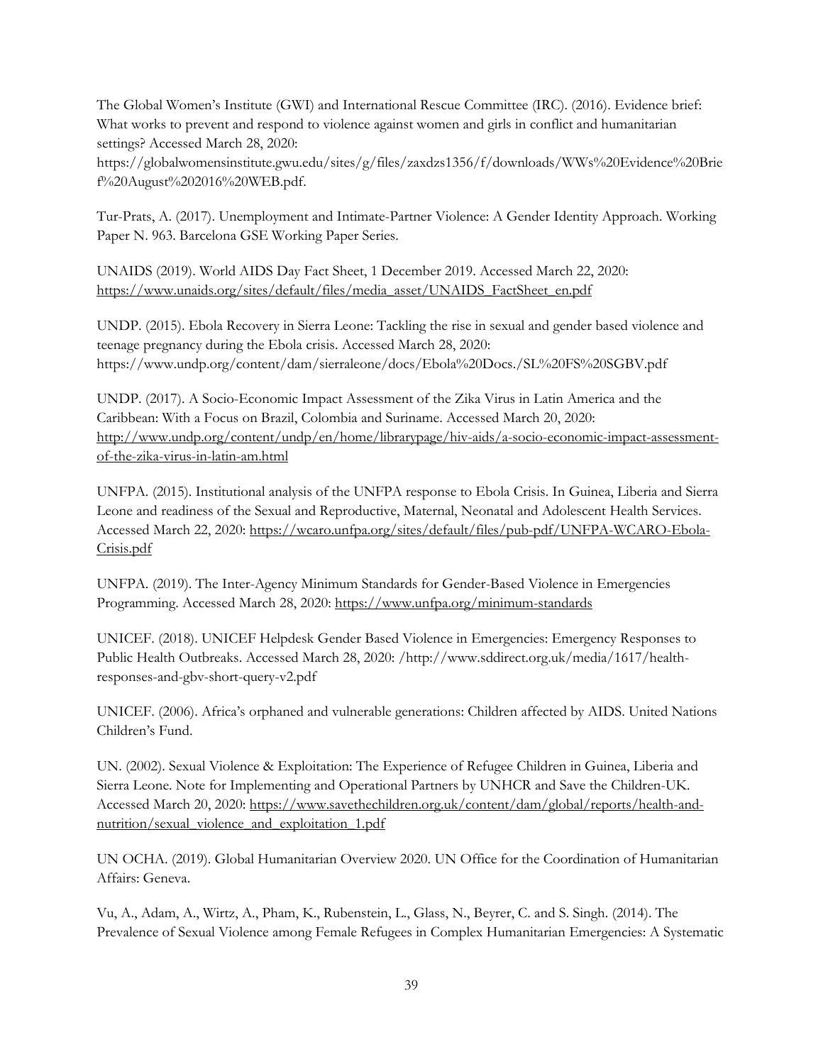The Global Women's Institute (GWI) and International Rescue Committee (IRC). (2016). Evidence brief: What works to prevent and respond to violence against women and girls in conflict and humanitarian settings? Accessed March 28, 2020: https://globalwomensinstitute.gwu.edu/sites/g/files/zaxdzs1356/f/downloads/WWs%20Evidence%20Brief%20August%202016%20WEB.pdf.

Tur-Prats, A. (2017). Unemployment and Intimate-Partner Violence: A Gender Identity Approach. Working Paper N. 963. Barcelona GSE Working Paper Series.

UNAIDS (2019). World AIDS Day Fact Sheet, 1 December 2019. Accessed March 22, 2020: https://www.unaids.org/sites/default/files/media_asset/UNAIDS_FactSheet_en.pdf

UNDP. (2015). Ebola Recovery in Sierra Leone: Tackling the rise in sexual and gender based violence and teenage pregnancy during the Ebola crisis. Accessed March 28, 2020: https://www.undp.org/content/dam/sierraleone/docs/Ebola%20Docs./SL%20FS%20SGBV.pdf

UNDP. (2017). A Socio-Economic Impact Assessment of the Zika Virus in Latin America and the Caribbean: With a Focus on Brazil, Colombia and Suriname. Accessed March 20, 2020: http://www.undp.org/content/undp/en/home/librarypage/hiv-aids/a-socio-economic-impact-assessment-of-the-zika-virus-in-latin-am.html

UNFPA. (2015). Institutional analysis of the UNFPA response to Ebola Crisis. In Guinea, Liberia and Sierra Leone and readiness of the Sexual and Reproductive, Maternal, Neonatal and Adolescent Health Services. Accessed March 22, 2020: https://wcaro.unfpa.org/sites/default/files/pub-pdf/UNFPA-WCARO-Ebola-Crisis.pdf

UNFPA. (2019). The Inter-Agency Minimum Standards for Gender-Based Violence in Emergencies Programming. Accessed March 28, 2020: https://www.unfpa.org/minimum-standards

UNICEF. (2018). UNICEF Helpdesk Gender Based Violence in Emergencies: Emergency Responses to Public Health Outbreaks. Accessed March 28, 2020: /http://www.sddirect.org.uk/media/1617/health-responses-and-gbv-short-query-v2.pdf

UNICEF. (2006). Africa's orphaned and vulnerable generations: Children affected by AIDS. United Nations Children's Fund.

UN. (2002). Sexual Violence & Exploitation: The Experience of Refugee Children in Guinea, Liberia and Sierra Leone. Note for Implementing and Operational Partners by UNHCR and Save the Children-UK. Accessed March 20, 2020: https://www.savethechildren.org.uk/content/dam/global/reports/health-and-nutrition/sexual_violence_and_exploitation_1.pdf

UN OCHA. (2019). Global Humanitarian Overview 2020. UN Office for the Coordination of Humanitarian Affairs: Geneva.

Vu, A., Adam, A., Wirtz, A., Pham, K., Rubenstein, L., Glass, N., Beyrer, C. and S. Singh. (2014). The Prevalence of Sexual Violence among Female Refugees in Complex Humanitarian Emergencies: A Systematic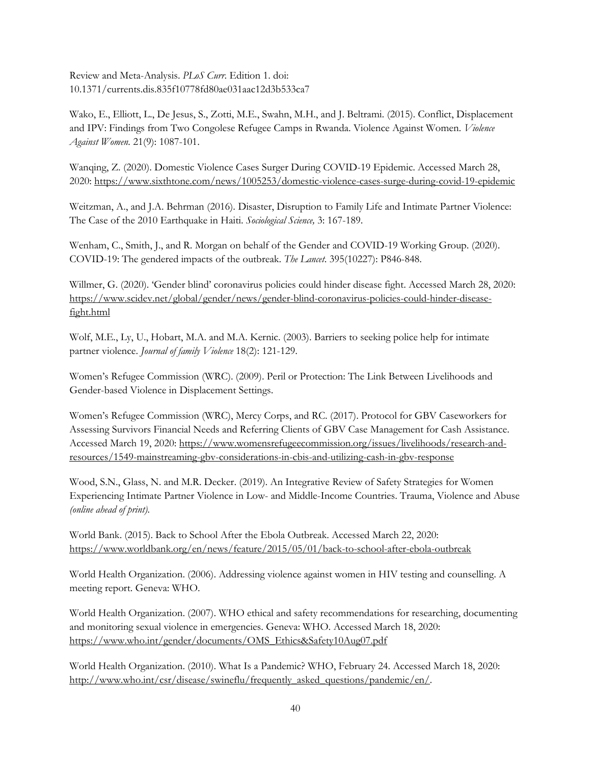Review and Meta-Analysis. *PLoS Curr*. Edition 1. doi: 10.1371/currents.dis.835f10778fd80ae031aac12d3b533ca7

Wako, E., Elliott, L., De Jesus, S., Zotti, M.E., Swahn, M.H., and J. Beltrami. (2015). Conflict, Displacement and IPV: Findings from Two Congolese Refugee Camps in Rwanda. Violence Against Women. *Violence Against Women*. 21(9): 1087-101.

Wanqing, Z. (2020). Domestic Violence Cases Surger During COVID-19 Epidemic. Accessed March 28, 2020: https://www.sixthtone.com/news/1005253/domestic-violence-cases-surge-during-covid-19-epidemic

Weitzman, A., and J.A. Behrman (2016). Disaster, Disruption to Family Life and Intimate Partner Violence: The Case of the 2010 Earthquake in Haiti. *Sociological Science,* 3: 167-189.

Wenham, C., Smith, J., and R. Morgan on behalf of the Gender and COVID-19 Working Group. (2020). COVID-19: The gendered impacts of the outbreak. *The Lancet*. 395(10227): P846-848.

Willmer, G. (2020). 'Gender blind' coronavirus policies could hinder disease fight. Accessed March 28, 2020: https://www.scidev.net/global/gender/news/gender-blind-coronavirus-policies-could-hinder-disease-fight.html

Wolf, M.E., Ly, U., Hobart, M.A. and M.A. Kernic. (2003). Barriers to seeking police help for intimate partner violence. *Journal of family Violence* 18(2): 121-129.

Women's Refugee Commission (WRC). (2009). Peril or Protection: The Link Between Livelihoods and Gender-based Violence in Displacement Settings.

Women's Refugee Commission (WRC), Mercy Corps, and RC. (2017). Protocol for GBV Caseworkers for Assessing Survivors Financial Needs and Referring Clients of GBV Case Management for Cash Assistance. Accessed March 19, 2020: https://www.womensrefugeecommission.org/issues/livelihoods/research-and-resources/1549-mainstreaming-gbv-considerations-in-cbis-and-utilizing-cash-in-gbv-response

Wood, S.N., Glass, N. and M.R. Decker. (2019). An Integrative Review of Safety Strategies for Women Experiencing Intimate Partner Violence in Low- and Middle-Income Countries. Trauma, Violence and Abuse *(online ahead of print).*

World Bank. (2015). Back to School After the Ebola Outbreak. Accessed March 22, 2020: https://www.worldbank.org/en/news/feature/2015/05/01/back-to-school-after-ebola-outbreak

World Health Organization. (2006). Addressing violence against women in HIV testing and counselling. A meeting report. Geneva: WHO.

World Health Organization. (2007). WHO ethical and safety recommendations for researching, documenting and monitoring sexual violence in emergencies. Geneva: WHO. Accessed March 18, 2020: https://www.who.int/gender/documents/OMS_Ethics&Safety10Aug07.pdf

World Health Organization. (2010). What Is a Pandemic? WHO, February 24. Accessed March 18, 2020: http://www.who.int/csr/disease/swineflu/frequently_asked_questions/pandemic/en/.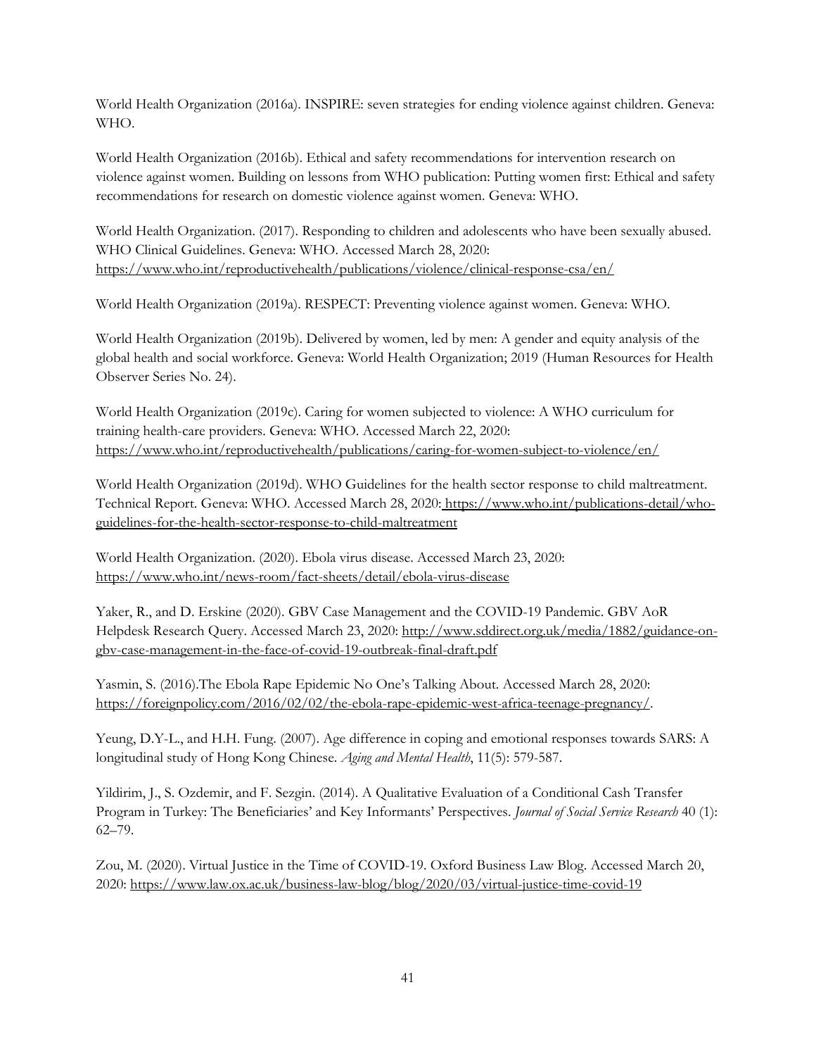World Health Organization (2016a). INSPIRE: seven strategies for ending violence against children. Geneva: WHO.

World Health Organization (2016b). Ethical and safety recommendations for intervention research on violence against women. Building on lessons from WHO publication: Putting women first: Ethical and safety recommendations for research on domestic violence against women. Geneva: WHO.

World Health Organization. (2017). Responding to children and adolescents who have been sexually abused. WHO Clinical Guidelines. Geneva: WHO. Accessed March 28, 2020: https://www.who.int/reproductivehealth/publications/violence/clinical-response-csa/en/

World Health Organization (2019a). RESPECT: Preventing violence against women. Geneva: WHO.

World Health Organization (2019b). Delivered by women, led by men: A gender and equity analysis of the global health and social workforce. Geneva: World Health Organization; 2019 (Human Resources for Health Observer Series No. 24).

World Health Organization (2019c). Caring for women subjected to violence: A WHO curriculum for training health-care providers. Geneva: WHO. Accessed March 22, 2020: https://www.who.int/reproductivehealth/publications/caring-for-women-subject-to-violence/en/

World Health Organization (2019d). WHO Guidelines for the health sector response to child maltreatment. Technical Report. Geneva: WHO. Accessed March 28, 2020: https://www.who.int/publications-detail/who-guidelines-for-the-health-sector-response-to-child-maltreatment

World Health Organization. (2020). Ebola virus disease. Accessed March 23, 2020: https://www.who.int/news-room/fact-sheets/detail/ebola-virus-disease

Yaker, R., and D. Erskine (2020). GBV Case Management and the COVID-19 Pandemic. GBV AoR Helpdesk Research Query. Accessed March 23, 2020: http://www.sddirect.org.uk/media/1882/guidance-on-gbv-case-management-in-the-face-of-covid-19-outbreak-final-draft.pdf

Yasmin, S. (2016).The Ebola Rape Epidemic No One's Talking About. Accessed March 28, 2020: https://foreignpolicy.com/2016/02/02/the-ebola-rape-epidemic-west-africa-teenage-pregnancy/.

Yeung, D.Y-L., and H.H. Fung. (2007). Age difference in coping and emotional responses towards SARS: A longitudinal study of Hong Kong Chinese. *Aging and Mental Health*, 11(5): 579-587.

Yildirim, J., S. Ozdemir, and F. Sezgin. (2014). A Qualitative Evaluation of a Conditional Cash Transfer Program in Turkey: The Beneficiaries' and Key Informants' Perspectives. *Journal of Social Service Research* 40 (1): 62–79.

Zou, M. (2020). Virtual Justice in the Time of COVID-19. Oxford Business Law Blog. Accessed March 20, 2020: https://www.law.ox.ac.uk/business-law-blog/blog/2020/03/virtual-justice-time-covid-19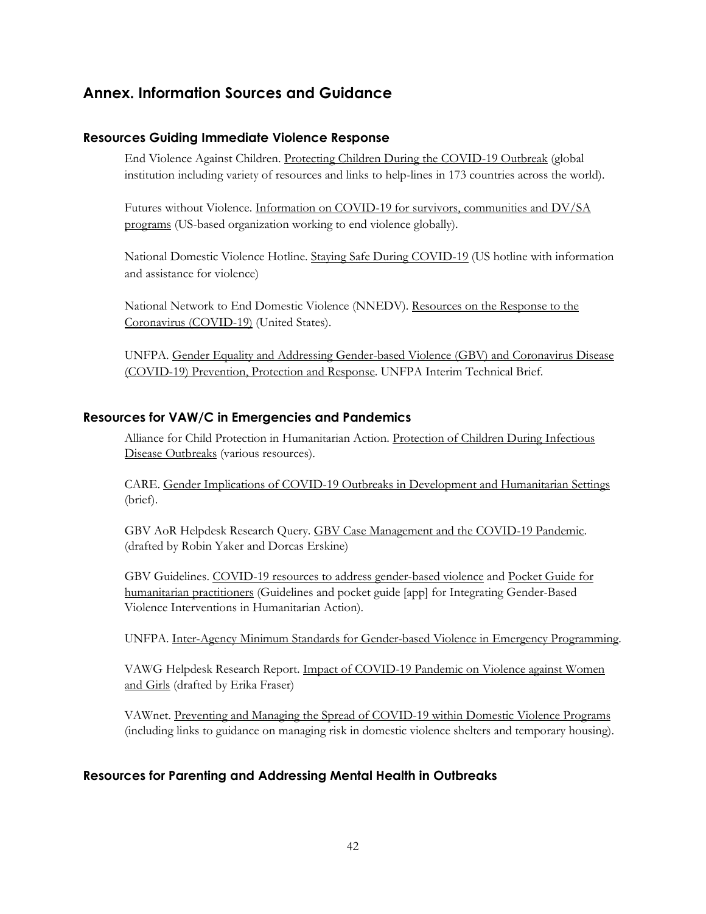# Annex. Information Sources and Guidance

## Resources Guiding Immediate Violence Response

End Violence Against Children. Protecting Children During the COVID-19 Outbreak (global institution including variety of resources and links to help-lines in 173 countries across the world).

Futures without Violence. Information on COVID-19 for survivors, communities and DV/SA programs (US-based organization working to end violence globally).

National Domestic Violence Hotline. Staying Safe During COVID-19 (US hotline with information and assistance for violence)

National Network to End Domestic Violence (NNEDV). Resources on the Response to the Coronavirus (COVID-19) (United States).

UNFPA. Gender Equality and Addressing Gender-based Violence (GBV) and Coronavirus Disease (COVID-19) Prevention, Protection and Response. UNFPA Interim Technical Brief.

## Resources for VAW/C in Emergencies and Pandemics

Alliance for Child Protection in Humanitarian Action. Protection of Children During Infectious Disease Outbreaks (various resources).

CARE. Gender Implications of COVID-19 Outbreaks in Development and Humanitarian Settings (brief).

GBV AoR Helpdesk Research Query. GBV Case Management and the COVID-19 Pandemic. (drafted by Robin Yaker and Dorcas Erskine)

GBV Guidelines. COVID-19 resources to address gender-based violence and Pocket Guide for humanitarian practitioners (Guidelines and pocket guide [app] for Integrating Gender-Based Violence Interventions in Humanitarian Action).

UNFPA. Inter-Agency Minimum Standards for Gender-based Violence in Emergency Programming.

VAWG Helpdesk Research Report. Impact of COVID-19 Pandemic on Violence against Women and Girls (drafted by Erika Fraser)

VAWnet. Preventing and Managing the Spread of COVID-19 within Domestic Violence Programs (including links to guidance on managing risk in domestic violence shelters and temporary housing).

## Resources for Parenting and Addressing Mental Health in Outbreaks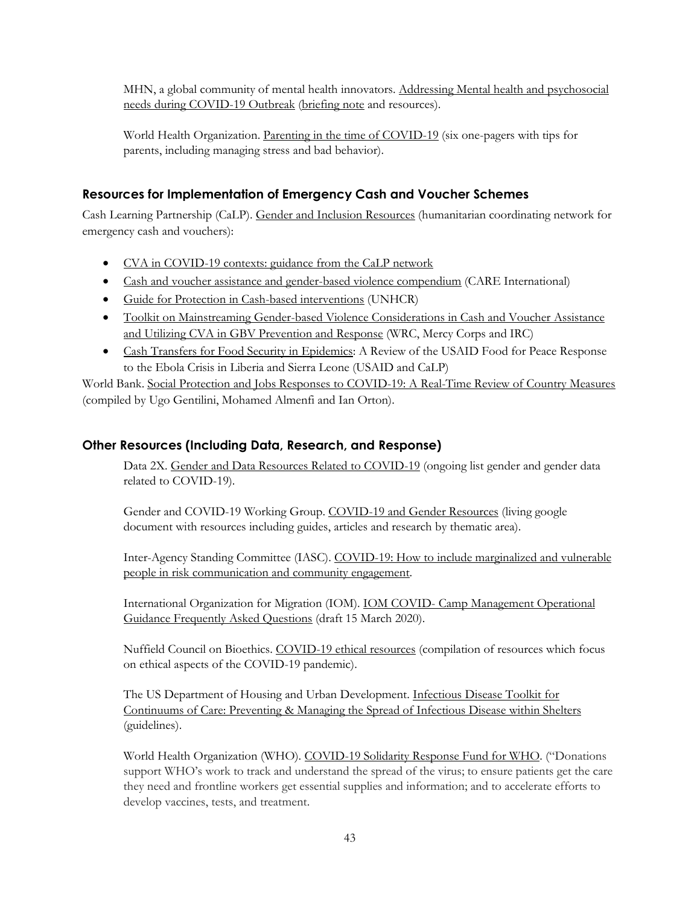MHN, a global community of mental health innovators. Addressing Mental health and psychosocial needs during COVID-19 Outbreak (briefing note and resources).

World Health Organization. Parenting in the time of COVID-19 (six one-pagers with tips for parents, including managing stress and bad behavior).

## Resources for Implementation of Emergency Cash and Voucher Schemes

Cash Learning Partnership (CaLP). Gender and Inclusion Resources (humanitarian coordinating network for emergency cash and vouchers):

- CVA in COVID-19 contexts: guidance from the CaLP network
- Cash and voucher assistance and gender-based violence compendium (CARE International)
- Guide for Protection in Cash-based interventions (UNHCR)
- Toolkit on Mainstreaming Gender-based Violence Considerations in Cash and Voucher Assistance and Utilizing CVA in GBV Prevention and Response (WRC, Mercy Corps and IRC)
- Cash Transfers for Food Security in Epidemics: A Review of the USAID Food for Peace Response to the Ebola Crisis in Liberia and Sierra Leone (USAID and CaLP)

World Bank. Social Protection and Jobs Responses to COVID-19: A Real-Time Review of Country Measures (compiled by Ugo Gentilini, Mohamed Almenfi and Ian Orton).

## Other Resources (Including Data, Research, and Response)

Data 2X. Gender and Data Resources Related to COVID-19 (ongoing list gender and gender data related to COVID-19).

Gender and COVID-19 Working Group. COVID-19 and Gender Resources (living google document with resources including guides, articles and research by thematic area).

Inter-Agency Standing Committee (IASC). COVID-19: How to include marginalized and vulnerable people in risk communication and community engagement.

International Organization for Migration (IOM). IOM COVID- Camp Management Operational Guidance Frequently Asked Questions (draft 15 March 2020).

Nuffield Council on Bioethics. COVID-19 ethical resources (compilation of resources which focus on ethical aspects of the COVID-19 pandemic).

The US Department of Housing and Urban Development. Infectious Disease Toolkit for Continuums of Care: Preventing & Managing the Spread of Infectious Disease within Shelters (guidelines).

World Health Organization (WHO). COVID-19 Solidarity Response Fund for WHO. ("Donations support WHO's work to track and understand the spread of the virus; to ensure patients get the care they need and frontline workers get essential supplies and information; and to accelerate efforts to develop vaccines, tests, and treatment.